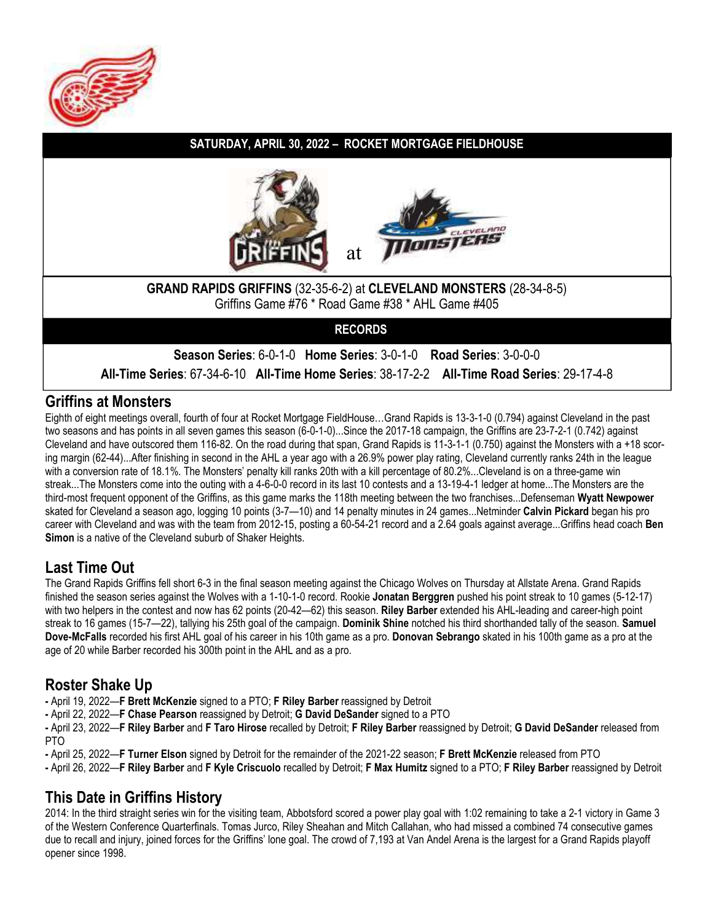**SATURDAY, APRIL 30, 2022 – ROCKET MORTGAGE FIELDHOUSE**

at

**GRAND RAPIDS GRIFFINS** (32-35-6-2) at **CLEVELAND MONSTERS** (28-34-8-5)
Griffins Game #76 * Road Game #38 * AHL Game #405

**RECORDS**

**Season Series**: 6-0-1-0 **Home Series**: 3-0-1-0 **Road Series**: 3-0-0-0

**All-Time Series**: 67-34-6-10 **All-Time Home Series**: 38-17-2-2 **All-Time Road Series**: 29-17-4-8

## Griffins at Monsters

Eighth of eight meetings overall, fourth of four at Rocket Mortgage FieldHouse…Grand Rapids is 13-3-1-0 (0.794) against Cleveland in the past two seasons and has points in all seven games this season (6-0-1-0)...Since the 2017-18 campaign, the Griffins are 23-7-2-1 (0.742) against Cleveland and have outscored them 116-82. On the road during that span, Grand Rapids is 11-3-1-1 (0.750) against the Monsters with a +18 scoring margin (62-44)...After finishing in second in the AHL a year ago with a 26.9% power play rating, Cleveland currently ranks 24th in the league with a conversion rate of 18.1%. The Monsters' penalty kill ranks 20th with a kill percentage of 80.2%...Cleveland is on a three-game win streak...The Monsters come into the outing with a 4-6-0-0 record in its last 10 contests and a 13-19-4-1 ledger at home...The Monsters are the third-most frequent opponent of the Griffins, as this game marks the 118th meeting between the two franchises...Defenseman **Wyatt Newpower** skated for Cleveland a season ago, logging 10 points (3-7—10) and 14 penalty minutes in 24 games...Netminder **Calvin Pickard** began his pro career with Cleveland and was with the team from 2012-15, posting a 60-54-21 record and a 2.64 goals against average...Griffins head coach **Ben Simon** is a native of the Cleveland suburb of Shaker Heights.

## Last Time Out

The Grand Rapids Griffins fell short 6-3 in the final season meeting against the Chicago Wolves on Thursday at Allstate Arena. Grand Rapids finished the season series against the Wolves with a 1-10-1-0 record. Rookie **Jonatan Berggren** pushed his point streak to 10 games (5-12-17) with two helpers in the contest and now has 62 points (20-42—62) this season. **Riley Barber** extended his AHL-leading and career-high point streak to 16 games (15-7—22), tallying his 25th goal of the campaign. **Dominik Shine** notched his third shorthanded tally of the season. **Samuel Dove-McFalls** recorded his first AHL goal of his career in his 10th game as a pro. **Donovan Sebrango** skated in his 100th game as a pro at the age of 20 while Barber recorded his 300th point in the AHL and as a pro.

## Roster Shake Up

- April 19, 2022—**F Brett McKenzie** signed to a PTO; **F Riley Barber** reassigned by Detroit
- April 22, 2022—**F Chase Pearson** reassigned by Detroit; **G David DeSander** signed to a PTO
- April 23, 2022—**F Riley Barber** and **F Taro Hirose** recalled by Detroit; **F Riley Barber** reassigned by Detroit; **G David DeSander** released from PTO
- April 25, 2022—**F Turner Elson** signed by Detroit for the remainder of the 2021-22 season; **F Brett McKenzie** released from PTO
- April 26, 2022—**F Riley Barber** and **F Kyle Criscuolo** recalled by Detroit; **F Max Humitz** signed to a PTO; **F Riley Barber** reassigned by Detroit

## This Date in Griffins History

2014: In the third straight series win for the visiting team, Abbotsford scored a power play goal with 1:02 remaining to take a 2-1 victory in Game 3 of the Western Conference Quarterfinals. Tomas Jurco, Riley Sheahan and Mitch Callahan, who had missed a combined 74 consecutive games due to recall and injury, joined forces for the Griffins' lone goal. The crowd of 7,193 at Van Andel Arena is the largest for a Grand Rapids playoff opener since 1998.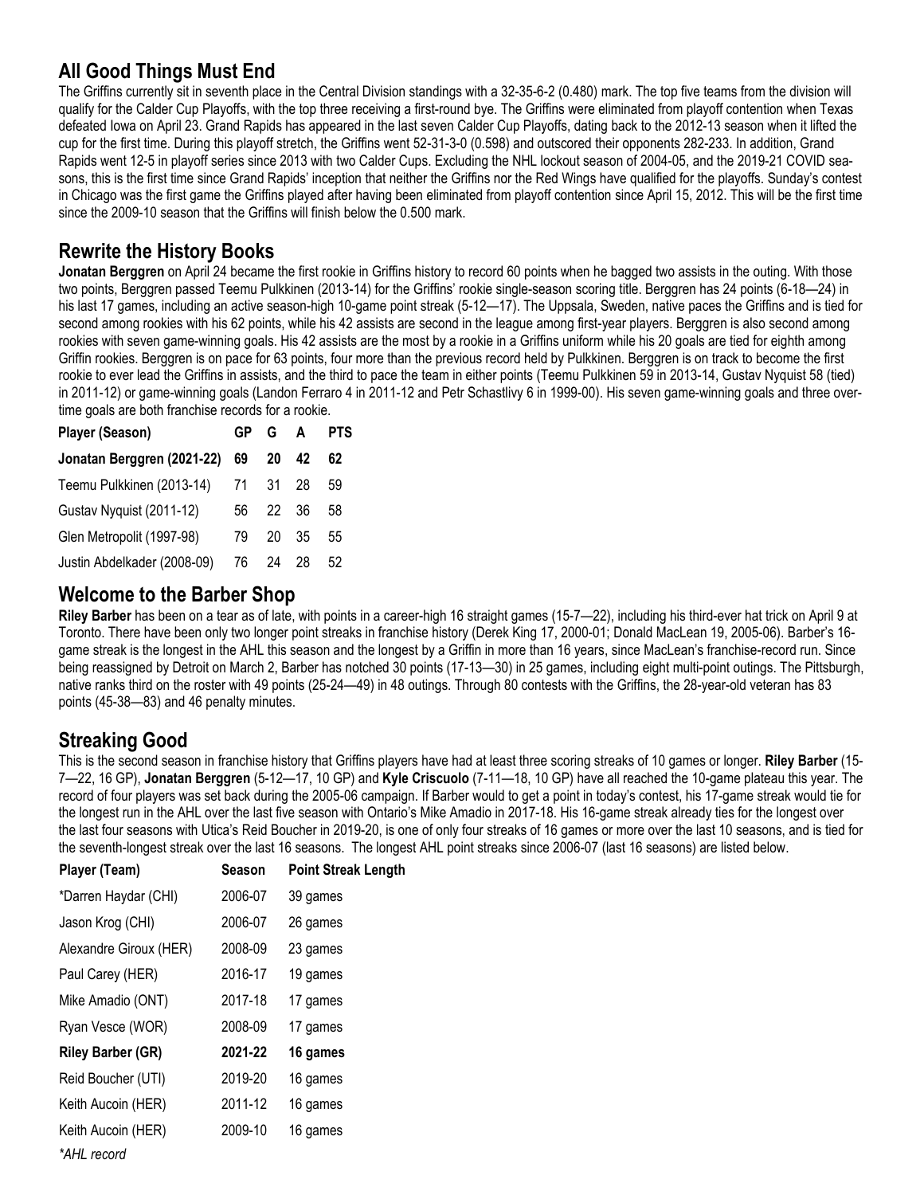## All Good Things Must End

The Griffins currently sit in seventh place in the Central Division standings with a 32-35-6-2 (0.480) mark. The top five teams from the division will qualify for the Calder Cup Playoffs, with the top three receiving a first-round bye. The Griffins were eliminated from playoff contention when Texas defeated Iowa on April 23. Grand Rapids has appeared in the last seven Calder Cup Playoffs, dating back to the 2012-13 season when it lifted the cup for the first time. During this playoff stretch, the Griffins went 52-31-3-0 (0.598) and outscored their opponents 282-233. In addition, Grand Rapids went 12-5 in playoff series since 2013 with two Calder Cups. Excluding the NHL lockout season of 2004-05, and the 2019-21 COVID seasons, this is the first time since Grand Rapids' inception that neither the Griffins nor the Red Wings have qualified for the playoffs. Sunday's contest in Chicago was the first game the Griffins played after having been eliminated from playoff contention since April 15, 2012. This will be the first time since the 2009-10 season that the Griffins will finish below the 0.500 mark.

## Rewrite the History Books

**Jonatan Berggren** on April 24 became the first rookie in Griffins history to record 60 points when he bagged two assists in the outing. With those two points, Berggren passed Teemu Pulkkinen (2013-14) for the Griffins' rookie single-season scoring title. Berggren has 24 points (6-18—24) in his last 17 games, including an active season-high 10-game point streak (5-12—17). The Uppsala, Sweden, native paces the Griffins and is tied for second among rookies with his 62 points, while his 42 assists are second in the league among first-year players. Berggren is also second among rookies with seven game-winning goals. His 42 assists are the most by a rookie in a Griffins uniform while his 20 goals are tied for eighth among Griffin rookies. Berggren is on pace for 63 points, four more than the previous record held by Pulkkinen. Berggren is on track to become the first rookie to ever lead the Griffins in assists, and the third to pace the team in either points (Teemu Pulkkinen 59 in 2013-14, Gustav Nyquist 58 (tied) in 2011-12) or game-winning goals (Landon Ferraro 4 in 2011-12 and Petr Schastlivy 6 in 1999-00). His seven game-winning goals and three overtime goals are both franchise records for a rookie.

| Player (Season) | GP | G | A | PTS |
|---|---|---|---|---|
| **Jonatan Berggren (2021-22)** | **69** | **20** | **42** | **62** |
| Teemu Pulkkinen (2013-14) | 71 | 31 | 28 | 59 |
| Gustav Nyquist (2011-12) | 56 | 22 | 36 | 58 |
| Glen Metropolit (1997-98) | 79 | 20 | 35 | 55 |
| Justin Abdelkader (2008-09) | 76 | 24 | 28 | 52 |

## Welcome to the Barber Shop

**Riley Barber** has been on a tear as of late, with points in a career-high 16 straight games (15-7—22), including his third-ever hat trick on April 9 at Toronto. There have been only two longer point streaks in franchise history (Derek King 17, 2000-01; Donald MacLean 19, 2005-06). Barber's 16-game streak is the longest in the AHL this season and the longest by a Griffin in more than 16 years, since MacLean's franchise-record run. Since being reassigned by Detroit on March 2, Barber has notched 30 points (17-13—30) in 25 games, including eight multi-point outings. The Pittsburgh, native ranks third on the roster with 49 points (25-24—49) in 48 outings. Through 80 contests with the Griffins, the 28-year-old veteran has 83 points (45-38—83) and 46 penalty minutes.

## Streaking Good

This is the second season in franchise history that Griffins players have had at least three scoring streaks of 10 games or longer. **Riley Barber** (15-7—22, 16 GP), **Jonatan Berggren** (5-12—17, 10 GP) and **Kyle Criscuolo** (7-11—18, 10 GP) have all reached the 10-game plateau this year. The record of four players was set back during the 2005-06 campaign. If Barber would to get a point in today's contest, his 17-game streak would tie for the longest run in the AHL over the last five season with Ontario's Mike Amadio in 2017-18. His 16-game streak already ties for the longest over the last four seasons with Utica's Reid Boucher in 2019-20, is one of only four streaks of 16 games or more over the last 10 seasons, and is tied for the seventh-longest streak over the last 16 seasons. The longest AHL point streaks since 2006-07 (last 16 seasons) are listed below.

| Player (Team) | Season | Point Streak Length |
|---|---|---|
| *Darren Haydar (CHI) | 2006-07 | 39 games |
| Jason Krog (CHI) | 2006-07 | 26 games |
| Alexandre Giroux (HER) | 2008-09 | 23 games |
| Paul Carey (HER) | 2016-17 | 19 games |
| Mike Amadio (ONT) | 2017-18 | 17 games |
| Ryan Vesce (WOR) | 2008-09 | 17 games |
| **Riley Barber (GR)** | **2021-22** | **16 games** |
| Reid Boucher (UTI) | 2019-20 | 16 games |
| Keith Aucoin (HER) | 2011-12 | 16 games |
| Keith Aucoin (HER) | 2009-10 | 16 games |

*\*AHL record*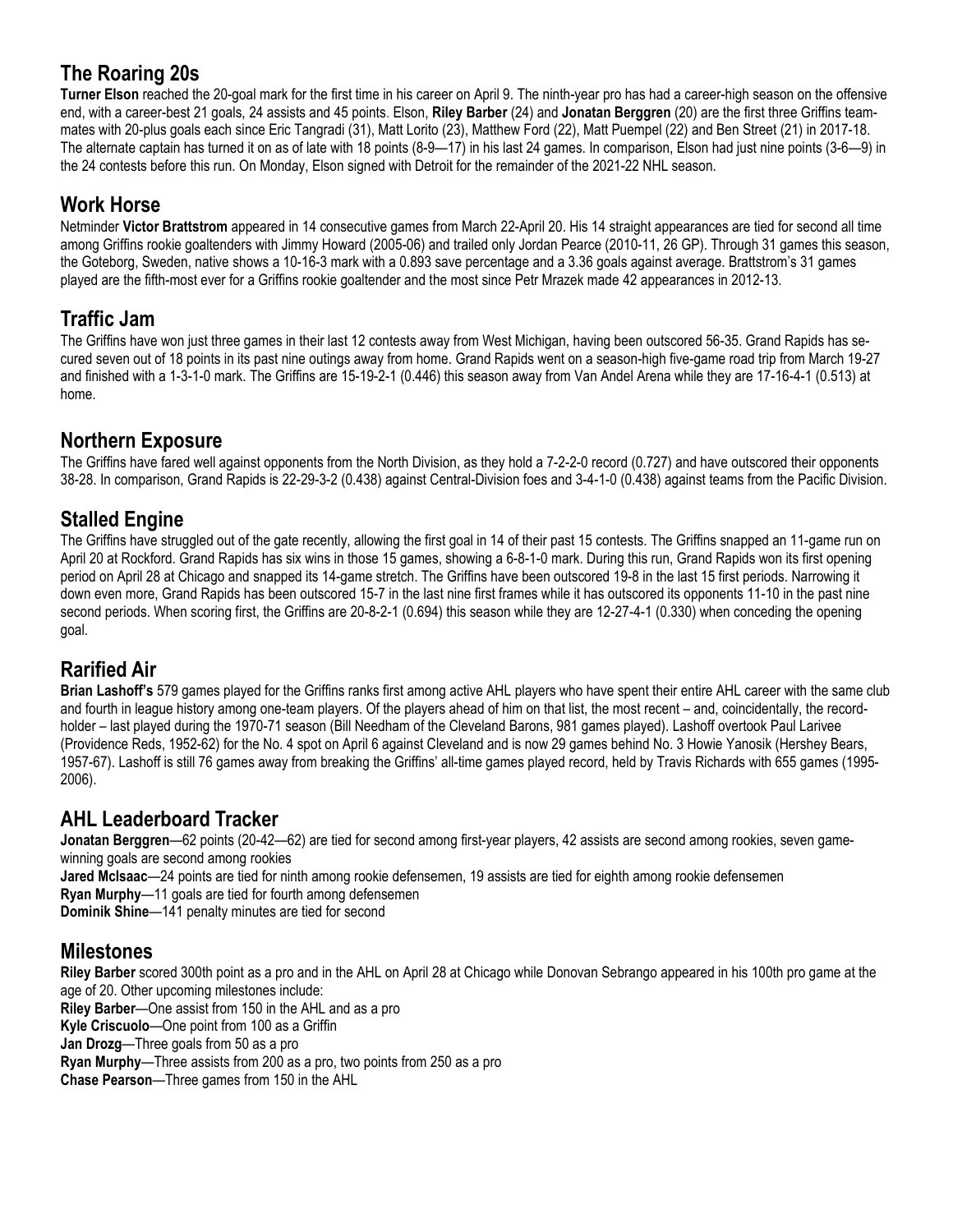## The Roaring 20s

**Turner Elson** reached the 20-goal mark for the first time in his career on April 9. The ninth-year pro has had a career-high season on the offensive end, with a career-best 21 goals, 24 assists and 45 points. Elson, **Riley Barber** (24) and **Jonatan Berggren** (20) are the first three Griffins teammates with 20-plus goals each since Eric Tangradi (31), Matt Lorito (23), Matthew Ford (22), Matt Puempel (22) and Ben Street (21) in 2017-18. The alternate captain has turned it on as of late with 18 points (8-9—17) in his last 24 games. In comparison, Elson had just nine points (3-6—9) in the 24 contests before this run. On Monday, Elson signed with Detroit for the remainder of the 2021-22 NHL season.

## Work Horse

Netminder **Victor Brattstrom** appeared in 14 consecutive games from March 22-April 20. His 14 straight appearances are tied for second all time among Griffins rookie goaltenders with Jimmy Howard (2005-06) and trailed only Jordan Pearce (2010-11, 26 GP). Through 31 games this season, the Goteborg, Sweden, native shows a 10-16-3 mark with a 0.893 save percentage and a 3.36 goals against average. Brattstrom's 31 games played are the fifth-most ever for a Griffins rookie goaltender and the most since Petr Mrazek made 42 appearances in 2012-13.

## Traffic Jam

The Griffins have won just three games in their last 12 contests away from West Michigan, having been outscored 56-35. Grand Rapids has secured seven out of 18 points in its past nine outings away from home. Grand Rapids went on a season-high five-game road trip from March 19-27 and finished with a 1-3-1-0 mark. The Griffins are 15-19-2-1 (0.446) this season away from Van Andel Arena while they are 17-16-4-1 (0.513) at home.

## Northern Exposure

The Griffins have fared well against opponents from the North Division, as they hold a 7-2-2-0 record (0.727) and have outscored their opponents 38-28. In comparison, Grand Rapids is 22-29-3-2 (0.438) against Central-Division foes and 3-4-1-0 (0.438) against teams from the Pacific Division.

## Stalled Engine

The Griffins have struggled out of the gate recently, allowing the first goal in 14 of their past 15 contests. The Griffins snapped an 11-game run on April 20 at Rockford. Grand Rapids has six wins in those 15 games, showing a 6-8-1-0 mark. During this run, Grand Rapids won its first opening period on April 28 at Chicago and snapped its 14-game stretch. The Griffins have been outscored 19-8 in the last 15 first periods. Narrowing it down even more, Grand Rapids has been outscored 15-7 in the last nine first frames while it has outscored its opponents 11-10 in the past nine second periods. When scoring first, the Griffins are 20-8-2-1 (0.694) this season while they are 12-27-4-1 (0.330) when conceding the opening goal.

## Rarified Air

**Brian Lashoff's** 579 games played for the Griffins ranks first among active AHL players who have spent their entire AHL career with the same club and fourth in league history among one-team players. Of the players ahead of him on that list, the most recent – and, coincidentally, the record-holder – last played during the 1970-71 season (Bill Needham of the Cleveland Barons, 981 games played). Lashoff overtook Paul Larivee (Providence Reds, 1952-62) for the No. 4 spot on April 6 against Cleveland and is now 29 games behind No. 3 Howie Yanosik (Hershey Bears, 1957-67). Lashoff is still 76 games away from breaking the Griffins' all-time games played record, held by Travis Richards with 655 games (1995-2006).

## AHL Leaderboard Tracker

**Jonatan Berggren**—62 points (20-42—62) are tied for second among first-year players, 42 assists are second among rookies, seven game-winning goals are second among rookies

**Jared McIsaac**—24 points are tied for ninth among rookie defensemen, 19 assists are tied for eighth among rookie defensemen

**Ryan Murphy**—11 goals are tied for fourth among defensemen

**Dominik Shine**—141 penalty minutes are tied for second

## Milestones

**Riley Barber** scored 300th point as a pro and in the AHL on April 28 at Chicago while Donovan Sebrango appeared in his 100th pro game at the age of 20. Other upcoming milestones include:

**Riley Barber**—One assist from 150 in the AHL and as a pro

**Kyle Criscuolo**—One point from 100 as a Griffin

**Jan Drozg**—Three goals from 50 as a pro

**Ryan Murphy**—Three assists from 200 as a pro, two points from 250 as a pro

**Chase Pearson**—Three games from 150 in the AHL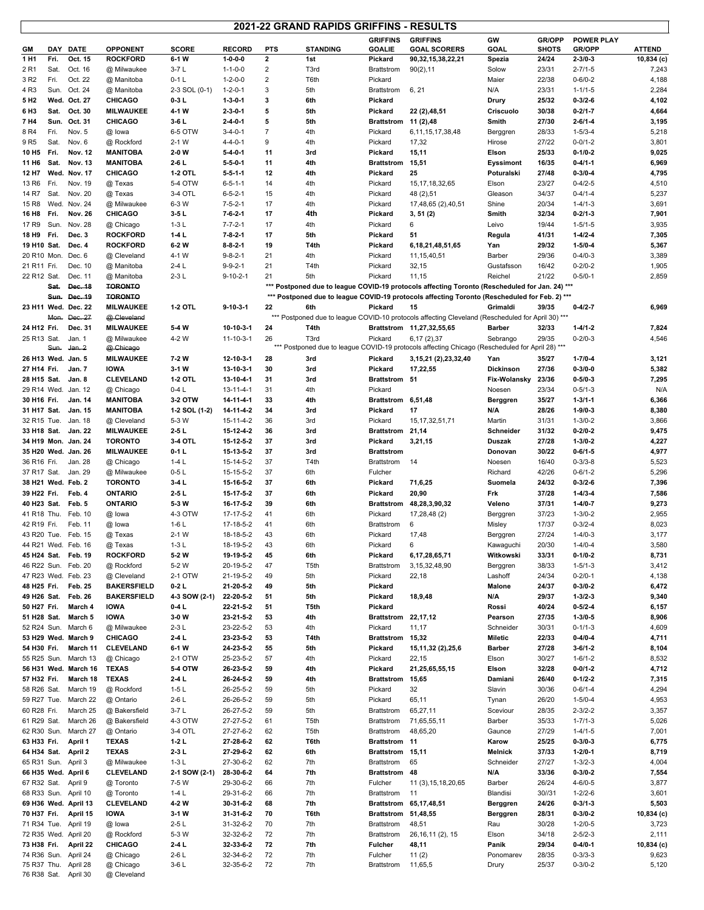# 2021-22 GRAND RAPIDS GRIFFINS - RESULTS

| GM | DAY | DATE | OPPONENT | SCORE | RECORD | PTS | STANDING | GRIFFINS GOALIE | GRIFFINS GOAL SCORERS | GW GOAL | GR/OPP SHOTS | POWER PLAY GR/OPP | ATTEND |
|---|---|---|---|---|---|---|---|---|---|---|---|---|---|
| **1 H1** | **Fri.** | **Oct. 15** | **ROCKFORD** | **6-1 W** | **1-0-0-0** | **2** | **1st** | **Pickard** | **90,32,15,38,22,21** | **Spezia** | **24/24** | **2-3/0-3** | **10,834 (c)** |
| 2 R1 | Sat. | Oct. 16 | @ Milwaukee | 3-7 L | 1-1-0-0 | 2 | T3rd | Brattstrom | 90(2),11 | Solow | 23/31 | 2-7/1-5 | 7,243 |
| 3 R2 | Fri. | Oct. 22 | @ Manitoba | 0-1 L | 1-2-0-0 | 2 | T6th | Pickard | | Maier | 22/38 | 0-6/0-2 | 4,188 |
| 4 R3 | Sun. | Oct. 24 | @ Manitoba | 2-3 SOL (0-1) | 1-2-0-1 | 3 | 5th | Brattstrom | 6, 21 | N/A | 23/31 | 1-1/1-5 | 2,284 |
| **5 H2** | **Wed.** | **Oct. 27** | **CHICAGO** | **0-3 L** | **1-3-0-1** | **3** | **6th** | **Pickard** | | **Drury** | **25/32** | **0-3/2-6** | **4,102** |
| **6 H3** | **Sat.** | **Oct. 30** | **MILWAUKEE** | **4-1 W** | **2-3-0-1** | **5** | **5th** | **Pickard** | **22 (2),48,51** | **Criscuolo** | **30/38** | **0-2/1-7** | **4,664** |
| **7 H4** | **Sun.** | **Oct. 31** | **CHICAGO** | **3-6 L** | **2-4-0-1** | **5** | **5th** | **Brattstrom** | **11 (2),48** | **Smith** | **27/30** | **2-6/1-4** | **3,195** |
| 8 R4 | Fri. | Nov. 5 | @ Iowa | 6-5 OTW | 3-4-0-1 | 7 | 4th | Pickard | 6,11,15,17,38,48 | Berggren | 28/33 | 1-5/3-4 | 5,218 |
| 9 R5 | Sat. | Nov. 6 | @ Rockford | 2-1 W | 4-4-0-1 | 9 | 4th | Pickard | 17,32 | Hirose | 27/22 | 0-0/1-2 | 3,801 |
| **10 H5** | **Fri.** | **Nov. 12** | **MANITOBA** | **2-0 W** | **5-4-0-1** | **11** | **3rd** | **Pickard** | **15,11** | **Elson** | **25/33** | **0-1/0-2** | **9,025** |
| **11 H6** | **Sat.** | **Nov. 13** | **MANITOBA** | **2-6 L** | **5-5-0-1** | **11** | **4th** | **Brattstrom** | **15,51** | **Eyssimont** | **16/35** | **0-4/1-1** | **6,969** |
| **12 H7** | **Wed.** | **Nov. 17** | **CHICAGO** | **1-2 OTL** | **5-5-1-1** | **12** | **4th** | **Pickard** | **25** | **Poturalski** | **27/48** | **0-3/0-4** | **4,795** |
| 13 R6 | Fri. | Nov. 19 | @ Texas | 5-4 OTW | 6-5-1-1 | 14 | 4th | Pickard | 15,17,18,32,65 | Elson | 23/27 | 0-4/2-5 | 4,510 |
| 14 R7 | Sat. | Nov. 20 | @ Texas | 3-4 OTL | 6-5-2-1 | 15 | 4th | Pickard | 48 (2),51 | Gleason | 34/37 | 0-4/1-4 | 5,237 |
| 15 R8 | Wed. | Nov. 24 | @ Milwaukee | 6-3 W | 7-5-2-1 | 17 | 4th | Pickard | 17,48,65 (2),40,51 | Shine | 20/34 | 1-4/1-3 | 3,691 |
| **16 H8** | **Fri.** | **Nov. 26** | **CHICAGO** | **3-5 L** | **7-6-2-1** | **17** | **4th** | **Pickard** | **3, 51 (2)** | **Smith** | **32/34** | **0-2/1-3** | **7,901** |
| 17 R9 | Sun. | Nov. 28 | @ Chicago | 1-3 L | 7-7-2-1 | 17 | 4th | Pickard | 6 | Leivo | 19/44 | 1-5/1-5 | 3,935 |
| **18 H9** | **Fri.** | **Dec. 3** | **ROCKFORD** | **1-4 L** | **7-8-2-1** | **17** | **5th** | **Pickard** | **51** | **Regula** | **41/31** | **1-4/2-4** | **7,305** |
| **19 H10** | **Sat.** | **Dec. 4** | **ROCKFORD** | **6-2 W** | **8-8-2-1** | **19** | **T4th** | **Pickard** | **6,18,21,48,51,65** | **Yan** | **29/32** | **1-5/0-4** | **5,367** |
| 20 R10 | Mon. | Dec. 6 | @ Cleveland | 4-1 W | 9-8-2-1 | 21 | 4th | Pickard | 11,15,40,51 | Barber | 29/36 | 0-4/0-3 | 3,389 |
| 21 R11 | Fri. | Dec. 10 | @ Manitoba | 2-4 L | 9-9-2-1 | 21 | T4th | Pickard | 32,15 | Gustafsson | 16/42 | 0-2/0-2 | 1,905 |
| 22 R12 | Sat. | Dec. 11 | @ Manitoba | 2-3 L | 9-10-2-1 | 21 | 5th | Pickard | 11,15 | Reichel | 21/22 | 0-5/0-1 | 2,859 |
| | ~~Sat.~~ | ~~Dec. 18~~ | ~~TORONTO~~ | *** Postponed due to league COVID-19 protocols affecting Toronto (Rescheduled for Jan. 24) *** | | | | | | | | | |
| | ~~Sun.~~ | ~~Dec. 19~~ | ~~TORONTO~~ | *** Postponed due to league COVID-19 protocols affecting Toronto (Rescheduled for Feb. 2) *** | | | | | | | | | |
| **23 H11** | **Wed.** | **Dec. 22** | **MILWAUKEE** | **1-2 OTL** | **9-10-3-1** | **22** | **6th** | **Pickard** | **15** | **Grimaldi** | **39/35** | **0-4/2-7** | **6,969** |
| | ~~Mon.~~ | ~~Dec. 27~~ | ~~@ Cleveland~~ | *** Postponed due to league COVID-19 protocols affecting Cleveland (Rescheduled for April 30) *** | | | | | | | | | |
| **24 H12** | **Fri.** | **Dec. 31** | **MILWAUKEE** | **5-4 W** | **10-10-3-1** | **24** | **T4th** | **Brattstrom** | **11,27,32,55,65** | **Barber** | **32/33** | **1-4/1-2** | **7,824** |
| 25 R13 | Sat. | Jan. 1 | @ Milwaukee | 4-2 W | 11-10-3-1 | 26 | T3rd | Pickard | 6,17 (2),37 | Sebrango | 29/35 | 0-2/0-3 | 4,546 |
| | ~~Sun.~~ | ~~Jan. 2~~ | ~~@ Chicago~~ | *** Postponed due to league COVID-19 protocols affecting Chicago (Rescheduled for April 28) *** | | | | | | | | | |
| **26 H13** | **Wed.** | **Jan. 5** | **MILWAUKEE** | **7-2 W** | **12-10-3-1** | **28** | **3rd** | **Pickard** | **3,15,21 (2),23,32,40** | **Yan** | **35/27** | **1-7/0-4** | **3,121** |
| **27 H14** | **Fri.** | **Jan. 7** | **IOWA** | **3-1 W** | **13-10-3-1** | **30** | **3rd** | **Pickard** | **17,22,55** | **Dickinson** | **27/36** | **0-3/0-0** | **5,382** |
| **28 H15** | **Sat.** | **Jan. 8** | **CLEVELAND** | **1-2 OTL** | **13-10-4-1** | **31** | **3rd** | **Brattstrom** | **51** | **Fix-Wolansky** | **23/36** | **0-5/0-3** | **7,295** |
| 29 R14 | Wed. | Jan. 12 | @ Chicago | 0-4 L | 13-11-4-1 | 31 | 4th | Pickard | | Noesen | 23/34 | 0-5/1-3 | N/A |
| **30 H16** | **Fri.** | **Jan. 14** | **MANITOBA** | **3-2 OTW** | **14-11-4-1** | **33** | **4th** | **Brattstrom** | **6,51,48** | **Berggren** | **35/27** | **1-3/1-1** | **6,366** |
| **31 H17** | **Sat.** | **Jan. 15** | **MANITOBA** | **1-2 SOL (1-2)** | **14-11-4-2** | **34** | **3rd** | **Pickard** | **17** | **N/A** | **28/26** | **1-9/0-3** | **8,380** |
| 32 R15 | Tue. | Jan. 18 | @ Cleveland | 5-3 W | 15-11-4-2 | 36 | 3rd | Pickard | 15,17,32,51,71 | Martin | 31/31 | 1-3/0-2 | 3,866 |
| **33 H18** | **Sat.** | **Jan. 22** | **MILWAUKEE** | **2-5 L** | **15-12-4-2** | **36** | **3rd** | **Brattstrom** | **21,14** | **Schneider** | **31/32** | **0-2/0-2** | **9,475** |
| **34 H19** | **Mon.** | **Jan. 24** | **TORONTO** | **3-4 OTL** | **15-12-5-2** | **37** | **3rd** | **Pickard** | **3,21,15** | **Duszak** | **27/28** | **1-3/0-2** | **4,227** |
| **35 H20** | **Wed.** | **Jan. 26** | **MILWAUKEE** | **0-1 L** | **15-13-5-2** | **37** | **3rd** | **Brattstrom** | | **Donovan** | **30/22** | **0-6/1-5** | **4,977** |
| 36 R16 | Fri. | Jan. 28 | @ Chicago | 1-4 L | 15-14-5-2 | 37 | T4th | Brattstrom | 14 | Noesen | 16/40 | 0-3/3-8 | 5,523 |
| 37 R17 | Sat. | Jan. 29 | @ Milwaukee | 0-5 L | 15-15-5-2 | 37 | 6th | Fulcher | | Richard | 42/26 | 0-6/1-2 | 5,296 |
| **38 H21** | **Wed.** | **Feb. 2** | **TORONTO** | **3-4 L** | **15-16-5-2** | **37** | **6th** | **Pickard** | **71,6,25** | **Suomela** | **24/32** | **0-3/2-6** | **7,396** |
| **39 H22** | **Fri.** | **Feb. 4** | **ONTARIO** | **2-5 L** | **15-17-5-2** | **37** | **6th** | **Pickard** | **20,90** | **Frk** | **37/28** | **1-4/3-4** | **7,586** |
| **40 H23** | **Sat.** | **Feb. 5** | **ONTARIO** | **5-3 W** | **16-17-5-2** | **39** | **6th** | **Brattstrom** | **48,28,3,90,32** | **Veleno** | **37/31** | **1-4/0-7** | **9,273** |
| 41 R18 | Thu. | Feb. 10 | @ Iowa | 4-3 OTW | 17-17-5-2 | 41 | 6th | Pickard | 17,28,48 (2) | Berggren | 37/23 | 1-3/0-2 | 2,955 |
| 42 R19 | Fri. | Feb. 11 | @ Iowa | 1-6 L | 17-18-5-2 | 41 | 6th | Brattstrom | 6 | Misley | 17/37 | 0-3/2-4 | 8,023 |
| 43 R20 | Tue. | Feb. 15 | @ Texas | 2-1 W | 18-18-5-2 | 43 | 6th | Pickard | 17,48 | Berggren | 27/24 | 1-4/0-3 | 3,177 |
| 44 R21 | Wed. | Feb. 16 | @ Texas | 1-3 L | 18-19-5-2 | 43 | 6th | Pickard | 6 | Kawaguchi | 20/30 | 1-4/0-4 | 3,580 |
| **45 H24** | **Sat.** | **Feb. 19** | **ROCKFORD** | **5-2 W** | **19-19-5-2** | **45** | **6th** | **Pickard** | **6,17,28,65,71** | **Witkowski** | **33/31** | **0-1/0-2** | **8,731** |
| 46 R22 | Sun. | Feb. 20 | @ Rockford | 5-2 W | 20-19-5-2 | 47 | T5th | Brattstrom | 3,15,32,48,90 | Berggren | 38/33 | 1-5/1-3 | 3,412 |
| 47 R23 | Wed. | Feb. 23 | @ Cleveland | 2-1 OTW | 21-19-5-2 | 49 | 5th | Pickard | 22,18 | Lashoff | 24/34 | 0-2/0-1 | 4,138 |
| **48 H25** | **Fri.** | **Feb. 25** | **BAKERSFIELD** | **0-2 L** | **21-20-5-2** | **49** | **5th** | **Pickard** | | **Malone** | **24/37** | **0-3/0-2** | **6,472** |
| **49 H26** | **Sat.** | **Feb. 26** | **BAKERSFIELD** | **4-3 SOW (2-1)** | **22-20-5-2** | **51** | **5th** | **Pickard** | **18,9,48** | **N/A** | **29/37** | **1-3/2-3** | **9,340** |
| **50 H27** | **Fri.** | **March 4** | **IOWA** | **0-4 L** | **22-21-5-2** | **51** | **T5th** | **Pickard** | | **Rossi** | **40/24** | **0-5/2-4** | **6,157** |
| **51 H28** | **Sat.** | **March 5** | **IOWA** | **3-0 W** | **23-21-5-2** | **53** | **4th** | **Brattstrom** | **22,17,12** | **Pearson** | **27/35** | **1-3/0-5** | **8,906** |
| 52 R24 | Sun. | March 6 | @ Milwaukee | 2-3 L | 23-22-5-2 | 53 | 4th | Pickard | 11,17 | Schneider | 30/31 | 0-1/1-3 | 4,609 |
| **53 H29** | **Wed.** | **March 9** | **CHICAGO** | **2-4 L** | **23-23-5-2** | **53** | **T4th** | **Brattstrom** | **15,32** | **Miletic** | **22/33** | **0-4/0-4** | **4,711** |
| **54 H30** | **Fri.** | **March 11** | **CLEVELAND** | **6-1 W** | **24-23-5-2** | **55** | **5th** | **Pickard** | **15,11,32 (2),25,6** | **Barber** | **27/28** | **3-6/1-2** | **8,104** |
| 55 R25 | Sun. | March 13 | @ Chicago | 2-1 OTW | 25-23-5-2 | 57 | 4th | Pickard | 22,15 | Elson | 30/27 | 1-6/1-2 | 8,532 |
| **56 H31** | **Wed.** | **March 16** | **TEXAS** | **5-4 OTW** | **26-23-5-2** | **59** | **4th** | **Pickard** | **21,25,65,55,15** | **Elson** | **32/28** | **0-0/1-2** | **4,712** |
| **57 H32** | **Fri.** | **March 18** | **TEXAS** | **2-4 L** | **26-24-5-2** | **59** | **4th** | **Brattstrom** | **15,65** | **Damiani** | **26/40** | **0-1/2-2** | **7,315** |
| 58 R26 | Sat. | March 19 | @ Rockford | 1-5 L | 26-25-5-2 | 59 | 5th | Pickard | 32 | Slavin | 30/36 | 0-6/1-4 | 4,294 |
| 59 R27 | Tue. | March 22 | @ Ontario | 2-6 L | 26-26-5-2 | 59 | 5th | Pickard | 65,11 | Tynan | 26/20 | 1-5/0-4 | 4,953 |
| 60 R28 | Fri. | March 25 | @ Bakersfield | 3-7 L | 26-27-5-2 | 59 | 5th | Brattstrom | 65,27,11 | Sceviour | 28/35 | 2-3/2-2 | 3,357 |
| 61 R29 | Sat. | March 26 | @ Bakersfield | 4-3 OTW | 27-27-5-2 | 61 | T5th | Brattstrom | 71,65,55,11 | Barber | 35/33 | 1-7/1-3 | 5,026 |
| 62 R30 | Sun. | March 27 | @ Ontario | 3-4 OTL | 27-27-6-2 | 62 | T5th | Brattstrom | 48,65,20 | Gaunce | 27/29 | 1-4/1-5 | 7,001 |
| **63 H33** | **Fri.** | **April 1** | **TEXAS** | **1-2 L** | **27-28-6-2** | **62** | **T6th** | **Brattstrom** | **11** | **Karow** | **25/25** | **0-3/0-3** | **6,775** |
| **64 H34** | **Sat.** | **April 2** | **TEXAS** | **2-3 L** | **27-29-6-2** | **62** | **6th** | **Brattstrom** | **15,11** | **Melnick** | **37/33** | **1-2/0-1** | **8,719** |
| 65 R31 | Sun. | April 3 | @ Milwaukee | 1-3 L | 27-30-6-2 | 62 | 7th | Brattstrom | 65 | Schneider | 27/27 | 1-3/2-3 | 4,004 |
| **66 H35** | **Wed.** | **April 6** | **CLEVELAND** | **2-1 SOW (2-1)** | **28-30-6-2** | **64** | **7th** | **Brattstrom** | **48** | **N/A** | **33/36** | **0-3/0-2** | **7,554** |
| 67 R32 | Sat. | April 9 | @ Toronto | 7-5 W | 29-30-6-2 | 66 | 7th | Fulcher | 11 (3),15,18,20,65 | Barber | 26/24 | 4-6/0-5 | 3,877 |
| 68 R33 | Sun. | April 10 | @ Toronto | 1-4 L | 29-31-6-2 | 66 | 7th | Brattstrom | 11 | Blandisi | 30//31 | 1-2/2-6 | 3,601 |
| **69 H36** | **Wed.** | **April 13** | **CLEVELAND** | **4-2 W** | **30-31-6-2** | **68** | **7th** | **Brattstrom** | **65,17,48,51** | **Berggren** | **24/26** | **0-3/1-3** | **5,503** |
| **70 H37** | **Fri.** | **April 15** | **IOWA** | **3-1 W** | **31-31-6-2** | **70** | **T6th** | **Brattstrom** | **51,48,55** | **Berggren** | **28/31** | **0-3/0-2** | **10,834 (c)** |
| 71 R34 | Tue. | April 19 | @ Iowa | 2-5 L | 31-32-6-2 | 70 | 7th | Brattstrom | 48,51 | Rau | 30/28 | 1-2/0-5 | 3,723 |
| 72 R35 | Wed. | April 20 | @ Rockford | 5-3 W | 32-32-6-2 | 72 | 7th | Brattstrom | 26,16,11 (2), 15 | Elson | 34/18 | 2-5/2-3 | 2,111 |
| **73 H38** | **Fri.** | **April 22** | **CHICAGO** | **2-4 L** | **32-33-6-2** | **72** | **7th** | **Fulcher** | **48,11** | **Panik** | **29/34** | **0-4/0-1** | **10,834 (c)** |
| 74 R36 | Sun. | April 24 | @ Chicago | 2-6 L | 32-34-6-2 | 72 | 7th | Fulcher | 11 (2) | Ponomarev | 28/35 | 0-3/3-3 | 9,623 |
| 75 R37 | Thu. | April 28 | @ Chicago | 3-6 L | 32-35-6-2 | 72 | 7th | Brattstrom | 11,65,5 | Drury | 25/37 | 0-3/0-2 | 5,120 |
| 76 R38 | Sat. | April 30 | @ Cleveland | | | | | | | | | | |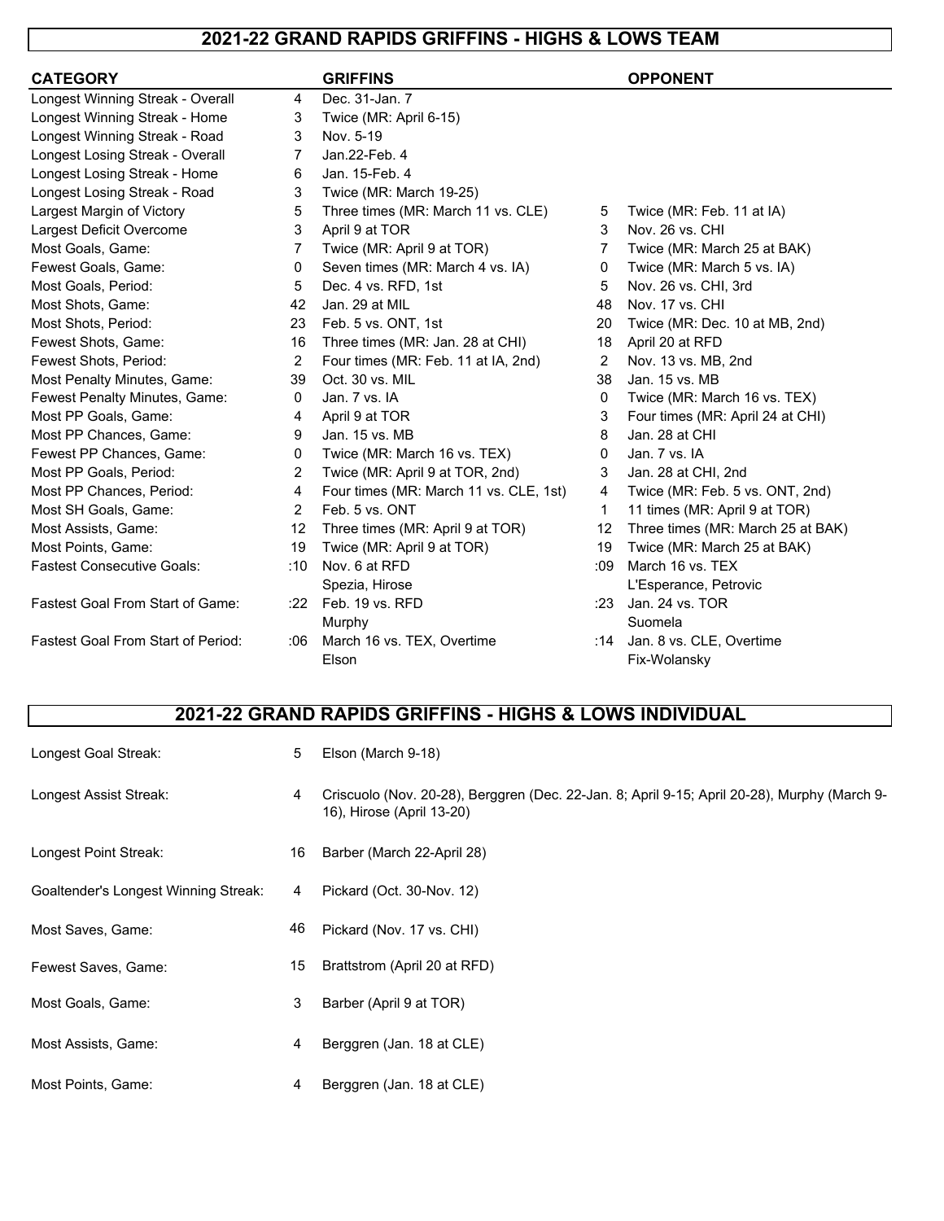## 2021-22 GRAND RAPIDS GRIFFINS - HIGHS & LOWS TEAM

| CATEGORY | | GRIFFINS | | OPPONENT |
|---|---|---|---|---|
| Longest Winning Streak - Overall | 4 | Dec. 31-Jan. 7 | | |
| Longest Winning Streak - Home | 3 | Twice (MR: April 6-15) | | |
| Longest Winning Streak - Road | 3 | Nov. 5-19 | | |
| Longest Losing Streak - Overall | 7 | Jan.22-Feb. 4 | | |
| Longest Losing Streak - Home | 6 | Jan. 15-Feb. 4 | | |
| Longest Losing Streak - Road | 3 | Twice (MR: March 19-25) | | |
| Largest Margin of Victory | 5 | Three times (MR: March 11 vs. CLE) | 5 | Twice (MR: Feb. 11 at IA) |
| Largest Deficit Overcome | 3 | April 9 at TOR | 3 | Nov. 26 vs. CHI |
| Most Goals, Game: | 7 | Twice (MR: April 9 at TOR) | 7 | Twice (MR: March 25 at BAK) |
| Fewest Goals, Game: | 0 | Seven times (MR: March 4 vs. IA) | 0 | Twice (MR: March 5 vs. IA) |
| Most Goals, Period: | 5 | Dec. 4 vs. RFD, 1st | 5 | Nov. 26 vs. CHI, 3rd |
| Most Shots, Game: | 42 | Jan. 29 at MIL | 48 | Nov. 17 vs. CHI |
| Most Shots, Period: | 23 | Feb. 5 vs. ONT, 1st | 20 | Twice (MR: Dec. 10 at MB, 2nd) |
| Fewest Shots, Game: | 16 | Three times (MR: Jan. 28 at CHI) | 18 | April 20 at RFD |
| Fewest Shots, Period: | 2 | Four times (MR: Feb. 11 at IA, 2nd) | 2 | Nov. 13 vs. MB, 2nd |
| Most Penalty Minutes, Game: | 39 | Oct. 30 vs. MIL | 38 | Jan. 15 vs. MB |
| Fewest Penalty Minutes, Game: | 0 | Jan. 7 vs. IA | 0 | Twice (MR: March 16 vs. TEX) |
| Most PP Goals, Game: | 4 | April 9 at TOR | 3 | Four times (MR: April 24 at CHI) |
| Most PP Chances, Game: | 9 | Jan. 15 vs. MB | 8 | Jan. 28 at CHI |
| Fewest PP Chances, Game: | 0 | Twice (MR: March 16 vs. TEX) | 0 | Jan. 7 vs. IA |
| Most PP Goals, Period: | 2 | Twice (MR: April 9 at TOR, 2nd) | 3 | Jan. 28 at CHI, 2nd |
| Most PP Chances, Period: | 4 | Four times (MR: March 11 vs. CLE, 1st) | 4 | Twice (MR: Feb. 5 vs. ONT, 2nd) |
| Most SH Goals, Game: | 2 | Feb. 5 vs. ONT | 1 | 11 times (MR: April 9 at TOR) |
| Most Assists, Game: | 12 | Three times (MR: April 9 at TOR) | 12 | Three times (MR: March 25 at BAK) |
| Most Points, Game: | 19 | Twice (MR: April 9 at TOR) | 19 | Twice (MR: March 25 at BAK) |
| Fastest Consecutive Goals: | :10 | Nov. 6 at RFD<br>Spezia, Hirose | :09 | March 16 vs. TEX<br>L'Esperance, Petrovic |
| Fastest Goal From Start of Game: | :22 | Feb. 19 vs. RFD<br>Murphy | :23 | Jan. 24 vs. TOR<br>Suomela |
| Fastest Goal From Start of Period: | :06 | March 16 vs. TEX, Overtime<br>Elson | :14 | Jan. 8 vs. CLE, Overtime<br>Fix-Wolansky |

## 2021-22 GRAND RAPIDS GRIFFINS - HIGHS & LOWS INDIVIDUAL

| | | |
|---|---|---|
| Longest Goal Streak: | 5 | Elson (March 9-18) |
| Longest Assist Streak: | 4 | Criscuolo (Nov. 20-28), Berggren (Dec. 22-Jan. 8; April 9-15; April 20-28), Murphy (March 9-16), Hirose (April 13-20) |
| Longest Point Streak: | 16 | Barber (March 22-April 28) |
| Goaltender's Longest Winning Streak: | 4 | Pickard (Oct. 30-Nov. 12) |
| Most Saves, Game: | 46 | Pickard (Nov. 17 vs. CHI) |
| Fewest Saves, Game: | 15 | Brattstrom (April 20 at RFD) |
| Most Goals, Game: | 3 | Barber (April 9 at TOR) |
| Most Assists, Game: | 4 | Berggren (Jan. 18 at CLE) |
| Most Points, Game: | 4 | Berggren (Jan. 18 at CLE) |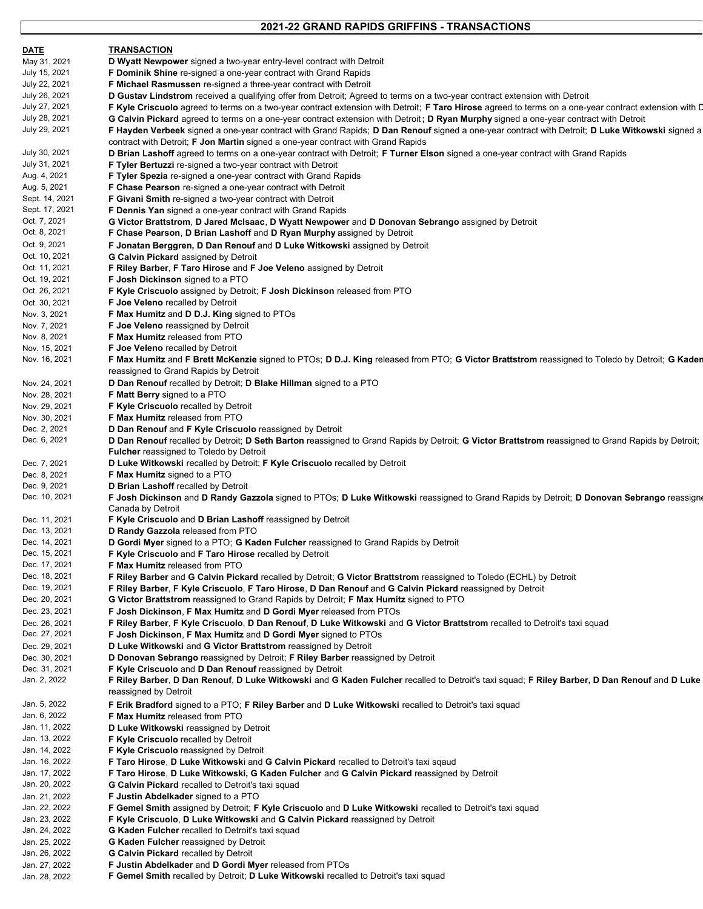# 2021-22 GRAND RAPIDS GRIFFINS - TRANSACTIONS

| DATE | TRANSACTION |
|---|---|
| May 31, 2021 | **D Wyatt Newpower** signed a two-year entry-level contract with Detroit |
| July 15, 2021 | **F Dominik Shine** re-signed a one-year contract with Grand Rapids |
| July 22, 2021 | **F Michael Rasmussen** re-signed a three-year contract with Detroit |
| July 26, 2021 | **D Gustav Lindstrom** received a qualifying offer from Detroit; Agreed to terms on a two-year contract extension with Detroit |
| July 27, 2021 | **F Kyle Criscuolo** agreed to terms on a two-year contract extension with Detroit; **F Taro Hirose** agreed to terms on a one-year contract extension with D |
| July 28, 2021 | **G Calvin Pickard** agreed to terms on a one-year contract extension with Detroit **; D Ryan Murphy** signed a one-year contract with Detroit |
| July 29, 2021 | **F Hayden Verbeek** signed a one-year contract with Grand Rapids; **D Dan Renouf** signed a one-year contract with Detroit; **D Luke Witkowski** signed a contract with Detroit; **F Jon Martin** signed a one-year contract with Grand Rapids |
| July 30, 2021 | **D Brian Lashoff** agreed to terms on a one-year contract with Detroit; **F Turner Elson** signed a one-year contract with Grand Rapids |
| July 31, 2021 | **F Tyler Bertuzzi** re-signed a two-year contract with Detroit |
| Aug. 4, 2021 | **F Tyler Spezia** re-signed a one-year contract with Grand Rapids |
| Aug. 5, 2021 | **F Chase Pearson** re-signed a one-year contract with Detroit |
| Sept. 14, 2021 | **F Givani Smith** re-signed a two-year contract with Detroit |
| Sept. 17, 2021 | **F Dennis Yan** signed a one-year contract with Grand Rapids |
| Oct. 7, 2021 | **G Victor Brattstrom**, **D Jared McIsaac**, **D Wyatt Newpower** and **D Donovan Sebrango** assigned by Detroit |
| Oct. 8, 2021 | **F Chase Pearson**, **D Brian Lashoff** and **D Ryan Murphy** assigned by Detroit |
| Oct. 9, 2021 | **F Jonatan Berggren, D Dan Renouf** and **D Luke Witkowski** assigned by Detroit |
| Oct. 10, 2021 | **G Calvin Pickard** assigned by Detroit |
| Oct. 11, 2021 | **F Riley Barber**, **F Taro Hirose** and **F Joe Veleno** assigned by Detroit |
| Oct. 19, 2021 | **F Josh Dickinson** signed to a PTO |
| Oct. 26, 2021 | **F Kyle Criscuolo** assigned by Detroit; **F Josh Dickinson** released from PTO |
| Oct. 30, 2021 | **F Joe Veleno** recalled by Detroit |
| Nov. 3, 2021 | **F Max Humitz** and **D D.J. King** signed to PTOs |
| Nov. 7, 2021 | **F Joe Veleno** reassigned by Detroit |
| Nov. 8, 2021 | **F Max Humitz** released from PTO |
| Nov. 15, 2021 | **F Joe Veleno** recalled by Detroit |
| Nov. 16, 2021 | **F Max Humitz** and **F Brett McKenzie** signed to PTOs; **D D.J. King** released from PTO; **G Victor Brattstrom** reassigned to Toledo by Detroit; **G Kaden** reassigned to Grand Rapids by Detroit |
| Nov. 24, 2021 | **D Dan Renouf** recalled by Detroit; **D Blake Hillman** signed to a PTO |
| Nov. 28, 2021 | **F Matt Berry** signed to a PTO |
| Nov. 29, 2021 | **F Kyle Criscuolo** recalled by Detroit |
| Nov. 30, 2021 | **F Max Humitz** released from PTO |
| Dec. 2, 2021 | **D Dan Renouf** and **F Kyle Criscuolo** reassigned by Detroit |
| Dec. 6, 2021 | **D Dan Renouf** recalled by Detroit; **D Seth Barton** reassigned to Grand Rapids by Detroit; **G Victor Brattstrom** reassigned to Grand Rapids by Detroit; **Fulcher** reassigned to Toledo by Detroit |
| Dec. 7, 2021 | **D Luke Witkowski** recalled by Detroit; **F Kyle Criscuolo** recalled by Detroit |
| Dec. 8, 2021 | **F Max Humitz** signed to a PTO |
| Dec. 9, 2021 | **D Brian Lashoff** recalled by Detroit |
| Dec. 10, 2021 | **F Josh Dickinson** and **D Randy Gazzola** signed to PTOs; **D Luke Witkowski** reassigned to Grand Rapids by Detroit; **D Donovan Sebrango** reassigne Canada by Detroit |
| Dec. 11, 2021 | **F Kyle Criscuolo** and **D Brian Lashoff** reassigned by Detroit |
| Dec. 13, 2021 | **D Randy Gazzola** released from PTO |
| Dec. 14, 2021 | **D Gordi Myer** signed to a PTO; **G Kaden Fulcher** reassigned to Grand Rapids by Detroit |
| Dec. 15, 2021 | **F Kyle Criscuolo** and **F Taro Hirose** recalled by Detroit |
| Dec. 17, 2021 | **F Max Humitz** released from PTO |
| Dec. 18, 2021 | **F Riley Barber** and **G Calvin Pickard** recalled by Detroit; **G Victor Brattstrom** reassigned to Toledo (ECHL) by Detroit |
| Dec. 19, 2021 | **F Riley Barber**, **F Kyle Criscuolo**, **F Taro Hirose**, **D Dan Renouf** and **G Calvin Pickard** reassigned by Detroit |
| Dec. 20, 2021 | **G Victor Brattstrom** reassigned to Grand Rapids by Detroit; **F Max Humitz** signed to PTO |
| Dec. 23, 2021 | **F Josh Dickinson**, **F Max Humitz** and **D Gordi Myer** released from PTOs |
| Dec. 26, 2021 | **F Riley Barber**, **F Kyle Criscuolo**, **D Dan Renouf**, **D Luke Witkowski** and **G Victor Brattstrom** recalled to Detroit's taxi squad |
| Dec. 27, 2021 | **F Josh Dickinson**, **F Max Humitz** and **D Gordi Myer** signed to PTOs |
| Dec. 29, 2021 | **D Luke Witkowski** and **G Victor Brattstrom** reassigned by Detroit |
| Dec. 30, 2021 | **D Donovan Sebrango** reassigned by Detroit; **F Riley Barber** reassigned by Detroit |
| Dec. 31, 2021 | **F Kyle Criscuolo** and **D Dan Renouf** reassigned by Detroit |
| Jan. 2, 2022 | **F Riley Barber**, **D Dan Renouf**, **D Luke Witkowski** and **G Kaden Fulcher** recalled to Detroit's taxi squad; **F Riley Barber, D Dan Renouf** and **D Luke** reassigned by Detroit |
| Jan. 5, 2022 | **F Erik Bradford** signed to a PTO; **F Riley Barber** and **D Luke Witkowski** recalled to Detroit's taxi squad |
| Jan. 6, 2022 | **F Max Humitz** released from PTO |
| Jan. 11, 2022 | **D Luke Witkowski** reassigned by Detroit |
| Jan. 13, 2022 | **F Kyle Criscuolo** recalled by Detroit |
| Jan. 14, 2022 | **F Kyle Criscuolo** reassigned by Detroit |
| Jan. 16, 2022 | **F Taro Hirose**, **D Luke Witkowsk**i and **G Calvin Pickard** recalled to Detroit's taxi sqaud |
| Jan. 17, 2022 | **F Taro Hirose**, **D Luke Witkowski, G Kaden Fulcher** and **G Calvin Pickard** reassigned by Detroit |
| Jan. 20, 2022 | **G Calvin Pickard** recalled to Detroit's taxi squad |
| Jan. 21, 2022 | **F Justin Abdelkader** signed to a PTO |
| Jan. 22, 2022 | **F Gemel Smith** assigned by Detroit; **F Kyle Criscuolo** and **D Luke Witkowski** recalled to Detroit's taxi squad |
| Jan. 23, 2022 | **F Kyle Criscuolo**, **D Luke Witkowski** and **G Calvin Pickard** reassigned by Detroit |
| Jan. 24, 2022 | **G Kaden Fulcher** recalled to Detroit's taxi squad |
| Jan. 25, 2022 | **G Kaden Fulcher** reassigned by Detroit |
| Jan. 26, 2022 | **G Calvin Pickard** recalled by Detroit |
| Jan. 27, 2022 | **F Justin Abdelkader** and **D Gordi Myer** released from PTOs |
| Jan. 28, 2022 | **F Gemel Smith** recalled by Detroit; **D Luke Witkowski** recalled to Detroit's taxi squad |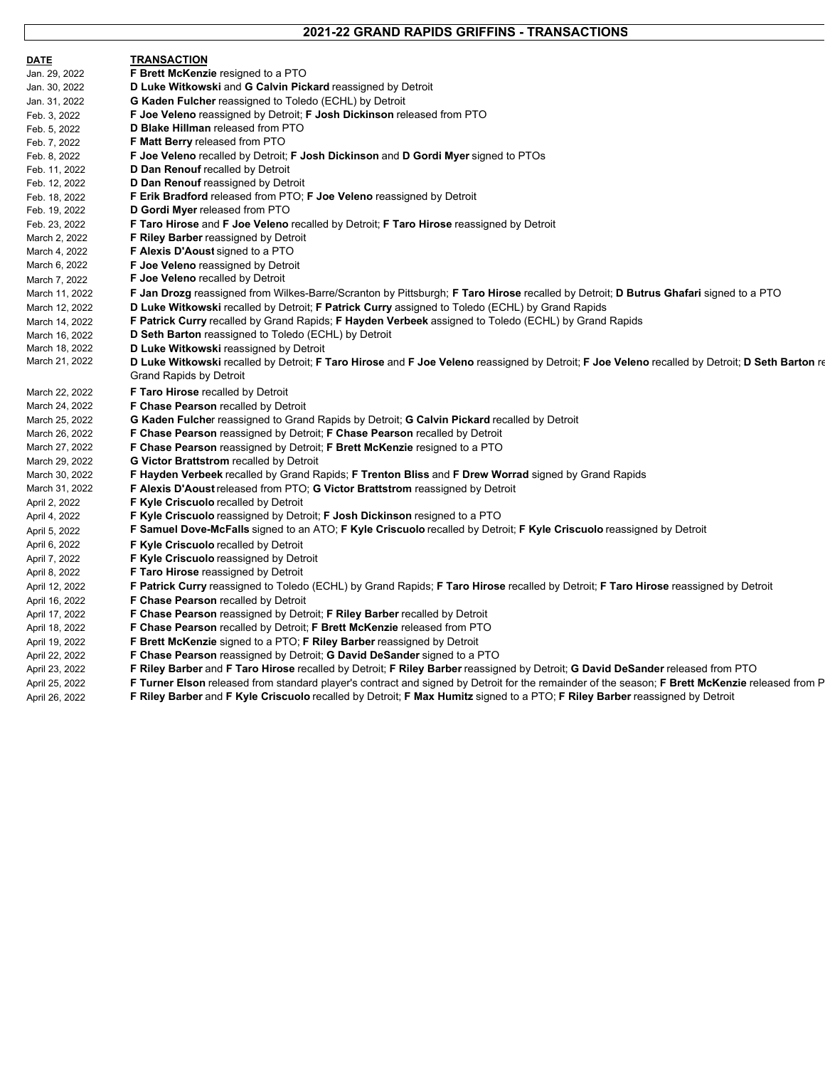## 2021-22 GRAND RAPIDS GRIFFINS - TRANSACTIONS

| DATE | TRANSACTION |
|---|---|
| Jan. 29, 2022 | **F Brett McKenzie** resigned to a PTO |
| Jan. 30, 2022 | **D Luke Witkowski** and **G Calvin Pickard** reassigned by Detroit |
| Jan. 31, 2022 | **G Kaden Fulcher** reassigned to Toledo (ECHL) by Detroit |
| Feb. 3, 2022 | **F Joe Veleno** reassigned by Detroit; **F Josh Dickinson** released from PTO |
| Feb. 5, 2022 | **D Blake Hillman** released from PTO |
| Feb. 7, 2022 | **F Matt Berry** released from PTO |
| Feb. 8, 2022 | **F Joe Veleno** recalled by Detroit; **F Josh Dickinson** and **D Gordi Myer** signed to PTOs |
| Feb. 11, 2022 | **D Dan Renouf** recalled by Detroit |
| Feb. 12, 2022 | **D Dan Renouf** reassigned by Detroit |
| Feb. 18, 2022 | **F Erik Bradford** released from PTO; **F Joe Veleno** reassigned by Detroit |
| Feb. 19, 2022 | **D Gordi Myer** released from PTO |
| Feb. 23, 2022 | **F Taro Hirose** and **F Joe Veleno** recalled by Detroit; **F Taro Hirose** reassigned by Detroit |
| March 2, 2022 | **F Riley Barber** reassigned by Detroit |
| March 4, 2022 | **F Alexis D'Aoust** signed to a PTO |
| March 6, 2022 | **F Joe Veleno** reassigned by Detroit |
| March 7, 2022 | **F Joe Veleno** recalled by Detroit |
| March 11, 2022 | **F Jan Drozg** reassigned from Wilkes-Barre/Scranton by Pittsburgh; **F Taro Hirose** recalled by Detroit; **D Butrus Ghafari** signed to a PTO |
| March 12, 2022 | **D Luke Witkowski** recalled by Detroit; **F Patrick Curry** assigned to Toledo (ECHL) by Grand Rapids |
| March 14, 2022 | **F Patrick Curry** recalled by Grand Rapids; **F Hayden Verbeek** assigned to Toledo (ECHL) by Grand Rapids |
| March 16, 2022 | **D Seth Barton** reassigned to Toledo (ECHL) by Detroit |
| March 18, 2022 | **D Luke Witkowski** reassigned by Detroit |
| March 21, 2022 | **D Luke Witkowski** recalled by Detroit; **F Taro Hirose** and **F Joe Veleno** reassigned by Detroit; **F Joe Veleno** recalled by Detroit; **D Seth Barton** re Grand Rapids by Detroit |
| March 22, 2022 | **F Taro Hirose** recalled by Detroit |
| March 24, 2022 | **F Chase Pearson** recalled by Detroit |
| March 25, 2022 | **G Kaden Fulcher** reassigned to Grand Rapids by Detroit; **G Calvin Pickard** recalled by Detroit |
| March 26, 2022 | **F Chase Pearson** reassigned by Detroit; **F Chase Pearson** recalled by Detroit |
| March 27, 2022 | **F Chase Pearson** reassigned by Detroit; **F Brett McKenzie** resigned to a PTO |
| March 29, 2022 | **G Victor Brattstrom** recalled by Detroit |
| March 30, 2022 | **F Hayden Verbeek** recalled by Grand Rapids; **F Trenton Bliss** and **F Drew Worrad** signed by Grand Rapids |
| March 31, 2022 | **F Alexis D'Aoust** released from PTO; **G Victor Brattstrom** reassigned by Detroit |
| April 2, 2022 | **F Kyle Criscuolo** recalled by Detroit |
| April 4, 2022 | **F Kyle Criscuolo** reassigned by Detroit; **F Josh Dickinson** resigned to a PTO |
| April 5, 2022 | **F Samuel Dove-McFalls** signed to an ATO; **F Kyle Criscuolo** recalled by Detroit; **F Kyle Criscuolo** reassigned by Detroit |
| April 6, 2022 | **F Kyle Criscuolo** recalled by Detroit |
| April 7, 2022 | **F Kyle Criscuolo** reassigned by Detroit |
| April 8, 2022 | **F Taro Hirose** reassigned by Detroit |
| April 12, 2022 | **F Patrick Curry** reassigned to Toledo (ECHL) by Grand Rapids; **F Taro Hirose** recalled by Detroit; **F Taro Hirose** reassigned by Detroit |
| April 16, 2022 | **F Chase Pearson** recalled by Detroit |
| April 17, 2022 | **F Chase Pearson** reassigned by Detroit; **F Riley Barber** recalled by Detroit |
| April 18, 2022 | **F Chase Pearson** recalled by Detroit; **F Brett McKenzie** released from PTO |
| April 19, 2022 | **F Brett McKenzie** signed to a PTO; **F Riley Barber** reassigned by Detroit |
| April 22, 2022 | **F Chase Pearson** reassigned by Detroit; **G David DeSander** signed to a PTO |
| April 23, 2022 | **F Riley Barber** and **F Taro Hirose** recalled by Detroit; **F Riley Barber** reassigned by Detroit; **G David DeSander** released from PTO |
| April 25, 2022 | **F Turner Elson** released from standard player's contract and signed by Detroit for the remainder of the season; **F Brett McKenzie** released from P |
| April 26, 2022 | **F Riley Barber** and **F Kyle Criscuolo** recalled by Detroit; **F Max Humitz** signed to a PTO; **F Riley Barber** reassigned by Detroit |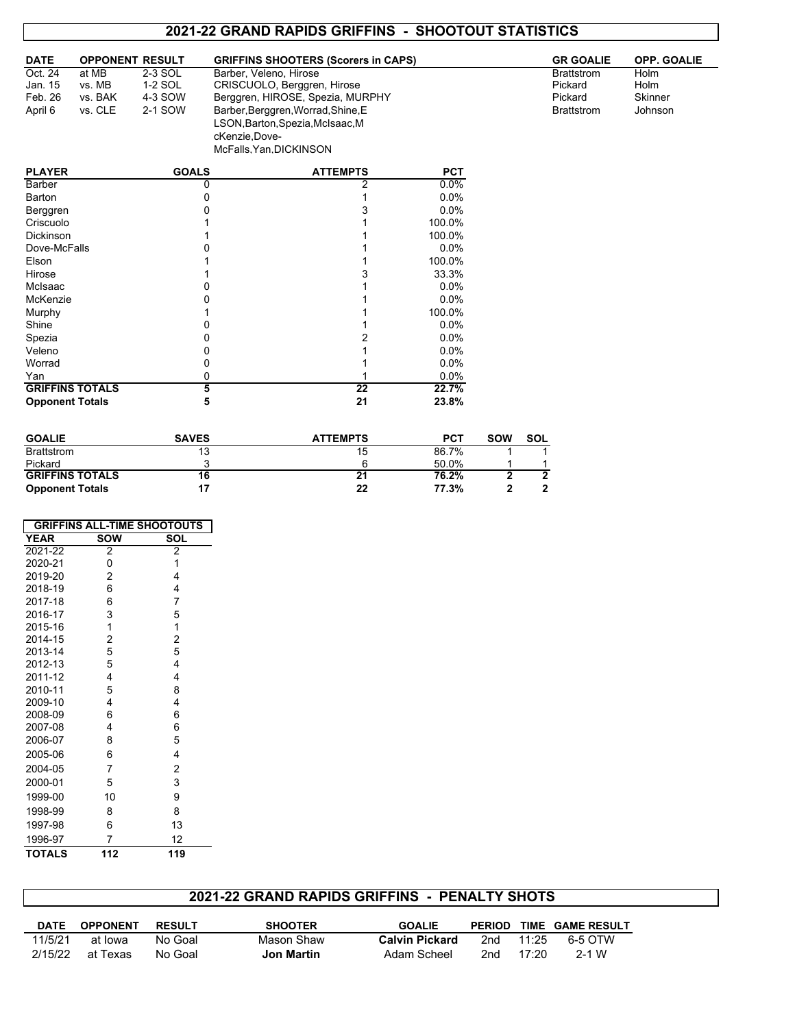## 2021-22 GRAND RAPIDS GRIFFINS - SHOOTOUT STATISTICS

| DATE | OPPONENT | RESULT | GRIFFINS SHOOTERS (Scorers in CAPS) | GR GOALIE | OPP. GOALIE |
|---|---|---|---|---|---|
| Oct. 24 | at MB | 2-3 SOL | Barber, Veleno, Hirose | Brattstrom | Holm |
| Jan. 15 | vs. MB | 1-2 SOL | CRISCUOLO, Berggren, Hirose | Pickard | Holm |
| Feb. 26 | vs. BAK | 4-3 SOW | Berggren, HIROSE, Spezia, MURPHY | Pickard | Skinner |
| April 6 | vs. CLE | 2-1 SOW | Barber,Berggren,Worrad,Shine,ELSON,Barton,Spezia,McIsaac,McKenzie,Dove-McFalls,Yan,DICKINSON | Brattstrom | Johnson |

| PLAYER | GOALS | ATTEMPTS | PCT |
|---|---|---|---|
| Barber | 0 | 2 | 0.0% |
| Barton | 0 | 1 | 0.0% |
| Berggren | 0 | 3 | 0.0% |
| Criscuolo | 1 | 1 | 100.0% |
| Dickinson | 1 | 1 | 100.0% |
| Dove-McFalls | 0 | 1 | 0.0% |
| Elson | 1 | 1 | 100.0% |
| Hirose | 1 | 3 | 33.3% |
| McIsaac | 0 | 1 | 0.0% |
| McKenzie | 0 | 1 | 0.0% |
| Murphy | 1 | 1 | 100.0% |
| Shine | 0 | 1 | 0.0% |
| Spezia | 0 | 2 | 0.0% |
| Veleno | 0 | 1 | 0.0% |
| Worrad | 0 | 1 | 0.0% |
| Yan | 0 | 1 | 0.0% |
| **GRIFFINS TOTALS** | **5** | **22** | **22.7%** |
| **Opponent Totals** | **5** | **21** | **23.8%** |

| GOALIE | SAVES | ATTEMPTS | PCT | SOW | SOL |
|---|---|---|---|---|---|
| Brattstrom | 13 | 15 | 86.7% | 1 | 1 |
| Pickard | 3 | 6 | 50.0% | 1 | 1 |
| **GRIFFINS TOTALS** | **16** | **21** | **76.2%** | **2** | **2** |
| **Opponent Totals** | **17** | **22** | **77.3%** | **2** | **2** |

| GRIFFINS ALL-TIME SHOOTOUTS | | |
|---|---|---|
| YEAR | SOW | SOL |
| 2021-22 | 2 | 2 |
| 2020-21 | 0 | 1 |
| 2019-20 | 2 | 4 |
| 2018-19 | 6 | 4 |
| 2017-18 | 6 | 7 |
| 2016-17 | 3 | 5 |
| 2015-16 | 1 | 1 |
| 2014-15 | 2 | 2 |
| 2013-14 | 5 | 5 |
| 2012-13 | 5 | 4 |
| 2011-12 | 4 | 4 |
| 2010-11 | 5 | 8 |
| 2009-10 | 4 | 4 |
| 2008-09 | 6 | 6 |
| 2007-08 | 4 | 6 |
| 2006-07 | 8 | 5 |
| 2005-06 | 6 | 4 |
| 2004-05 | 7 | 2 |
| 2000-01 | 5 | 3 |
| 1999-00 | 10 | 9 |
| 1998-99 | 8 | 8 |
| 1997-98 | 6 | 13 |
| 1996-97 | 7 | 12 |
| **TOTALS** | **112** | **119** |

## 2021-22 GRAND RAPIDS GRIFFINS - PENALTY SHOTS

| DATE | OPPONENT | RESULT | SHOOTER | GOALIE | PERIOD | TIME | GAME RESULT |
|---|---|---|---|---|---|---|---|
| 11/5/21 | at Iowa | No Goal | Mason Shaw | **Calvin Pickard** | 2nd | 11:25 | 6-5 OTW |
| 2/15/22 | at Texas | No Goal | **Jon Martin** | Adam Scheel | 2nd | 17:20 | 2-1 W |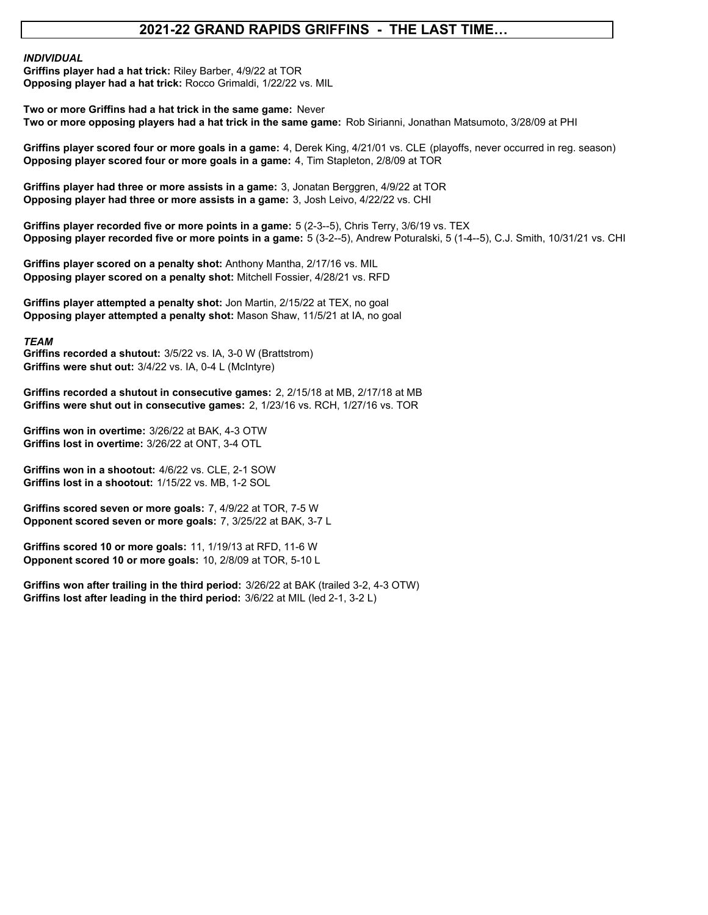# 2021-22 GRAND RAPIDS GRIFFINS - THE LAST TIME…

***INDIVIDUAL***

**Griffins player had a hat trick:** Riley Barber, 4/9/22 at TOR
**Opposing player had a hat trick:** Rocco Grimaldi, 1/22/22 vs. MIL

**Two or more Griffins had a hat trick in the same game:** Never
**Two or more opposing players had a hat trick in the same game:** Rob Sirianni, Jonathan Matsumoto, 3/28/09 at PHI

**Griffins player scored four or more goals in a game:** 4, Derek King, 4/21/01 vs. CLE (playoffs, never occurred in reg. season)
**Opposing player scored four or more goals in a game:** 4, Tim Stapleton, 2/8/09 at TOR

**Griffins player had three or more assists in a game:** 3, Jonatan Berggren, 4/9/22 at TOR
**Opposing player had three or more assists in a game:** 3, Josh Leivo, 4/22/22 vs. CHI

**Griffins player recorded five or more points in a game:** 5 (2-3--5), Chris Terry, 3/6/19 vs. TEX
**Opposing player recorded five or more points in a game:** 5 (3-2--5), Andrew Poturalski, 5 (1-4--5), C.J. Smith, 10/31/21 vs. CHI

**Griffins player scored on a penalty shot:** Anthony Mantha, 2/17/16 vs. MIL
**Opposing player scored on a penalty shot:** Mitchell Fossier, 4/28/21 vs. RFD

**Griffins player attempted a penalty shot:** Jon Martin, 2/15/22 at TEX, no goal
**Opposing player attempted a penalty shot:** Mason Shaw, 11/5/21 at IA, no goal

***TEAM***

**Griffins recorded a shutout:** 3/5/22 vs. IA, 3-0 W (Brattstrom)
**Griffins were shut out:** 3/4/22 vs. IA, 0-4 L (McIntyre)

**Griffins recorded a shutout in consecutive games:** 2, 2/15/18 at MB, 2/17/18 at MB
**Griffins were shut out in consecutive games:** 2, 1/23/16 vs. RCH, 1/27/16 vs. TOR

**Griffins won in overtime:** 3/26/22 at BAK, 4-3 OTW
**Griffins lost in overtime:** 3/26/22 at ONT, 3-4 OTL

**Griffins won in a shootout:** 4/6/22 vs. CLE, 2-1 SOW
**Griffins lost in a shootout:** 1/15/22 vs. MB, 1-2 SOL

**Griffins scored seven or more goals:** 7, 4/9/22 at TOR, 7-5 W
**Opponent scored seven or more goals:** 7, 3/25/22 at BAK, 3-7 L

**Griffins scored 10 or more goals:** 11, 1/19/13 at RFD, 11-6 W
**Opponent scored 10 or more goals:** 10, 2/8/09 at TOR, 5-10 L

**Griffins won after trailing in the third period:** 3/26/22 at BAK (trailed 3-2, 4-3 OTW)
**Griffins lost after leading in the third period:** 3/6/22 at MIL (led 2-1, 3-2 L)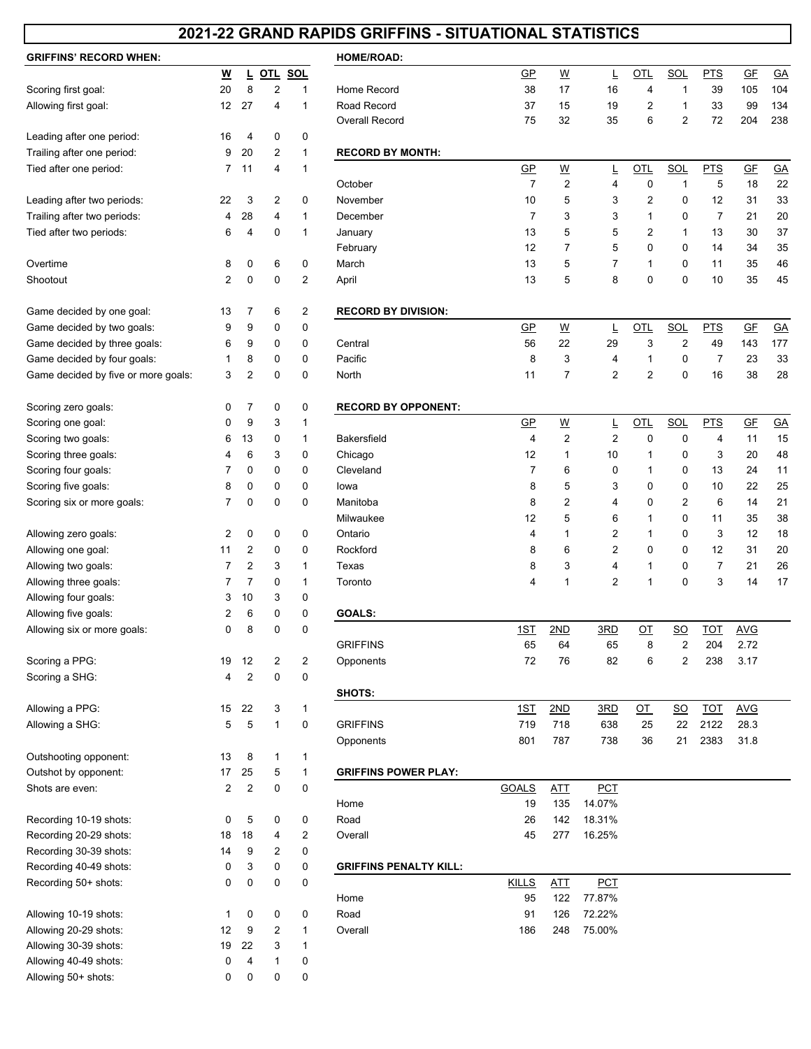# 2021-22 GRAND RAPIDS GRIFFINS - SITUATIONAL STATISTICS

## GRIFFINS' RECORD WHEN:

| | W | L | OTL | SOL |
|---|---|---|---|---|
| Scoring first goal: | 20 | 8 | 2 | 1 |
| Allowing first goal: | 12 | 27 | 4 | 1 |
| Leading after one period: | 16 | 4 | 0 | 0 |
| Trailing after one period: | 9 | 20 | 2 | 1 |
| Tied after one period: | 7 | 11 | 4 | 1 |
| Leading after two periods: | 22 | 3 | 2 | 0 |
| Trailing after two periods: | 4 | 28 | 4 | 1 |
| Tied after two periods: | 6 | 4 | 0 | 1 |
| Overtime | 8 | 0 | 6 | 0 |
| Shootout | 2 | 0 | 0 | 2 |
| Game decided by one goal: | 13 | 7 | 6 | 2 |
| Game decided by two goals: | 9 | 9 | 0 | 0 |
| Game decided by three goals: | 6 | 9 | 0 | 0 |
| Game decided by four goals: | 1 | 8 | 0 | 0 |
| Game decided by five or more goals: | 3 | 2 | 0 | 0 |
| Scoring zero goals: | 0 | 7 | 0 | 0 |
| Scoring one goal: | 0 | 9 | 3 | 1 |
| Scoring two goals: | 6 | 13 | 0 | 1 |
| Scoring three goals: | 4 | 6 | 3 | 0 |
| Scoring four goals: | 7 | 0 | 0 | 0 |
| Scoring five goals: | 8 | 0 | 0 | 0 |
| Scoring six or more goals: | 7 | 0 | 0 | 0 |
| Allowing zero goals: | 2 | 0 | 0 | 0 |
| Allowing one goal: | 11 | 2 | 0 | 0 |
| Allowing two goals: | 7 | 2 | 3 | 1 |
| Allowing three goals: | 7 | 7 | 0 | 1 |
| Allowing four goals: | 3 | 10 | 3 | 0 |
| Allowing five goals: | 2 | 6 | 0 | 0 |
| Allowing six or more goals: | 0 | 8 | 0 | 0 |
| Scoring a PPG: | 19 | 12 | 2 | 2 |
| Scoring a SHG: | 4 | 2 | 0 | 0 |
| Allowing a PPG: | 15 | 22 | 3 | 1 |
| Allowing a SHG: | 5 | 5 | 1 | 0 |
| Outshooting opponent: | 13 | 8 | 1 | 1 |
| Outshot by opponent: | 17 | 25 | 5 | 1 |
| Shots are even: | 2 | 2 | 0 | 0 |
| Recording 10-19 shots: | 0 | 5 | 0 | 0 |
| Recording 20-29 shots: | 18 | 18 | 4 | 2 |
| Recording 30-39 shots: | 14 | 9 | 2 | 0 |
| Recording 40-49 shots: | 0 | 3 | 0 | 0 |
| Recording 50+ shots: | 0 | 0 | 0 | 0 |
| Allowing 10-19 shots: | 1 | 0 | 0 | 0 |
| Allowing 20-29 shots: | 12 | 9 | 2 | 1 |
| Allowing 30-39 shots: | 19 | 22 | 3 | 1 |
| Allowing 40-49 shots: | 0 | 4 | 1 | 0 |
| Allowing 50+ shots: | 0 | 0 | 0 | 0 |

## HOME/ROAD:

| | GP | W | L | OTL | SOL | PTS | GF | GA |
|---|---|---|---|---|---|---|---|---|
| Home Record | 38 | 17 | 16 | 4 | 1 | 39 | 105 | 104 |
| Road Record | 37 | 15 | 19 | 2 | 1 | 33 | 99 | 134 |
| Overall Record | 75 | 32 | 35 | 6 | 2 | 72 | 204 | 238 |

## RECORD BY MONTH:

| | GP | W | L | OTL | SOL | PTS | GF | GA |
|---|---|---|---|---|---|---|---|---|
| October | 7 | 2 | 4 | 0 | 1 | 5 | 18 | 22 |
| November | 10 | 5 | 3 | 2 | 0 | 12 | 31 | 33 |
| December | 7 | 3 | 3 | 1 | 0 | 7 | 21 | 20 |
| January | 13 | 5 | 5 | 2 | 1 | 13 | 30 | 37 |
| February | 12 | 7 | 5 | 0 | 0 | 14 | 34 | 35 |
| March | 13 | 5 | 7 | 1 | 0 | 11 | 35 | 46 |
| April | 13 | 5 | 8 | 0 | 0 | 10 | 35 | 45 |

## RECORD BY DIVISION:

| | GP | W | L | OTL | SOL | PTS | GF | GA |
|---|---|---|---|---|---|---|---|---|
| Central | 56 | 22 | 29 | 3 | 2 | 49 | 143 | 177 |
| Pacific | 8 | 3 | 4 | 1 | 0 | 7 | 23 | 33 |
| North | 11 | 7 | 2 | 2 | 0 | 16 | 38 | 28 |

## RECORD BY OPPONENT:

| | GP | W | L | OTL | SOL | PTS | GF | GA |
|---|---|---|---|---|---|---|---|---|
| Bakersfield | 4 | 2 | 2 | 0 | 0 | 4 | 11 | 15 |
| Chicago | 12 | 1 | 10 | 1 | 0 | 3 | 20 | 48 |
| Cleveland | 7 | 6 | 0 | 1 | 0 | 13 | 24 | 11 |
| Iowa | 8 | 5 | 3 | 0 | 0 | 10 | 22 | 25 |
| Manitoba | 8 | 2 | 4 | 0 | 2 | 6 | 14 | 21 |
| Milwaukee | 12 | 5 | 6 | 1 | 0 | 11 | 35 | 38 |
| Ontario | 4 | 1 | 2 | 1 | 0 | 3 | 12 | 18 |
| Rockford | 8 | 6 | 2 | 0 | 0 | 12 | 31 | 20 |
| Texas | 8 | 3 | 4 | 1 | 0 | 7 | 21 | 26 |
| Toronto | 4 | 1 | 2 | 1 | 0 | 3 | 14 | 17 |

## GOALS:

| | 1ST | 2ND | 3RD | OT | SO | TOT | AVG |
|---|---|---|---|---|---|---|---|
| GRIFFINS | 65 | 64 | 65 | 8 | 2 | 204 | 2.72 |
| Opponents | 72 | 76 | 82 | 6 | 2 | 238 | 3.17 |

## SHOTS:

| | 1ST | 2ND | 3RD | OT | SO | TOT | AVG |
|---|---|---|---|---|---|---|---|
| GRIFFINS | 719 | 718 | 638 | 25 | 22 | 2122 | 28.3 |
| Opponents | 801 | 787 | 738 | 36 | 21 | 2383 | 31.8 |

## GRIFFINS POWER PLAY:

| | GOALS | ATT | PCT |
|---|---|---|---|
| Home | 19 | 135 | 14.07% |
| Road | 26 | 142 | 18.31% |
| Overall | 45 | 277 | 16.25% |

## GRIFFINS PENALTY KILL:

| | KILLS | ATT | PCT |
|---|---|---|---|
| Home | 95 | 122 | 77.87% |
| Road | 91 | 126 | 72.22% |
| Overall | 186 | 248 | 75.00% |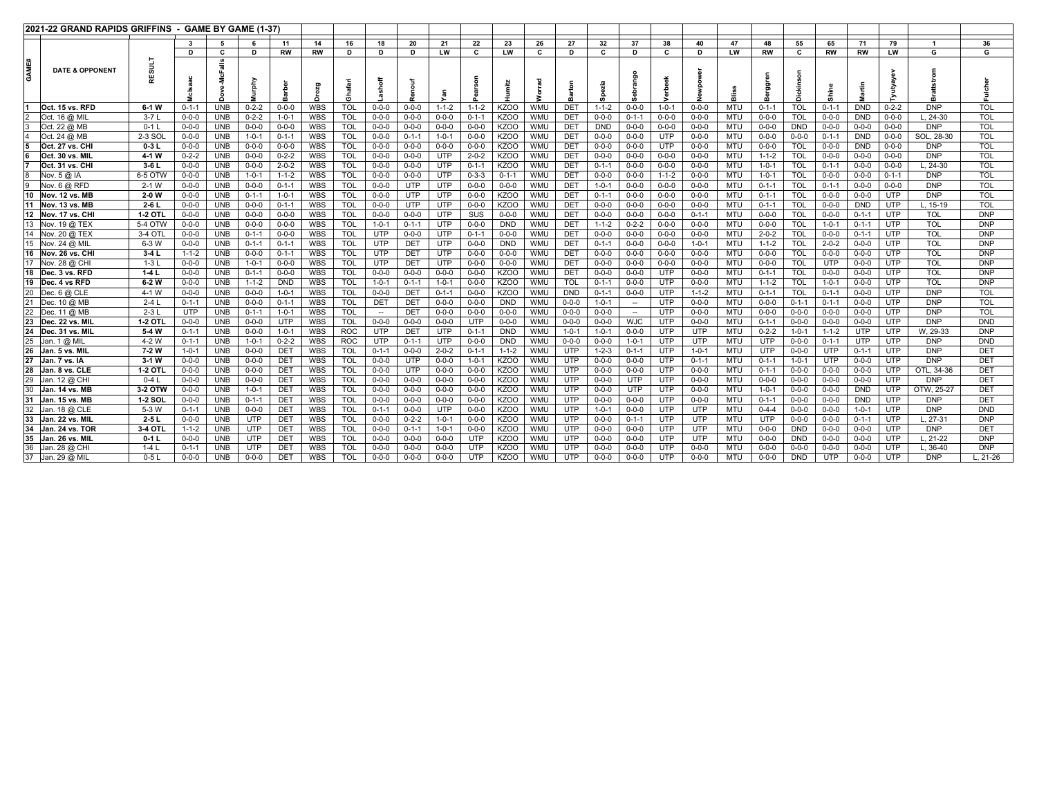## 2021-22 GRAND RAPIDS GRIFFINS - GAME BY GAME (1-37)

| GAME# | DATE & OPPONENT | RESULT | 3 D McIsaac | 5 C Dove-McFalls | 6 D Murphy | 11 RW Barber | 14 RW Drozg | 16 D Ghafari | 18 D Lashoff | 20 D Renouf | 21 LW Yan | 22 C Pearson | 23 LW Humitz | 26 C Worrad | 27 D Barton | 32 C Spezia | 37 D Sebrango | 38 C Verbeek | 40 D Newpower | 47 LW Bliss | 48 RW Berggren | 55 C Dickinson | 65 RW Shine | 71 RW Martin | 79 LW Tyutyayev | 1 G Brattstrom | 36 G Fulcher |
|---|---|---|---|---|---|---|---|---|---|---|---|---|---|---|---|---|---|---|---|---|---|---|---|---|---|---|---|
| **1** | **Oct. 15 vs. RFD** | **6-1 W** | 0-1-1 | UNB | 0-2-2 | 0-0-0 | WBS | TOL | 0-0-0 | 0-0-0 | 1-1-2 | 1-1-2 | KZOO | WMU | DET | 1-1-2 | 0-0-0 | 1-0-1 | 0-0-0 | MTU | 0-1-1 | TOL | 0-1-1 | DND | 0-2-2 | DNP | TOL |
| 2 | Oct. 16 @ MIL | 3-7 L | 0-0-0 | UNB | 0-2-2 | 1-0-1 | WBS | TOL | 0-0-0 | 0-1-1 | 0-0-0 | 0-1-1 | KZOO | WMU | DET | 0-0-0 | 0-1-1 | 0-0-0 | 0-0-0 | MTU | 0-0-0 | TOL | 0-0-0 | DND | 0-0-0 | L, 24-30 | TOL |
| 3 | Oct. 22 @ MB | 0-1 L | 0-0-0 | UNB | 0-0-0 | 0-0-0 | WBS | TOL | 0-0-0 | 0-0-0 | 0-0-0 | 0-0-0 | KZOO | WMU | DET | DND | 0-0-0 | 0-0-0 | 0-0-0 | MTU | 0-0-0 | DND | 0-0-0 | 0-0-0 | 0-0-0 | DNP | TOL |
| 4 | Oct. 24 @ MB | 2-3 SOL | 0-0-0 | UNB | 1-0-1 | 0-1-1 | WBS | TOL | 0-0-0 | 0-1-1 | 1-0-1 | 0-0-0 | KZOO | WMU | DET | 0-0-0 | 0-0-0 | UTP | 0-0-0 | MTU | 0-0-0 | 0-0-0 | 0-1-1 | DND | 0-0-0 | SOL, 28-30 | TOL |
| **5** | **Oct. 27 vs. CHI** | **0-3 L** | 0-0-0 | UNB | 0-0-0 | 0-0-0 | WBS | TOL | 0-0-0 | 0-0-0 | 0-0-0 | 0-0-0 | KZOO | WMU | DET | 0-0-0 | 0-0-0 | UTP | 0-0-0 | MTU | 0-0-0 | TOL | 0-0-0 | DND | 0-0-0 | DNP | TOL |
| **6** | **Oct. 30 vs. MIL** | **4-1 W** | 0-2-2 | UNB | 0-0-0 | 0-2-2 | WBS | TOL | 0-0-0 | 0-0-0 | UTP | 2-0-2 | KZOO | WMU | DET | 0-0-0 | 0-0-0 | 0-0-0 | 0-0-0 | MTU | 1-1-2 | TOL | 0-0-0 | 0-0-0 | 0-0-0 | DNP | TOL |
| **7** | **Oct. 31 vs. CHI** | **3-6 L** | 0-0-0 | UNB | 0-0-0 | 2-0-2 | WBS | TOL | 0-0-0 | 0-0-0 | UTP | 0-1-1 | KZOO | WMU | DET | 0-1-1 | 0-0-0 | 0-0-0 | 0-0-0 | MTU | 1-0-1 | TOL | 0-1-1 | 0-0-0 | 0-0-0 | L, 24-30 | TOL |
| 8 | Nov. 5 @ IA | 6-5 OTW | 0-0-0 | UNB | 1-0-1 | 1-1-2 | WBS | TOL | 0-0-0 | 0-0-0 | UTP | 0-3-3 | 0-1-1 | WMU | DET | 0-0-0 | 0-0-0 | 1-1-2 | 0-0-0 | MTU | 1-0-1 | TOL | 0-0-0 | 0-0-0 | 0-1-1 | DNP | TOL |
| 9 | Nov. 6 @ RFD | 2-1 W | 0-0-0 | UNB | 0-0-0 | 0-1-1 | WBS | TOL | 0-0-0 | UTP | UTP | 0-0-0 | 0-0-0 | WMU | DET | 1-0-1 | 0-0-0 | 0-0-0 | 0-0-0 | MTU | 0-1-1 | TOL | 0-1-1 | 0-0-0 | 0-0-0 | DNP | TOL |
| **10** | **Nov. 12 vs. MB** | **2-0 W** | 0-0-0 | UNB | 0-1-1 | 1-0-1 | WBS | TOL | 0-0-0 | UTP | UTP | 0-0-0 | KZOO | WMU | DET | 0-1-1 | 0-0-0 | 0-0-0 | 0-0-0 | MTU | 0-1-1 | TOL | 0-0-0 | 0-0-0 | UTP | DNP | TOL |
| **11** | **Nov. 13 vs. MB** | **2-6 L** | 0-0-0 | UNB | 0-0-0 | 0-1-1 | WBS | TOL | 0-0-0 | UTP | UTP | 0-0-0 | KZOO | WMU | DET | 0-0-0 | 0-0-0 | 0-0-0 | 0-0-0 | MTU | 0-1-1 | TOL | 0-0-0 | DND | UTP | L, 15-19 | TOL |
| **12** | **Nov. 17 vs. CHI** | **1-2 OTL** | 0-0-0 | UNB | 0-0-0 | 0-0-0 | WBS | TOL | 0-0-0 | 0-0-0 | UTP | SUS | 0-0-0 | WMU | DET | 0-0-0 | 0-0-0 | 0-0-0 | 0-1-1 | MTU | 0-0-0 | TOL | 0-0-0 | 0-1-1 | UTP | TOL | DNP |
| 13 | Nov. 19 @ TEX | 5-4 OTW | 0-0-0 | UNB | 0-0-0 | 0-0-0 | WBS | TOL | 1-0-1 | 0-1-1 | UTP | 0-0-0 | DND | WMU | DET | 1-1-2 | 0-2-2 | 0-0-0 | 0-0-0 | MTU | 0-0-0 | TOL | 1-0-1 | 0-1-1 | UTP | TOL | DNP |
| 14 | Nov. 20 @ TEX | 3-4 OTL | 0-0-0 | UNB | 0-1-1 | 0-0-0 | WBS | TOL | UTP | 0-0-0 | UTP | 0-1-1 | 0-0-0 | WMU | DET | 0-0-0 | 0-0-0 | 0-0-0 | 0-0-0 | MTU | 2-0-2 | TOL | 0-0-0 | 0-1-1 | UTP | TOL | DNP |
| 15 | Nov. 24 @ MIL | 6-3 W | 0-0-0 | UNB | 0-1-1 | 0-1-1 | WBS | TOL | UTP | DET | UTP | 0-0-0 | DND | WMU | DET | 0-1-1 | 0-0-0 | 0-0-0 | 1-0-1 | MTU | 1-1-2 | TOL | 2-0-2 | 0-0-0 | UTP | TOL | DNP |
| **16** | **Nov. 26 vs. CHI** | **3-4 L** | 1-1-2 | UNB | 0-0-0 | 0-1-1 | WBS | TOL | UTP | DET | UTP | 0-0-0 | 0-0-0 | WMU | DET | 0-0-0 | 0-0-0 | 0-0-0 | 0-0-0 | MTU | 0-0-0 | TOL | 0-0-0 | 0-0-0 | UTP | TOL | DNP |
| 17 | Nov. 28 @ CHI | 1-3 L | 0-0-0 | UNB | 1-0-1 | 0-0-0 | WBS | TOL | UTP | DET | UTP | 0-0-0 | 0-0-0 | WMU | DET | 0-0-0 | 0-0-0 | 0-0-0 | 0-0-0 | MTU | 0-0-0 | TOL | UTP | 0-0-0 | UTP | TOL | DNP |
| **18** | **Dec. 3 vs. RFD** | **1-4 L** | 0-0-0 | UNB | 0-1-1 | 0-0-0 | WBS | TOL | 0-0-0 | 0-0-0 | 0-0-0 | 0-0-0 | KZOO | WMU | DET | 0-0-0 | 0-0-0 | UTP | 0-0-0 | MTU | 0-1-1 | TOL | 0-0-0 | 0-0-0 | UTP | TOL | DNP |
| **19** | **Dec. 4 vs RFD** | **6-2 W** | 0-0-0 | UNB | 1-1-2 | DND | WBS | TOL | 1-0-1 | 0-1-1 | 1-0-1 | 0-0-0 | KZOO | WMU | TOL | 0-1-1 | 0-0-0 | UTP | 0-0-0 | MTU | 1-1-2 | TOL | 1-0-1 | 0-0-0 | UTP | TOL | DNP |
| 20 | Dec. 6 @ CLE | 4-1 W | 0-0-0 | UNB | 0-0-0 | 1-0-1 | WBS | TOL | 0-0-0 | DET | 0-1-1 | 0-0-0 | KZOO | WMU | DND | 0-1-1 | 0-0-0 | UTP | 1-1-2 | MTU | 0-1-1 | TOL | 0-1-1 | 0-0-0 | UTP | DNP | TOL |
| 21 | Dec. 10 @ MB | 2-4 L | 0-1-1 | UNB | 0-0-0 | 0-1-1 | WBS | TOL | DET | DET | 0-0-0 | 0-0-0 | DND | WMU | 0-0-0 | 1-0-1 | -- | UTP | 0-0-0 | MTU | 0-0-0 | 0-1-1 | 0-1-1 | 0-0-0 | UTP | DNP | TOL |
| 22 | Dec. 11 @ MB | 2-3 L | UTP | UNB | 0-1-1 | 1-0-1 | WBS | TOL | -- | DET | 0-0-0 | 0-0-0 | 0-0-0 | WMU | 0-0-0 | 0-0-0 | -- | UTP | 0-0-0 | MTU | 0-0-0 | 0-0-0 | 0-0-0 | 0-0-0 | UTP | DNP | TOL |
| **23** | **Dec. 22 vs. MIL** | **1-2 OTL** | 0-0-0 | UNB | 0-0-0 | UTP | WBS | TOL | 0-0-0 | 0-0-0 | 0-0-0 | UTP | 0-0-0 | WMU | 0-0-0 | 0-0-0 | WJC | UTP | 0-0-0 | MTU | 0-1-1 | 0-0-0 | 0-0-0 | 0-0-0 | UTP | DNP | DND |
| **24** | **Dec. 31 vs. MIL** | **5-4 W** | 0-1-1 | UNB | 0-0-0 | 1-0-1 | WBS | ROC | UTP | DET | UTP | 0-1-1 | DND | WMU | 1-0-1 | 1-0-1 | 0-0-0 | UTP | UTP | MTU | 0-2-2 | 1-0-1 | 1-1-2 | UTP | UTP | W, 29-33 | DNP |
| 25 | Jan. 1 @ MIL | 4-2 W | 0-1-1 | UNB | 1-0-1 | 0-2-2 | WBS | ROC | UTP | 0-1-1 | UTP | 0-0-0 | DND | WMU | 0-0-0 | 0-0-0 | 1-0-1 | UTP | UTP | MTU | UTP | 0-0-0 | 0-1-1 | UTP | UTP | DNP | DND |
| **26** | **Jan. 5 vs. MIL** | **7-2 W** | 1-0-1 | UNB | 0-0-0 | DET | WBS | TOL | 0-1-1 | 0-0-0 | 2-0-2 | 0-1-1 | 1-1-2 | WMU | UTP | 1-2-3 | 0-1-1 | UTP | 1-0-1 | MTU | UTP | 0-0-0 | UTP | 0-1-1 | UTP | DNP | DET |
| **27** | **Jan. 7 vs. IA** | **3-1 W** | 0-0-0 | UNB | 0-0-0 | DET | WBS | TOL | 0-0-0 | UTP | 0-0-0 | 1-0-1 | KZOO | WMU | UTP | 0-0-0 | 0-0-0 | UTP | 0-1-1 | MTU | 0-1-1 | 1-0-1 | UTP | 0-0-0 | UTP | DNP | DET |
| **28** | **Jan. 8 vs. CLE** | **1-2 OTL** | 0-0-0 | UNB | 0-0-0 | DET | WBS | TOL | 0-0-0 | UTP | 0-0-0 | 0-0-0 | KZOO | WMU | UTP | 0-0-0 | 0-0-0 | UTP | 0-0-0 | MTU | 0-1-1 | 0-0-0 | 0-0-0 | 0-0-0 | UTP | OTL, 34-36 | DET |
| 29 | Jan. 12 @ CHI | 0-4 L | 0-0-0 | UNB | 0-0-0 | DET | WBS | TOL | 0-0-0 | 0-0-0 | 0-0-0 | 0-0-0 | KZOO | WMU | UTP | 0-0-0 | UTP | UTP | 0-0-0 | MTU | 0-0-0 | 0-0-0 | 0-0-0 | 0-0-0 | UTP | DNP | DET |
| **30** | **Jan. 14 vs. MB** | **3-2 OTW** | 0-0-0 | UNB | 1-0-1 | DET | WBS | TOL | 0-0-0 | 0-0-0 | 0-0-0 | 0-0-0 | KZOO | WMU | UTP | 0-0-0 | 0-0-0 | UTP | 0-0-0 | MTU | 1-0-1 | 0-0-0 | 0-0-0 | DND | UTP | OTW, 25-27 | DET |
| **31** | **Jan. 15 vs. MB** | **1-2 SOL** | 0-0-0 | UNB | 0-1-1 | DET | WBS | TOL | 0-0-0 | 0-0-0 | 0-0-0 | 0-0-0 | KZOO | WMU | UTP | 0-0-0 | 0-0-0 | UTP | 0-0-0 | MTU | 0-1-1 | 0-0-0 | 0-0-0 | DND | UTP | DNP | DET |
| 32 | Jan. 18 @ CLE | 5-3 W | 0-1-1 | UNB | 0-0-0 | DET | WBS | TOL | 0-1-1 | 0-0-0 | UTP | 0-0-0 | KZOO | WMU | UTP | 1-0-1 | 0-0-0 | UTP | UTP | MTU | 0-4-4 | 0-0-0 | 0-0-0 | 1-0-1 | UTP | DNP | DND |
| **33** | **Jan. 22 vs. MIL** | **2-5 L** | 0-0-0 | UNB | UTP | DET | WBS | TOL | 0-0-0 | 0-2-2 | 1-0-1 | 0-0-0 | KZOO | WMU | UTP | 0-0-0 | 0-1-1 | UTP | UTP | MTU | UTP | 0-0-0 | 0-0-0 | 0-1-1 | UTP | L, 27-31 | DNP |
| **34** | **Jan. 24 vs. TOR** | **3-4 OTL** | 1-1-2 | UNB | UTP | DET | WBS | TOL | 0-0-0 | 0-1-1 | 1-0-1 | 0-0-0 | KZOO | WMU | UTP | 0-0-0 | 0-0-0 | UTP | UTP | MTU | 0-0-0 | DND | 0-0-0 | 0-0-0 | UTP | DNP | DET |
| **35** | **Jan. 26 vs. MIL** | **0-1 L** | 0-0-0 | UNB | UTP | DET | WBS | TOL | 0-0-0 | 0-0-0 | 0-0-0 | UTP | KZOO | WMU | UTP | 0-0-0 | 0-0-0 | UTP | UTP | MTU | 0-0-0 | DND | 0-0-0 | 0-0-0 | UTP | L, 21-22 | DNP |
| 36 | Jan. 28 @ CHI | 1-4 L | 0-1-1 | UNB | UTP | DET | WBS | TOL | 0-0-0 | 0-0-0 | 0-0-0 | UTP | KZOO | WMU | UTP | 0-0-0 | 0-0-0 | UTP | 0-0-0 | MTU | 0-0-0 | 0-0-0 | 0-0-0 | 0-0-0 | UTP | L, 36-40 | DNP |
| 37 | Jan. 29 @ MIL | 0-5 L | 0-0-0 | UNB | 0-0-0 | DET | WBS | TOL | 0-0-0 | 0-0-0 | 0-0-0 | UTP | KZOO | WMU | UTP | 0-0-0 | 0-0-0 | UTP | 0-0-0 | MTU | 0-0-0 | DND | UTP | 0-0-0 | UTP | DNP | L, 21-26 |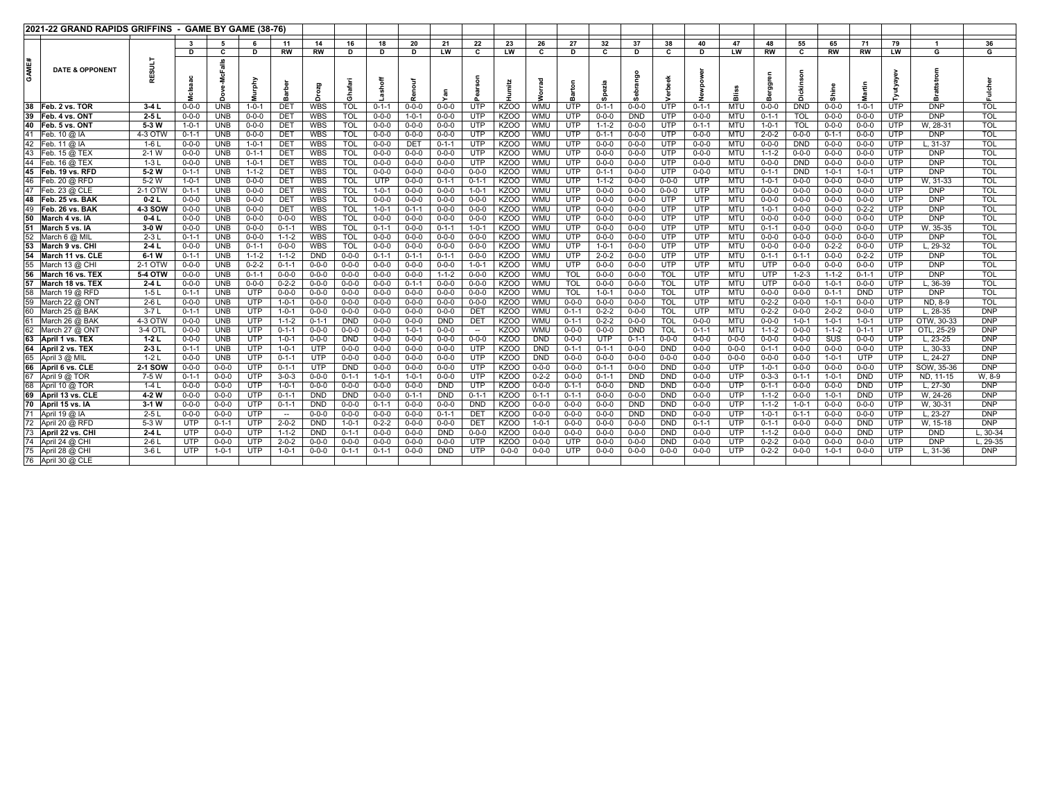## 2021-22 GRAND RAPIDS GRIFFINS - GAME BY GAME (38-76)

| GAME# | DATE & OPPONENT | RESULT | 3 D Mclsaac | 5 C Dove-McFalls | 6 D Murphy | 11 RW Barber | 14 RW Drozg | 16 D Ghafari | 18 D Lashoff | 20 D Renouf | 21 LW Yan | 22 C Pearson | 23 LW Humitz | 26 C Worrad | 27 D Barton | 32 C Spezia | 37 D Sebrango | 38 C Verbeek | 40 D Newpower | 47 LW Bliss | 48 RW Berggren | 55 C Dickinson | 65 RW Shine | 71 RW Martin | 79 LW Tyutyayev | 1 G Brattstrom | 36 G Fulcher |
|---|---|---|---|---|---|---|---|---|---|---|---|---|---|---|---|---|---|---|---|---|---|---|---|---|---|---|---|
| 38 | **Feb. 2 vs. TOR** | **3-4 L** | 0-0-0 | UNB | 1-0-1 | DET | WBS | TOL | 0-1-1 | 0-0-0 | 0-0-0 | UTP | KZOO | WMU | UTP | 0-1-1 | 0-0-0 | UTP | 0-1-1 | MTU | 0-0-0 | DND | 0-0-0 | 1-0-1 | UTP | DNP | TOL |
| 39 | **Feb. 4 vs. ONT** | **2-5 L** | 0-0-0 | UNB | 0-0-0 | DET | WBS | TOL | 0-0-0 | 1-0-1 | 0-0-0 | UTP | KZOO | WMU | UTP | 0-0-0 | DND | UTP | 0-0-0 | MTU | 0-1-1 | TOL | 0-0-0 | 0-0-0 | UTP | DNP | TOL |
| 40 | **Feb. 5 vs. ONT** | **5-3 W** | 1-0-1 | UNB | 0-0-0 | DET | WBS | TOL | 0-0-0 | 0-0-0 | 0-0-0 | UTP | KZOO | WMU | UTP | 1-1-2 | 0-0-0 | UTP | 0-1-1 | MTU | 1-0-1 | TOL | 0-0-0 | 0-0-0 | UTP | W, 28-31 | TOL |
| 41 | Feb. 10 @ IA | 4-3 OTW | 0-1-1 | UNB | 0-0-0 | DET | WBS | TOL | 0-0-0 | 0-0-0 | 0-0-0 | UTP | KZOO | WMU | UTP | 0-1-1 | 0-0-0 | UTP | 0-0-0 | MTU | 2-0-2 | 0-0-0 | 0-1-1 | 0-0-0 | UTP | DNP | TOL |
| 42 | Feb. 11 @ IA | 1-6 L | 0-0-0 | UNB | 1-0-1 | DET | WBS | TOL | 0-0-0 | DET | 0-1-1 | UTP | KZOO | WMU | UTP | 0-0-0 | 0-0-0 | UTP | 0-0-0 | MTU | 0-0-0 | DND | 0-0-0 | 0-0-0 | UTP | L, 31-37 | TOL |
| 43 | Feb. 15 @ TEX | 2-1 W | 0-0-0 | UNB | 0-1-1 | DET | WBS | TOL | 0-0-0 | 0-0-0 | 0-0-0 | UTP | KZOO | WMU | UTP | 0-0-0 | 0-0-0 | UTP | 0-0-0 | MTU | 1-1-2 | 0-0-0 | 0-0-0 | 0-0-0 | UTP | DNP | TOL |
| 44 | Feb. 16 @ TEX | 1-3 L | 0-0-0 | UNB | 1-0-1 | DET | WBS | TOL | 0-0-0 | 0-0-0 | 0-0-0 | UTP | KZOO | WMU | UTP | 0-0-0 | 0-0-0 | UTP | 0-0-0 | MTU | 0-0-0 | DND | 0-0-0 | 0-0-0 | UTP | DNP | TOL |
| 45 | **Feb. 19 vs. RFD** | **5-2 W** | 0-1-1 | UNB | 1-1-2 | DET | WBS | TOL | 0-0-0 | 0-0-0 | 0-0-0 | 0-0-0 | KZOO | WMU | UTP | 0-1-1 | 0-0-0 | UTP | 0-0-0 | MTU | 0-1-1 | DND | 1-0-1 | 1-0-1 | UTP | DNP | TOL |
| 46 | Feb. 20 @ RFD | 5-2 W | 1-0-1 | UNB | 0-0-0 | DET | WBS | TOL | UTP | 0-0-0 | 0-1-1 | 0-1-1 | KZOO | WMU | UTP | 1-1-2 | 0-0-0 | 0-0-0 | UTP | MTU | 1-0-1 | 0-0-0 | 0-0-0 | 0-0-0 | UTP | W, 31-33 | TOL |
| 47 | Feb. 23 @ CLE | 2-1 OTW | 0-1-1 | UNB | 0-0-0 | DET | WBS | TOL | 1-0-1 | 0-0-0 | 0-0-0 | 1-0-1 | KZOO | WMU | UTP | 0-0-0 | 0-0-0 | 0-0-0 | UTP | MTU | 0-0-0 | 0-0-0 | 0-0-0 | 0-0-0 | UTP | DNP | TOL |
| 48 | **Feb. 25 vs. BAK** | **0-2 L** | 0-0-0 | UNB | 0-0-0 | DET | WBS | TOL | 0-0-0 | 0-0-0 | 0-0-0 | 0-0-0 | KZOO | WMU | UTP | 0-0-0 | 0-0-0 | UTP | UTP | MTU | 0-0-0 | 0-0-0 | 0-0-0 | 0-0-0 | UTP | DNP | TOL |
| 49 | **Feb. 26 vs. BAK** | **4-3 SOW** | 0-0-0 | UNB | 0-0-0 | DET | WBS | TOL | 1-0-1 | 0-1-1 | 0-0-0 | 0-0-0 | KZOO | WMU | UTP | 0-0-0 | 0-0-0 | UTP | UTP | MTU | 1-0-1 | 0-0-0 | 0-0-0 | 0-2-2 | UTP | DNP | TOL |
| 50 | **March 4 vs. IA** | **0-4 L** | 0-0-0 | UNB | 0-0-0 | 0-0-0 | WBS | TOL | 0-0-0 | 0-0-0 | 0-0-0 | 0-0-0 | KZOO | WMU | UTP | 0-0-0 | 0-0-0 | UTP | UTP | MTU | 0-0-0 | 0-0-0 | 0-0-0 | 0-0-0 | UTP | DNP | TOL |
| 51 | **March 5 vs. IA** | **3-0 W** | 0-0-0 | UNB | 0-0-0 | 0-1-1 | WBS | TOL | 0-1-1 | 0-0-0 | 0-1-1 | 1-0-1 | KZOO | WMU | UTP | 0-0-0 | 0-0-0 | UTP | UTP | MTU | 0-1-1 | 0-0-0 | 0-0-0 | 0-0-0 | UTP | W, 35-35 | TOL |
| 52 | March 6 @ MIL | 2-3 L | 0-1-1 | UNB | 0-0-0 | 1-1-2 | WBS | TOL | 0-0-0 | 0-0-0 | 0-0-0 | 0-0-0 | KZOO | WMU | UTP | 0-0-0 | 0-0-0 | UTP | UTP | MTU | 0-0-0 | 0-0-0 | 0-0-0 | 0-0-0 | UTP | DNP | TOL |
| 53 | **March 9 vs. CHI** | **2-4 L** | 0-0-0 | UNB | 0-1-1 | 0-0-0 | WBS | TOL | 0-0-0 | 0-0-0 | 0-0-0 | 0-0-0 | KZOO | WMU | UTP | 1-0-1 | 0-0-0 | UTP | UTP | MTU | 0-0-0 | 0-0-0 | 0-2-2 | 0-0-0 | UTP | L, 29-32 | TOL |
| 54 | **March 11 vs. CLE** | **6-1 W** | 0-1-1 | UNB | 1-1-2 | 1-1-2 | DND | 0-0-0 | 0-1-1 | 0-1-1 | 0-1-1 | 0-0-0 | KZOO | WMU | UTP | 2-0-2 | 0-0-0 | UTP | UTP | MTU | 0-1-1 | 0-1-1 | 0-0-0 | 0-2-2 | UTP | DNP | TOL |
| 55 | March 13 @ CHI | 2-1 OTW | 0-0-0 | UNB | 0-2-2 | 0-1-1 | 0-0-0 | 0-0-0 | 0-0-0 | 0-0-0 | 0-0-0 | 1-0-1 | KZOO | WMU | UTP | 0-0-0 | 0-0-0 | UTP | UTP | MTU | UTP | 0-0-0 | 0-0-0 | 0-0-0 | UTP | DNP | TOL |
| 56 | **March 16 vs. TEX** | **5-4 OTW** | 0-0-0 | UNB | 0-1-1 | 0-0-0 | 0-0-0 | 0-0-0 | 0-0-0 | 0-0-0 | 1-1-2 | 0-0-0 | KZOO | WMU | TOL | 0-0-0 | 0-0-0 | TOL | UTP | MTU | UTP | 1-2-3 | 1-1-2 | 0-1-1 | UTP | DNP | TOL |
| 57 | **March 18 vs. TEX** | **2-4 L** | 0-0-0 | UNB | 0-0-0 | 0-2-2 | 0-0-0 | 0-0-0 | 0-0-0 | 0-1-1 | 0-0-0 | 0-0-0 | KZOO | WMU | TOL | 0-0-0 | 0-0-0 | TOL | UTP | MTU | UTP | 0-0-0 | 1-0-1 | 0-0-0 | UTP | L, 36-39 | TOL |
| 58 | March 19 @ RFD | 1-5 L | 0-1-1 | UNB | UTP | 0-0-0 | 0-0-0 | 0-0-0 | 0-0-0 | 0-0-0 | 0-0-0 | 0-0-0 | KZOO | WMU | TOL | 1-0-1 | 0-0-0 | TOL | UTP | MTU | 0-0-0 | 0-0-0 | 0-1-1 | DND | UTP | DNP | TOL |
| 59 | March 22 @ ONT | 2-6 L | 0-0-0 | UNB | UTP | 1-0-1 | 0-0-0 | 0-0-0 | 0-0-0 | 0-0-0 | 0-0-0 | 0-0-0 | KZOO | WMU | 0-0-0 | 0-0-0 | 0-0-0 | TOL | UTP | MTU | 0-2-2 | 0-0-0 | 1-0-1 | 0-0-0 | UTP | ND, 8-9 | TOL |
| 60 | March 25 @ BAK | 3-7 L | 0-1-1 | UNB | UTP | 1-0-1 | 0-0-0 | 0-0-0 | 0-0-0 | 0-0-0 | 0-0-0 | DET | KZOO | WMU | 0-1-1 | 0-2-2 | 0-0-0 | TOL | UTP | MTU | 0-2-2 | 0-0-0 | 2-0-2 | 0-0-0 | UTP | L, 28-35 | DNP |
| 61 | March 26 @ BAK | 4-3 OTW | 0-0-0 | UNB | UTP | 1-1-2 | 0-1-1 | DND | 0-0-0 | 0-0-0 | DND | DET | KZOO | WMU | 0-1-1 | 0-2-2 | 0-0-0 | TOL | 0-0-0 | MTU | 0-0-0 | 1-0-1 | 1-0-1 | 1-0-1 | UTP | OTW, 30-33 | DNP |
| 62 | March 27 @ ONT | 3-4 OTL | 0-0-0 | UNB | UTP | 0-1-1 | 0-0-0 | 0-0-0 | 0-0-0 | 1-0-1 | 0-0-0 | -- | KZOO | WMU | 0-0-0 | 0-0-0 | DND | TOL | 0-1-1 | MTU | 1-1-2 | 0-0-0 | 1-1-2 | 0-1-1 | UTP | OTL, 25-29 | DNP |
| 63 | **April 1 vs. TEX** | **1-2 L** | 0-0-0 | UNB | UTP | 1-0-1 | 0-0-0 | DND | 0-0-0 | 0-0-0 | 0-0-0 | 0-0-0 | KZOO | DND | 0-0-0 | UTP | 0-1-1 | 0-0-0 | 0-0-0 | 0-0-0 | 0-0-0 | 0-0-0 | SUS | 0-0-0 | UTP | L, 23-25 | DNP |
| 64 | **April 2 vs. TEX** | **2-3 L** | 0-1-1 | UNB | UTP | 1-0-1 | UTP | 0-0-0 | 0-0-0 | 0-0-0 | 0-0-0 | UTP | KZOO | DND | 0-1-1 | 0-1-1 | 0-0-0 | DND | 0-0-0 | 0-0-0 | 0-1-1 | 0-0-0 | 0-0-0 | 0-0-0 | UTP | L, 30-33 | DNP |
| 65 | April 3 @ MIL | 1-2 L | 0-0-0 | UNB | UTP | 0-1-1 | UTP | 0-0-0 | 0-0-0 | 0-0-0 | 0-0-0 | UTP | KZOO | DND | 0-0-0 | 0-0-0 | 0-0-0 | 0-0-0 | 0-0-0 | 0-0-0 | 0-0-0 | 0-0-0 | 1-0-1 | UTP | UTP | L, 24-27 | DNP |
| 66 | **April 6 vs. CLE** | **2-1 SOW** | 0-0-0 | 0-0-0 | UTP | 0-1-1 | UTP | DND | 0-0-0 | 0-0-0 | 0-0-0 | UTP | KZOO | 0-0-0 | 0-0-0 | 0-1-1 | 0-0-0 | DND | 0-0-0 | UTP | 1-0-1 | 0-0-0 | 0-0-0 | 0-0-0 | UTP | SOW, 35-36 | DNP |
| 67 | April 9 @ TOR | 7-5 W | 0-1-1 | 0-0-0 | UTP | 3-0-3 | 0-0-0 | 0-1-1 | 1-0-1 | 1-0-1 | 0-0-0 | UTP | KZOO | 0-2-2 | 0-0-0 | 0-1-1 | DND | DND | 0-0-0 | UTP | 0-3-3 | 0-1-1 | 1-0-1 | DND | UTP | ND, 11-15 | W, 8-9 |
| 68 | April 10 @ TOR | 1-4 L | 0-0-0 | 0-0-0 | UTP | 1-0-1 | 0-0-0 | 0-0-0 | 0-0-0 | 0-0-0 | DND | UTP | KZOO | 0-0-0 | 0-1-1 | 0-0-0 | DND | DND | 0-0-0 | UTP | 0-1-1 | 0-0-0 | 0-0-0 | DND | UTP | L, 27-30 | DNP |
| 69 | **April 13 vs. CLE** | **4-2 W** | 0-0-0 | 0-0-0 | UTP | 0-1-1 | DND | DND | 0-0-0 | 0-1-1 | DND | 0-1-1 | KZOO | 0-1-1 | 0-1-1 | 0-0-0 | 0-0-0 | DND | 0-0-0 | UTP | 1-1-2 | 0-0-0 | 1-0-1 | DND | UTP | W, 24-26 | DNP |
| 70 | **April 15 vs. IA** | **3-1 W** | 0-0-0 | 0-0-0 | UTP | 0-1-1 | DND | 0-0-0 | 0-1-1 | 0-0-0 | 0-0-0 | DND | KZOO | 0-0-0 | 0-0-0 | 0-0-0 | DND | DND | 0-0-0 | UTP | 1-1-2 | 1-0-1 | 0-0-0 | 0-0-0 | UTP | W, 30-31 | DNP |
| 71 | April 19 @ IA | 2-5 L | 0-0-0 | 0-0-0 | UTP | -- | 0-0-0 | 0-0-0 | 0-0-0 | 0-0-0 | 0-1-1 | DET | KZOO | 0-0-0 | 0-0-0 | 0-0-0 | DND | DND | 0-0-0 | UTP | 1-0-1 | 0-1-1 | 0-0-0 | 0-0-0 | UTP | L, 23-27 | DNP |
| 72 | April 20 @ RFD | 5-3 W | UTP | 0-1-1 | UTP | 2-0-2 | DND | 1-0-1 | 0-2-2 | 0-0-0 | 0-0-0 | DET | KZOO | 1-0-1 | 0-0-0 | 0-0-0 | 0-0-0 | DND | 0-1-1 | UTP | 0-1-1 | 0-0-0 | 0-0-0 | DND | UTP | W, 15-18 | DNP |
| 73 | **April 22 vs. CHI** | **2-4 L** | UTP | 0-0-0 | UTP | 1-1-2 | DND | 0-1-1 | 0-0-0 | 0-0-0 | DND | 0-0-0 | KZOO | 0-0-0 | 0-0-0 | 0-0-0 | 0-0-0 | DND | 0-0-0 | UTP | 1-1-2 | 0-0-0 | 0-0-0 | DND | UTP | DND | L, 30-34 |
| 74 | April 24 @ CHI | 2-6 L | UTP | 0-0-0 | UTP | 2-0-2 | 0-0-0 | 0-0-0 | 0-0-0 | 0-0-0 | 0-0-0 | UTP | KZOO | 0-0-0 | UTP | 0-0-0 | 0-0-0 | DND | 0-0-0 | UTP | 0-2-2 | 0-0-0 | 0-0-0 | 0-0-0 | UTP | DNP | L, 29-35 |
| 75 | April 28 @ CHI | 3-6 L | UTP | 1-0-1 | UTP | 1-0-1 | 0-0-0 | 0-1-1 | 0-1-1 | 0-0-0 | DND | UTP | 0-0-0 | 0-0-0 | UTP | 0-0-0 | 0-0-0 | 0-0-0 | 0-0-0 | UTP | 0-2-2 | 0-0-0 | 1-0-1 | 0-0-0 | UTP | L, 31-36 | DNP |
| 76 | April 30 @ CLE | | | | | | | | | | | | | | | | | | | | | | | | | | |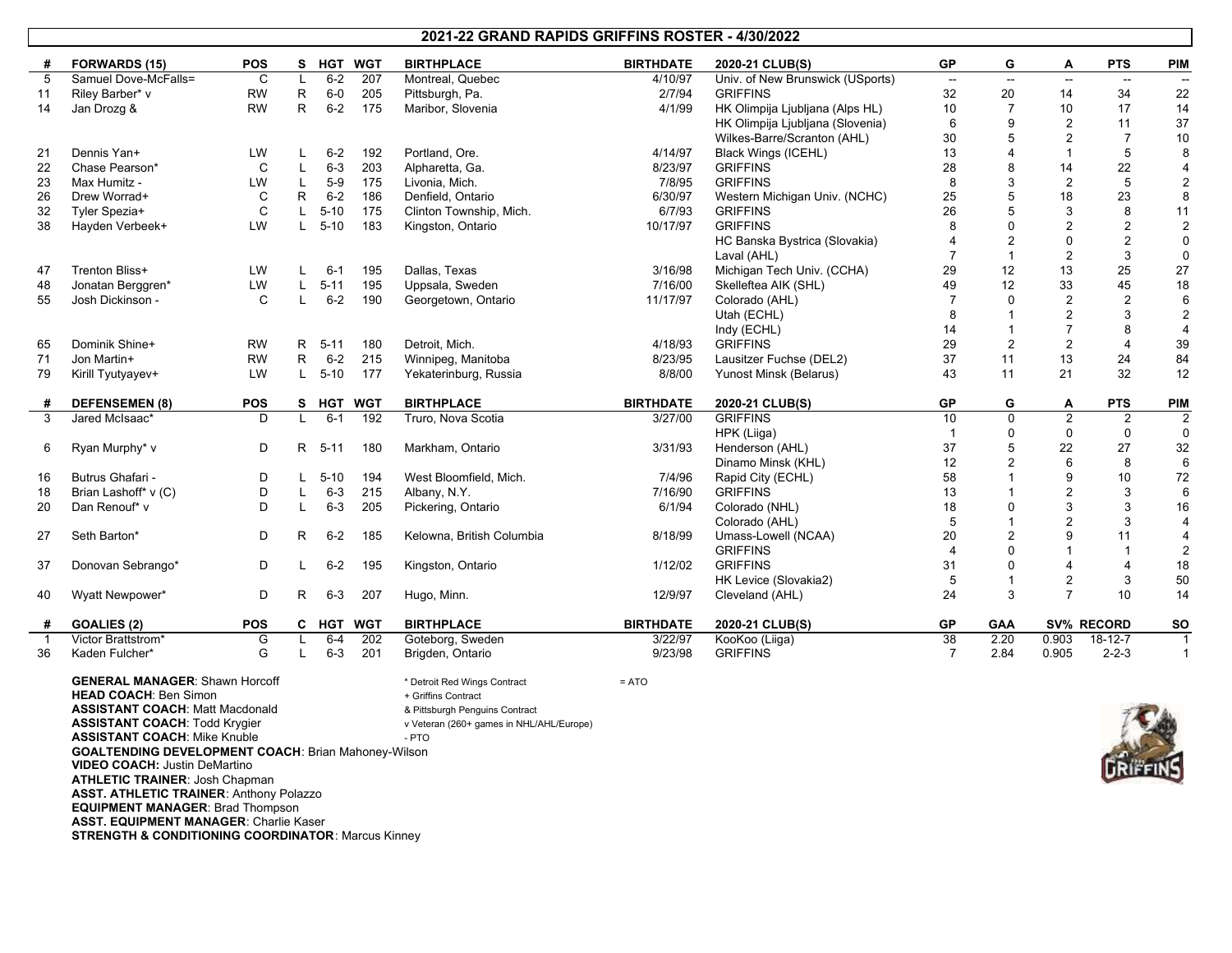# 2021-22 GRAND RAPIDS GRIFFINS ROSTER - 4/30/2022

| # | FORWARDS (15) | POS | S | HGT | WGT | BIRTHPLACE | BIRTHDATE | 2020-21 CLUB(S) | GP | G | A | PTS | PIM |
|---|---|---|---|---|---|---|---|---|---|---|---|---|---|
| 5 | Samuel Dove-McFalls= | C | L | 6-2 | 207 | Montreal, Quebec | 4/10/97 | Univ. of New Brunswick (USports) | -- | -- | -- | -- | -- |
| 11 | Riley Barber* v | RW | R | 6-0 | 205 | Pittsburgh, Pa. | 2/7/94 | GRIFFINS | 32 | 20 | 14 | 34 | 22 |
| 14 | Jan Drozg & | RW | R | 6-2 | 175 | Maribor, Slovenia | 4/1/99 | HK Olimpija Ljubljana (Alps HL) | 10 | 7 | 10 | 17 | 14 |
| | | | | | | | | HK Olimpija Ljubljana (Slovenia) | 6 | 9 | 2 | 11 | 37 |
| | | | | | | | | Wilkes-Barre/Scranton (AHL) | 30 | 5 | 2 | 7 | 10 |
| 21 | Dennis Yan+ | LW | L | 6-2 | 192 | Portland, Ore. | 4/14/97 | Black Wings (ICEHL) | 13 | 4 | 1 | 5 | 8 |
| 22 | Chase Pearson* | C | L | 6-3 | 203 | Alpharetta, Ga. | 8/23/97 | GRIFFINS | 28 | 8 | 14 | 22 | 4 |
| 23 | Max Humitz - | LW | L | 5-9 | 175 | Livonia, Mich. | 7/8/95 | GRIFFINS | 8 | 3 | 2 | 5 | 2 |
| 26 | Drew Worrad+ | C | R | 6-2 | 186 | Denfield, Ontario | 6/30/97 | Western Michigan Univ. (NCHC) | 25 | 5 | 18 | 23 | 8 |
| 32 | Tyler Spezia+ | C | L | 5-10 | 175 | Clinton Township, Mich. | 6/7/93 | GRIFFINS | 26 | 5 | 3 | 8 | 11 |
| 38 | Hayden Verbeek+ | LW | L | 5-10 | 183 | Kingston, Ontario | 10/17/97 | GRIFFINS | 8 | 0 | 2 | 2 | 2 |
| | | | | | | | | HC Banska Bystrica (Slovakia) | 4 | 2 | 0 | 2 | 0 |
| | | | | | | | | Laval (AHL) | 7 | 1 | 2 | 3 | 0 |
| 47 | Trenton Bliss+ | LW | L | 6-1 | 195 | Dallas, Texas | 3/16/98 | Michigan Tech Univ. (CCHA) | 29 | 12 | 13 | 25 | 27 |
| 48 | Jonatan Berggren* | LW | L | 5-11 | 195 | Uppsala, Sweden | 7/16/00 | Skelleftea AIK (SHL) | 49 | 12 | 33 | 45 | 18 |
| 55 | Josh Dickinson - | C | L | 6-2 | 190 | Georgetown, Ontario | 11/17/97 | Colorado (AHL) | 7 | 0 | 2 | 2 | 6 |
| | | | | | | | | Utah (ECHL) | 8 | 1 | 2 | 3 | 2 |
| | | | | | | | | Indy (ECHL) | 14 | 1 | 7 | 8 | 4 |
| 65 | Dominik Shine+ | RW | R | 5-11 | 180 | Detroit, Mich. | 4/18/93 | GRIFFINS | 29 | 2 | 2 | 4 | 39 |
| 71 | Jon Martin+ | RW | R | 6-2 | 215 | Winnipeg, Manitoba | 8/23/95 | Lausitzer Fuchse (DEL2) | 37 | 11 | 13 | 24 | 84 |
| 79 | Kirill Tyutyayev+ | LW | L | 5-10 | 177 | Yekaterinburg, Russia | 8/8/00 | Yunost Minsk (Belarus) | 43 | 11 | 21 | 32 | 12 |

| # | DEFENSEMEN (8) | POS | S | HGT | WGT | BIRTHPLACE | BIRTHDATE | 2020-21 CLUB(S) | GP | G | A | PTS | PIM |
|---|---|---|---|---|---|---|---|---|---|---|---|---|---|
| 3 | Jared McIsaac* | D | L | 6-1 | 192 | Truro, Nova Scotia | 3/27/00 | GRIFFINS | 10 | 0 | 2 | 2 | 2 |
| | | | | | | | | HPK (Liiga) | 1 | 0 | 0 | 0 | 0 |
| 6 | Ryan Murphy* v | D | R | 5-11 | 180 | Markham, Ontario | 3/31/93 | Henderson (AHL) | 37 | 5 | 22 | 27 | 32 |
| | | | | | | | | Dinamo Minsk (KHL) | 12 | 2 | 6 | 8 | 6 |
| 16 | Butrus Ghafari - | D | L | 5-10 | 194 | West Bloomfield, Mich. | 7/4/96 | Rapid City (ECHL) | 58 | 1 | 9 | 10 | 72 |
| 18 | Brian Lashoff* v (C) | D | L | 6-3 | 215 | Albany, N.Y. | 7/16/90 | GRIFFINS | 13 | 1 | 2 | 3 | 6 |
| 20 | Dan Renouf* v | D | L | 6-3 | 205 | Pickering, Ontario | 6/1/94 | Colorado (NHL) | 18 | 0 | 3 | 3 | 16 |
| | | | | | | | | Colorado (AHL) | 5 | 1 | 2 | 3 | 4 |
| 27 | Seth Barton* | D | R | 6-2 | 185 | Kelowna, British Columbia | 8/18/99 | Umass-Lowell (NCAA) | 20 | 2 | 9 | 11 | 4 |
| | | | | | | | | GRIFFINS | 4 | 0 | 1 | 1 | 2 |
| 37 | Donovan Sebrango* | D | L | 6-2 | 195 | Kingston, Ontario | 1/12/02 | GRIFFINS | 31 | 0 | 4 | 4 | 18 |
| | | | | | | | | HK Levice (Slovakia2) | 5 | 1 | 2 | 3 | 50 |
| 40 | Wyatt Newpower* | D | R | 6-3 | 207 | Hugo, Minn. | 12/9/97 | Cleveland (AHL) | 24 | 3 | 7 | 10 | 14 |

| # | GOALIES (2) | POS | C | HGT | WGT | BIRTHPLACE | BIRTHDATE | 2020-21 CLUB(S) | GP | GAA | SV% | RECORD | SO |
|---|---|---|---|---|---|---|---|---|---|---|---|---|---|
| 1 | Victor Brattstrom* | G | L | 6-4 | 202 | Goteborg, Sweden | 3/22/97 | KooKoo (Liiga) | 38 | 2.20 | 0.903 | 18-12-7 | 1 |
| 36 | Kaden Fulcher* | G | L | 6-3 | 201 | Brigden, Ontario | 9/23/98 | GRIFFINS | 7 | 2.84 | 0.905 | 2-2-3 | 1 |

**GENERAL MANAGER**: Shawn Horcoff
**HEAD COACH**: Ben Simon
**ASSISTANT COACH**: Matt Macdonald
**ASSISTANT COACH**: Todd Krygier
**ASSISTANT COACH**: Mike Knuble
**GOALTENDING DEVELOPMENT COACH**: Brian Mahoney-Wilson
**VIDEO COACH:** Justin DeMartino
**ATHLETIC TRAINER**: Josh Chapman
**ASST. ATHLETIC TRAINER**: Anthony Polazzo
**EQUIPMENT MANAGER**: Brad Thompson
**ASST. EQUIPMENT MANAGER**: Charlie Kaser
**STRENGTH & CONDITIONING COORDINATOR**: Marcus Kinney

\* Detroit Red Wings Contract
+ Griffins Contract
& Pittsburgh Penguins Contract
v Veteran (260+ games in NHL/AHL/Europe)
- PTO
= ATO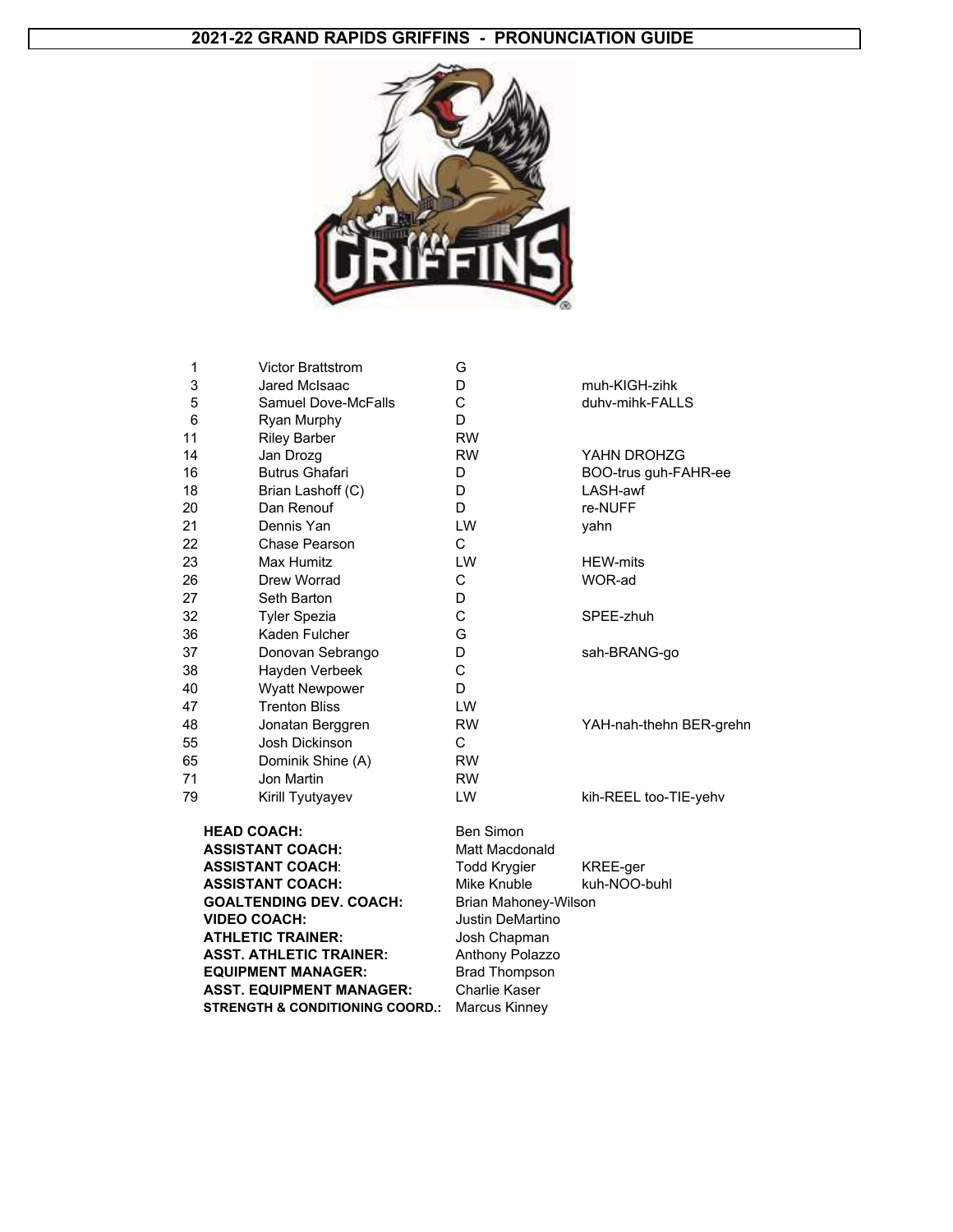# 2021-22 GRAND RAPIDS GRIFFINS - PRONUNCIATION GUIDE

| # | Name | Pos | Pronunciation |
|---|---|---|---|
| 1 | Victor Brattstrom | G | |
| 3 | Jared McIsaac | D | muh-KIGH-zihk |
| 5 | Samuel Dove-McFalls | C | duhv-mihk-FALLS |
| 6 | Ryan Murphy | D | |
| 11 | Riley Barber | RW | |
| 14 | Jan Drozg | RW | YAHN DROHZG |
| 16 | Butrus Ghafari | D | BOO-trus guh-FAHR-ee |
| 18 | Brian Lashoff (C) | D | LASH-awf |
| 20 | Dan Renouf | D | re-NUFF |
| 21 | Dennis Yan | LW | yahn |
| 22 | Chase Pearson | C | |
| 23 | Max Humitz | LW | HEW-mits |
| 26 | Drew Worrad | C | WOR-ad |
| 27 | Seth Barton | D | |
| 32 | Tyler Spezia | C | SPEE-zhuh |
| 36 | Kaden Fulcher | G | |
| 37 | Donovan Sebrango | D | sah-BRANG-go |
| 38 | Hayden Verbeek | C | |
| 40 | Wyatt Newpower | D | |
| 47 | Trenton Bliss | LW | |
| 48 | Jonatan Berggren | RW | YAH-nah-thehn BER-grehn |
| 55 | Josh Dickinson | C | |
| 65 | Dominik Shine (A) | RW | |
| 71 | Jon Martin | RW | |
| 79 | Kirill Tyutyayev | LW | kih-REEL too-TIE-yehv |

| Role | Name | Pronunciation |
|---|---|---|
| **HEAD COACH:** | Ben Simon | |
| **ASSISTANT COACH:** | Matt Macdonald | |
| **ASSISTANT COACH:** | Todd Krygier | KREE-ger |
| **ASSISTANT COACH:** | Mike Knuble | kuh-NOO-buhl |
| **GOALTENDING DEV. COACH:** | Brian Mahoney-Wilson | |
| **VIDEO COACH:** | Justin DeMartino | |
| **ATHLETIC TRAINER:** | Josh Chapman | |
| **ASST. ATHLETIC TRAINER:** | Anthony Polazzo | |
| **EQUIPMENT MANAGER:** | Brad Thompson | |
| **ASST. EQUIPMENT MANAGER:** | Charlie Kaser | |
| **STRENGTH & CONDITIONING COORD.:** | Marcus Kinney | |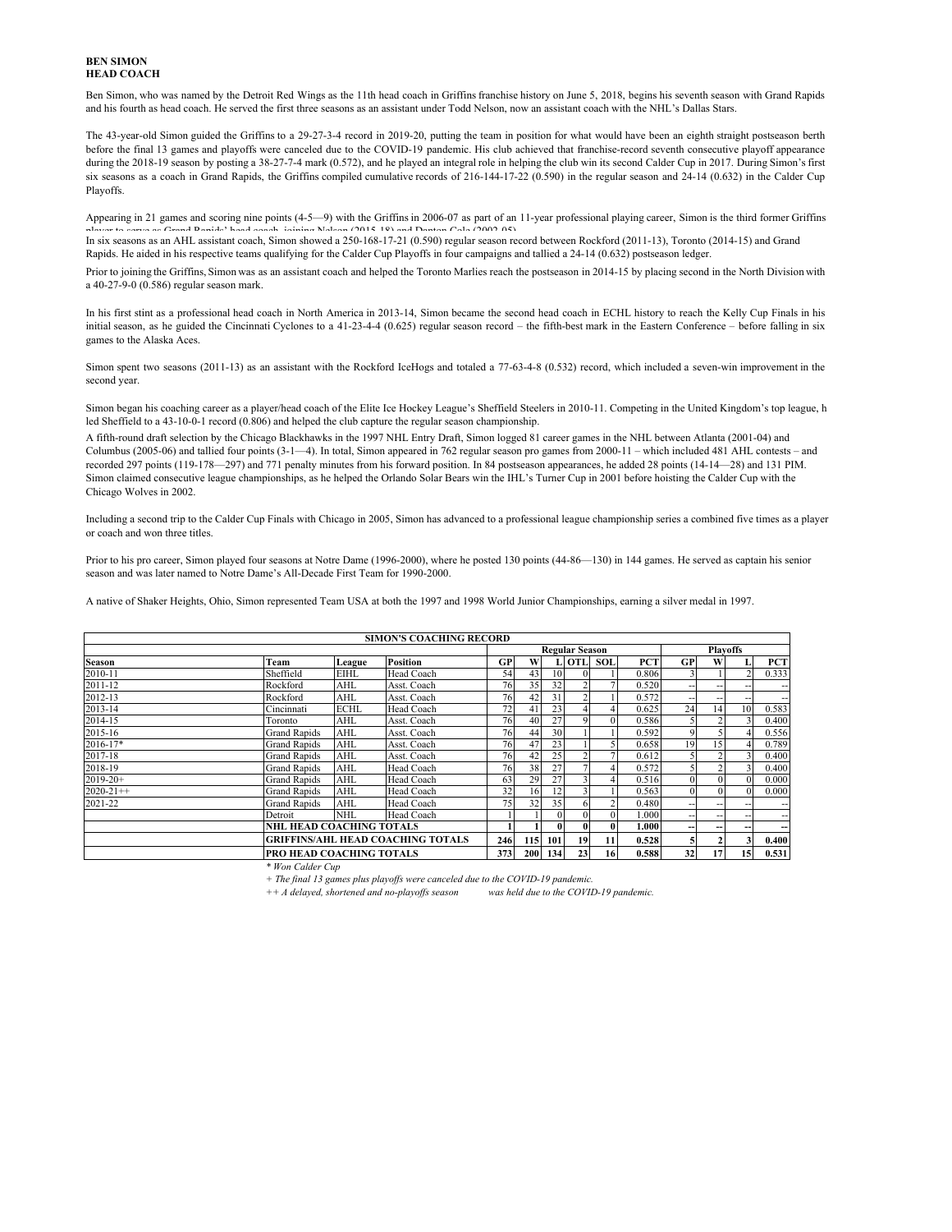**BEN SIMON**
**HEAD COACH**

Ben Simon, who was named by the Detroit Red Wings as the 11th head coach in Griffins franchise history on June 5, 2018, begins his seventh season with Grand Rapids and his fourth as head coach. He served the first three seasons as an assistant under Todd Nelson, now an assistant coach with the NHL's Dallas Stars.

The 43-year-old Simon guided the Griffins to a 29-27-3-4 record in 2019-20, putting the team in position for what would have been an eighth straight postseason berth before the final 13 games and playoffs were canceled due to the COVID-19 pandemic. His club achieved that franchise-record seventh consecutive playoff appearance during the 2018-19 season by posting a 38-27-7-4 mark (0.572), and he played an integral role in helping the club win its second Calder Cup in 2017. During Simon's first six seasons as a coach in Grand Rapids, the Griffins compiled cumulative records of 216-144-17-22 (0.590) in the regular season and 24-14 (0.632) in the Calder Cup Playoffs.

Appearing in 21 games and scoring nine points (4-5—9) with the Griffins in 2006-07 as part of an 11-year professional playing career, Simon is the third former Griffins player to serve as Grand Rapids' head coach, joining Nelson (2015-18) and Denton Cole (2002-05).

In six seasons as an AHL assistant coach, Simon showed a 250-168-17-21 (0.590) regular season record between Rockford (2011-13), Toronto (2014-15) and Grand Rapids. He aided in his respective teams qualifying for the Calder Cup Playoffs in four campaigns and tallied a 24-14 (0.632) postseason ledger.

Prior to joining the Griffins, Simon was as an assistant coach and helped the Toronto Marlies reach the postseason in 2014-15 by placing second in the North Division with a 40-27-9-0 (0.586) regular season mark.

In his first stint as a professional head coach in North America in 2013-14, Simon became the second head coach in ECHL history to reach the Kelly Cup Finals in his initial season, as he guided the Cincinnati Cyclones to a 41-23-4-4 (0.625) regular season record – the fifth-best mark in the Eastern Conference – before falling in six games to the Alaska Aces.

Simon spent two seasons (2011-13) as an assistant with the Rockford IceHogs and totaled a 77-63-4-8 (0.532) record, which included a seven-win improvement in the second year.

Simon began his coaching career as a player/head coach of the Elite Ice Hockey League's Sheffield Steelers in 2010-11. Competing in the United Kingdom's top league, h led Sheffield to a 43-10-0-1 record (0.806) and helped the club capture the regular season championship.

A fifth-round draft selection by the Chicago Blackhawks in the 1997 NHL Entry Draft, Simon logged 81 career games in the NHL between Atlanta (2001-04) and Columbus (2005-06) and tallied four points (3-1—4). In total, Simon appeared in 762 regular season pro games from 2000-11 – which included 481 AHL contests – and recorded 297 points (119-178—297) and 771 penalty minutes from his forward position. In 84 postseason appearances, he added 28 points (14-14—28) and 131 PIM. Simon claimed consecutive league championships, as he helped the Orlando Solar Bears win the IHL's Turner Cup in 2001 before hoisting the Calder Cup with the Chicago Wolves in 2002.

Including a second trip to the Calder Cup Finals with Chicago in 2005, Simon has advanced to a professional league championship series a combined five times as a player or coach and won three titles.

Prior to his pro career, Simon played four seasons at Notre Dame (1996-2000), where he posted 130 points (44-86—130) in 144 games. He served as captain his senior season and was later named to Notre Dame's All-Decade First Team for 1990-2000.

A native of Shaker Heights, Ohio, Simon represented Team USA at both the 1997 and 1998 World Junior Championships, earning a silver medal in 1997.

| SIMON'S COACHING RECORD | | | | | | | | | | | | | | |
|---|---|---|---|---|---|---|---|---|---|---|---|---|---|---|
| | | | | Regular Season | | | | | | Playoffs | | | | |
| **Season** | **Team** | **League** | **Position** | **GP** | **W** | **L** | **OTL** | **SOL** | **PCT** | **GP** | **W** | **L** | **PCT** |
| 2010-11 | Sheffield | EIHL | Head Coach | 54 | 43 | 10 | 0 | 1 | 0.806 | 3 | 1 | 2 | 0.333 |
| 2011-12 | Rockford | AHL | Asst. Coach | 76 | 35 | 32 | 2 | 7 | 0.520 | -- | -- | -- | -- |
| 2012-13 | Rockford | AHL | Asst. Coach | 76 | 42 | 31 | 2 | 1 | 0.572 | -- | -- | -- | -- |
| 2013-14 | Cincinnati | ECHL | Head Coach | 72 | 41 | 23 | 4 | 4 | 0.625 | 24 | 14 | 10 | 0.583 |
| 2014-15 | Toronto | AHL | Asst. Coach | 76 | 40 | 27 | 9 | 0 | 0.586 | 5 | 2 | 3 | 0.400 |
| 2015-16 | Grand Rapids | AHL | Asst. Coach | 76 | 44 | 30 | 1 | 1 | 0.592 | 9 | 5 | 4 | 0.556 |
| 2016-17* | Grand Rapids | AHL | Asst. Coach | 76 | 47 | 23 | 1 | 5 | 0.658 | 19 | 15 | 4 | 0.789 |
| 2017-18 | Grand Rapids | AHL | Asst. Coach | 76 | 42 | 25 | 2 | 7 | 0.612 | 5 | 2 | 3 | 0.400 |
| 2018-19 | Grand Rapids | AHL | Head Coach | 76 | 38 | 27 | 7 | 4 | 0.572 | 5 | 2 | 3 | 0.400 |
| 2019-20+ | Grand Rapids | AHL | Head Coach | 63 | 29 | 27 | 3 | 4 | 0.516 | 0 | 0 | 0 | 0.000 |
| 2020-21++ | Grand Rapids | AHL | Head Coach | 32 | 16 | 12 | 3 | 1 | 0.563 | 0 | 0 | 0 | 0.000 |
| 2021-22 | Grand Rapids | AHL | Head Coach | 75 | 32 | 35 | 6 | 2 | 0.480 | -- | -- | -- | -- |
| | Detroit | NHL | Head Coach | 1 | 1 | 0 | 0 | 0 | 1.000 | -- | -- | -- | -- |
| | **NHL HEAD COACHING TOTALS** | | | **1** | **1** | **0** | **0** | **0** | **1.000** | **--** | **--** | **--** | **--** |
| | **GRIFFINS/AHL HEAD COACHING TOTALS** | | | **246** | **115** | **101** | **19** | **11** | **0.528** | **5** | **2** | **3** | **0.400** |
| | **PRO HEAD COACHING TOTALS** | | | **373** | **200** | **134** | **23** | **16** | **0.588** | **32** | **17** | **15** | **0.531** |

*\* Won Calder Cup*

*+ The final 13 games plus playoffs were canceled due to the COVID-19 pandemic.*

*++ A delayed, shortened and no-playoffs season was held due to the COVID-19 pandemic.*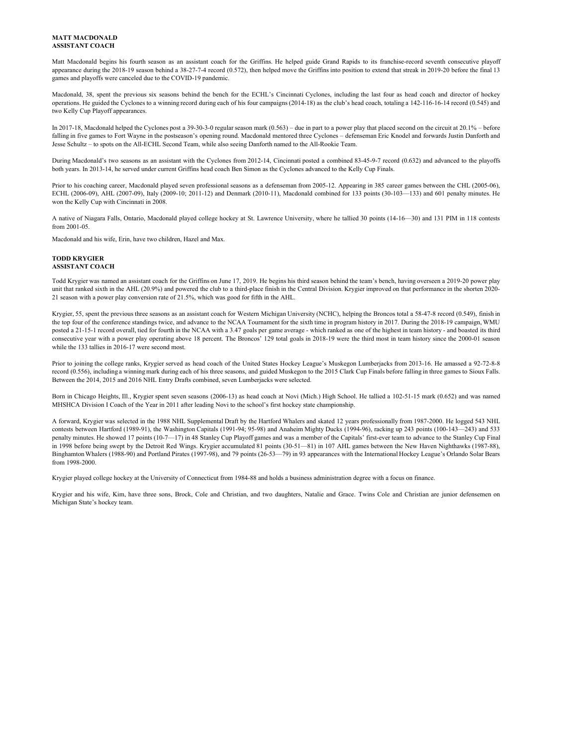**MATT MACDONALD**
**ASSISTANT COACH**

Matt Macdonald begins his fourth season as an assistant coach for the Griffins. He helped guide Grand Rapids to its franchise-record seventh consecutive playoff appearance during the 2018-19 season behind a 38-27-7-4 record (0.572), then helped move the Griffins into position to extend that streak in 2019-20 before the final 13 games and playoffs were canceled due to the COVID-19 pandemic.

Macdonald, 38, spent the previous six seasons behind the bench for the ECHL's Cincinnati Cyclones, including the last four as head coach and director of hockey operations. He guided the Cyclones to a winning record during each of his four campaigns (2014-18) as the club's head coach, totaling a 142-116-16-14 record (0.545) and two Kelly Cup Playoff appearances.

In 2017-18, Macdonald helped the Cyclones post a 39-30-3-0 regular season mark (0.563) – due in part to a power play that placed second on the circuit at 20.1% – before falling in five games to Fort Wayne in the postseason's opening round. Macdonald mentored three Cyclones – defenseman Eric Knodel and forwards Justin Danforth and Jesse Schultz – to spots on the All-ECHL Second Team, while also seeing Danforth named to the All-Rookie Team.

During Macdonald's two seasons as an assistant with the Cyclones from 2012-14, Cincinnati posted a combined 83-45-9-7 record (0.632) and advanced to the playoffs both years. In 2013-14, he served under current Griffins head coach Ben Simon as the Cyclones advanced to the Kelly Cup Finals.

Prior to his coaching career, Macdonald played seven professional seasons as a defenseman from 2005-12. Appearing in 385 career games between the CHL (2005-06), ECHL (2006-09), AHL (2007-09), Italy (2009-10; 2011-12) and Denmark (2010-11), Macdonald combined for 133 points (30-103—133) and 601 penalty minutes. He won the Kelly Cup with Cincinnati in 2008.

A native of Niagara Falls, Ontario, Macdonald played college hockey at St. Lawrence University, where he tallied 30 points (14-16—30) and 131 PIM in 118 contests from 2001-05.

Macdonald and his wife, Erin, have two children, Hazel and Max.

**TODD KRYGIER**
**ASSISTANT COACH**

Todd Krygier was named an assistant coach for the Griffins on June 17, 2019. He begins his third season behind the team's bench, having overseen a 2019-20 power play unit that ranked sixth in the AHL (20.9%) and powered the club to a third-place finish in the Central Division. Krygier improved on that performance in the shorten 2020-21 season with a power play conversion rate of 21.5%, which was good for fifth in the AHL.

Krygier, 55, spent the previous three seasons as an assistant coach for Western Michigan University (NCHC), helping the Broncos total a 58-47-8 record (0.549), finish in the top four of the conference standings twice, and advance to the NCAA Tournament for the sixth time in program history in 2017. During the 2018-19 campaign, WMU posted a 21-15-1 record overall, tied for fourth in the NCAA with a 3.47 goals per game average - which ranked as one of the highest in team history - and boasted its third consecutive year with a power play operating above 18 percent. The Broncos' 129 total goals in 2018-19 were the third most in team history since the 2000-01 season while the 133 tallies in 2016-17 were second most.

Prior to joining the college ranks, Krygier served as head coach of the United States Hockey League's Muskegon Lumberjacks from 2013-16. He amassed a 92-72-8-8 record (0.556), including a winning mark during each of his three seasons, and guided Muskegon to the 2015 Clark Cup Finals before falling in three games to Sioux Falls. Between the 2014, 2015 and 2016 NHL Entry Drafts combined, seven Lumberjacks were selected.

Born in Chicago Heights, Ill., Krygier spent seven seasons (2006-13) as head coach at Novi (Mich.) High School. He tallied a 102-51-15 mark (0.652) and was named MHSHCA Division I Coach of the Year in 2011 after leading Novi to the school's first hockey state championship.

A forward, Krygier was selected in the 1988 NHL Supplemental Draft by the Hartford Whalers and skated 12 years professionally from 1987-2000. He logged 543 NHL contests between Hartford (1989-91), the Washington Capitals (1991-94; 95-98) and Anaheim Mighty Ducks (1994-96), racking up 243 points (100-143—243) and 533 penalty minutes. He showed 17 points (10-7—17) in 48 Stanley Cup Playoff games and was a member of the Capitals' first-ever team to advance to the Stanley Cup Final in 1998 before being swept by the Detroit Red Wings. Krygier accumulated 81 points (30-51—81) in 107 AHL games between the New Haven Nighthawks (1987-88), Binghamton Whalers (1988-90) and Portland Pirates (1997-98), and 79 points (26-53—79) in 93 appearances with the International Hockey League's Orlando Solar Bears from 1998-2000.

Krygier played college hockey at the University of Connecticut from 1984-88 and holds a business administration degree with a focus on finance.

Krygier and his wife, Kim, have three sons, Brock, Cole and Christian, and two daughters, Natalie and Grace. Twins Cole and Christian are junior defensemen on Michigan State's hockey team.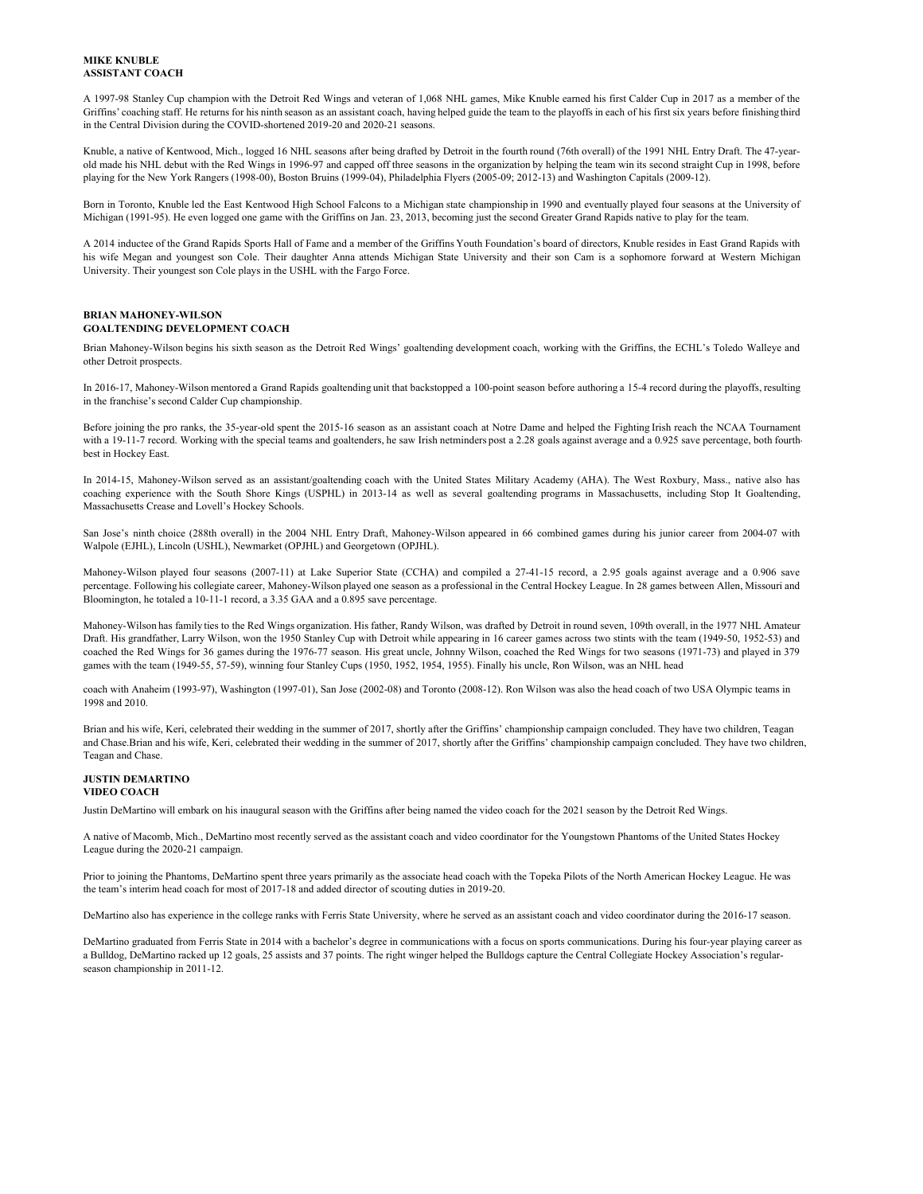**MIKE KNUBLE**
**ASSISTANT COACH**

A 1997-98 Stanley Cup champion with the Detroit Red Wings and veteran of 1,068 NHL games, Mike Knuble earned his first Calder Cup in 2017 as a member of the Griffins' coaching staff. He returns for his ninth season as an assistant coach, having helped guide the team to the playoffs in each of his first six years before finishing third in the Central Division during the COVID-shortened 2019-20 and 2020-21 seasons.

Knuble, a native of Kentwood, Mich., logged 16 NHL seasons after being drafted by Detroit in the fourth round (76th overall) of the 1991 NHL Entry Draft. The 47-year-old made his NHL debut with the Red Wings in 1996-97 and capped off three seasons in the organization by helping the team win its second straight Cup in 1998, before playing for the New York Rangers (1998-00), Boston Bruins (1999-04), Philadelphia Flyers (2005-09; 2012-13) and Washington Capitals (2009-12).

Born in Toronto, Knuble led the East Kentwood High School Falcons to a Michigan state championship in 1990 and eventually played four seasons at the University of Michigan (1991-95). He even logged one game with the Griffins on Jan. 23, 2013, becoming just the second Greater Grand Rapids native to play for the team.

A 2014 inductee of the Grand Rapids Sports Hall of Fame and a member of the Griffins Youth Foundation's board of directors, Knuble resides in East Grand Rapids with his wife Megan and youngest son Cole. Their daughter Anna attends Michigan State University and their son Cam is a sophomore forward at Western Michigan University. Their youngest son Cole plays in the USHL with the Fargo Force.

**BRIAN MAHONEY-WILSON**
**GOALTENDING DEVELOPMENT COACH**

Brian Mahoney-Wilson begins his sixth season as the Detroit Red Wings' goaltending development coach, working with the Griffins, the ECHL's Toledo Walleye and other Detroit prospects.

In 2016-17, Mahoney-Wilson mentored a Grand Rapids goaltending unit that backstopped a 100-point season before authoring a 15-4 record during the playoffs, resulting in the franchise's second Calder Cup championship.

Before joining the pro ranks, the 35-year-old spent the 2015-16 season as an assistant coach at Notre Dame and helped the Fighting Irish reach the NCAA Tournament with a 19-11-7 record. Working with the special teams and goaltenders, he saw Irish netminders post a 2.28 goals against average and a 0.925 save percentage, both fourth-best in Hockey East.

In 2014-15, Mahoney-Wilson served as an assistant/goaltending coach with the United States Military Academy (AHA). The West Roxbury, Mass., native also has coaching experience with the South Shore Kings (USPHL) in 2013-14 as well as several goaltending programs in Massachusetts, including Stop It Goaltending, Massachusetts Crease and Lovell's Hockey Schools.

San Jose's ninth choice (288th overall) in the 2004 NHL Entry Draft, Mahoney-Wilson appeared in 66 combined games during his junior career from 2004-07 with Walpole (EJHL), Lincoln (USHL), Newmarket (OPJHL) and Georgetown (OPJHL).

Mahoney-Wilson played four seasons (2007-11) at Lake Superior State (CCHA) and compiled a 27-41-15 record, a 2.95 goals against average and a 0.906 save percentage. Following his collegiate career, Mahoney-Wilson played one season as a professional in the Central Hockey League. In 28 games between Allen, Missouri and Bloomington, he totaled a 10-11-1 record, a 3.35 GAA and a 0.895 save percentage.

Mahoney-Wilson has family ties to the Red Wings organization. His father, Randy Wilson, was drafted by Detroit in round seven, 109th overall, in the 1977 NHL Amateur Draft. His grandfather, Larry Wilson, won the 1950 Stanley Cup with Detroit while appearing in 16 career games across two stints with the team (1949-50, 1952-53) and coached the Red Wings for 36 games during the 1976-77 season. His great uncle, Johnny Wilson, coached the Red Wings for two seasons (1971-73) and played in 379 games with the team (1949-55, 57-59), winning four Stanley Cups (1950, 1952, 1954, 1955). Finally his uncle, Ron Wilson, was an NHL head

coach with Anaheim (1993-97), Washington (1997-01), San Jose (2002-08) and Toronto (2008-12). Ron Wilson was also the head coach of two USA Olympic teams in 1998 and 2010.

Brian and his wife, Keri, celebrated their wedding in the summer of 2017, shortly after the Griffins' championship campaign concluded. They have two children, Teagan and Chase.Brian and his wife, Keri, celebrated their wedding in the summer of 2017, shortly after the Griffins' championship campaign concluded. They have two children, Teagan and Chase.

**JUSTIN DEMARTINO**
**VIDEO COACH**

Justin DeMartino will embark on his inaugural season with the Griffins after being named the video coach for the 2021 season by the Detroit Red Wings.

A native of Macomb, Mich., DeMartino most recently served as the assistant coach and video coordinator for the Youngstown Phantoms of the United States Hockey League during the 2020-21 campaign.

Prior to joining the Phantoms, DeMartino spent three years primarily as the associate head coach with the Topeka Pilots of the North American Hockey League. He was the team's interim head coach for most of 2017-18 and added director of scouting duties in 2019-20.

DeMartino also has experience in the college ranks with Ferris State University, where he served as an assistant coach and video coordinator during the 2016-17 season.

DeMartino graduated from Ferris State in 2014 with a bachelor's degree in communications with a focus on sports communications. During his four-year playing career as a Bulldog, DeMartino racked up 12 goals, 25 assists and 37 points. The right winger helped the Bulldogs capture the Central Collegiate Hockey Association's regular-season championship in 2011-12.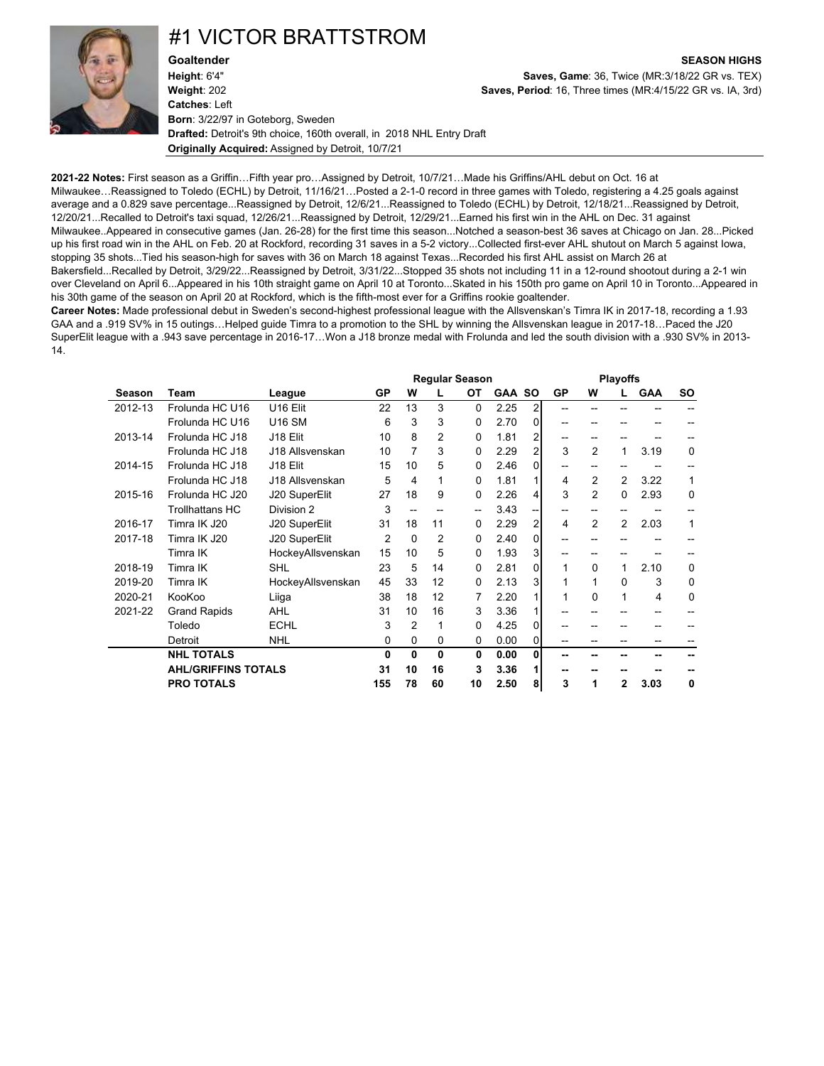# #1 VICTOR BRATTSTROM

**Goaltender**
**Height**: 6'4"
**Weight**: 202
**Catches**: Left
**Born**: 3/22/97 in Goteborg, Sweden
**Drafted:** Detroit's 9th choice, 160th overall, in 2018 NHL Entry Draft
**Originally Acquired:** Assigned by Detroit, 10/7/21

**SEASON HIGHS**
**Saves, Game**: 36, Twice (MR:3/18/22 GR vs. TEX)
**Saves, Period**: 16, Three times (MR:4/15/22 GR vs. IA, 3rd)

**2021-22 Notes:** First season as a Griffin…Fifth year pro…Assigned by Detroit, 10/7/21…Made his Griffins/AHL debut on Oct. 16 at Milwaukee…Reassigned to Toledo (ECHL) by Detroit, 11/16/21…Posted a 2-1-0 record in three games with Toledo, registering a 4.25 goals against average and a 0.829 save percentage...Reassigned by Detroit, 12/6/21...Reassigned to Toledo (ECHL) by Detroit, 12/18/21...Reassigned by Detroit, 12/20/21...Recalled to Detroit's taxi squad, 12/26/21...Reassigned by Detroit, 12/29/21...Earned his first win in the AHL on Dec. 31 against Milwaukee..Appeared in consecutive games (Jan. 26-28) for the first time this season...Notched a season-best 36 saves at Chicago on Jan. 28...Picked up his first road win in the AHL on Feb. 20 at Rockford, recording 31 saves in a 5-2 victory...Collected first-ever AHL shutout on March 5 against Iowa, stopping 35 shots...Tied his season-high for saves with 36 on March 18 against Texas...Recorded his first AHL assist on March 26 at Bakersfield...Recalled by Detroit, 3/29/22...Reassigned by Detroit, 3/31/22...Stopped 35 shots not including 11 in a 12-round shootout during a 2-1 win over Cleveland on April 6...Appeared in his 10th straight game on April 10 at Toronto...Skated in his 150th pro game on April 10 in Toronto...Appeared in his 30th game of the season on April 20 at Rockford, which is the fifth-most ever for a Griffins rookie goaltender.

**Career Notes:** Made professional debut in Sweden's second-highest professional league with the Allsvenskan's Timra IK in 2017-18, recording a 1.93 GAA and a .919 SV% in 15 outings…Helped guide Timra to a promotion to the SHL by winning the Allsvenskan league in 2017-18…Paced the J20 SuperElit league with a .943 save percentage in 2016-17…Won a J18 bronze medal with Frolunda and led the south division with a .930 SV% in 2013-14.

| | | | Regular Season | | | | | | Playoffs | | | | |
|---|---|---|---|---|---|---|---|---|---|---|---|---|---|
| **Season** | **Team** | **League** | **GP** | **W** | **L** | **OT** | **GAA** | **SO** | **GP** | **W** | **L** | **GAA** | **SO** |
| 2012-13 | Frolunda HC U16 | U16 Elit | 22 | 13 | 3 | 0 | 2.25 | 2 | -- | -- | -- | -- | -- |
| | Frolunda HC U16 | U16 SM | 6 | 3 | 3 | 0 | 2.70 | 0 | -- | -- | -- | -- | -- |
| 2013-14 | Frolunda HC J18 | J18 Elit | 10 | 8 | 2 | 0 | 1.81 | 2 | -- | -- | -- | -- | -- |
| | Frolunda HC J18 | J18 Allsvenskan | 10 | 7 | 3 | 0 | 2.29 | 2 | 3 | 2 | 1 | 3.19 | 0 |
| 2014-15 | Frolunda HC J18 | J18 Elit | 15 | 10 | 5 | 0 | 2.46 | 0 | -- | -- | -- | -- | -- |
| | Frolunda HC J18 | J18 Allsvenskan | 5 | 4 | 1 | 0 | 1.81 | 1 | 4 | 2 | 2 | 3.22 | 1 |
| 2015-16 | Frolunda HC J20 | J20 SuperElit | 27 | 18 | 9 | 0 | 2.26 | 4 | 3 | 2 | 0 | 2.93 | 0 |
| | Trollhattans HC | Division 2 | 3 | -- | -- | -- | 3.43 | -- | -- | -- | -- | -- | -- |
| 2016-17 | Timra IK J20 | J20 SuperElit | 31 | 18 | 11 | 0 | 2.29 | 2 | 4 | 2 | 2 | 2.03 | 1 |
| 2017-18 | Timra IK J20 | J20 SuperElit | 2 | 0 | 2 | 0 | 2.40 | 0 | -- | -- | -- | -- | -- |
| | Timra IK | HockeyAllsvenskan | 15 | 10 | 5 | 0 | 1.93 | 3 | -- | -- | -- | -- | -- |
| 2018-19 | Timra IK | SHL | 23 | 5 | 14 | 0 | 2.81 | 0 | 1 | 0 | 1 | 2.10 | 0 |
| 2019-20 | Timra IK | HockeyAllsvenskan | 45 | 33 | 12 | 0 | 2.13 | 3 | 1 | 1 | 0 | 3 | 0 |
| 2020-21 | KooKoo | Liiga | 38 | 18 | 12 | 7 | 2.20 | 1 | 1 | 0 | 1 | 4 | 0 |
| 2021-22 | Grand Rapids | AHL | 31 | 10 | 16 | 3 | 3.36 | 1 | -- | -- | -- | -- | -- |
| | Toledo | ECHL | 3 | 2 | 1 | 0 | 4.25 | 0 | -- | -- | -- | -- | -- |
| | Detroit | NHL | 0 | 0 | 0 | 0 | 0.00 | 0 | -- | -- | -- | -- | -- |
| | **NHL TOTALS** | | **0** | **0** | **0** | **0** | **0.00** | **0** | **--** | **--** | **--** | **--** | **--** |
| | **AHL/GRIFFINS TOTALS** | | **31** | **10** | **16** | **3** | **3.36** | **1** | **--** | **--** | **--** | **--** | **--** |
| | **PRO TOTALS** | | **155** | **78** | **60** | **10** | **2.50** | **8** | **3** | **1** | **2** | **3.03** | **0** |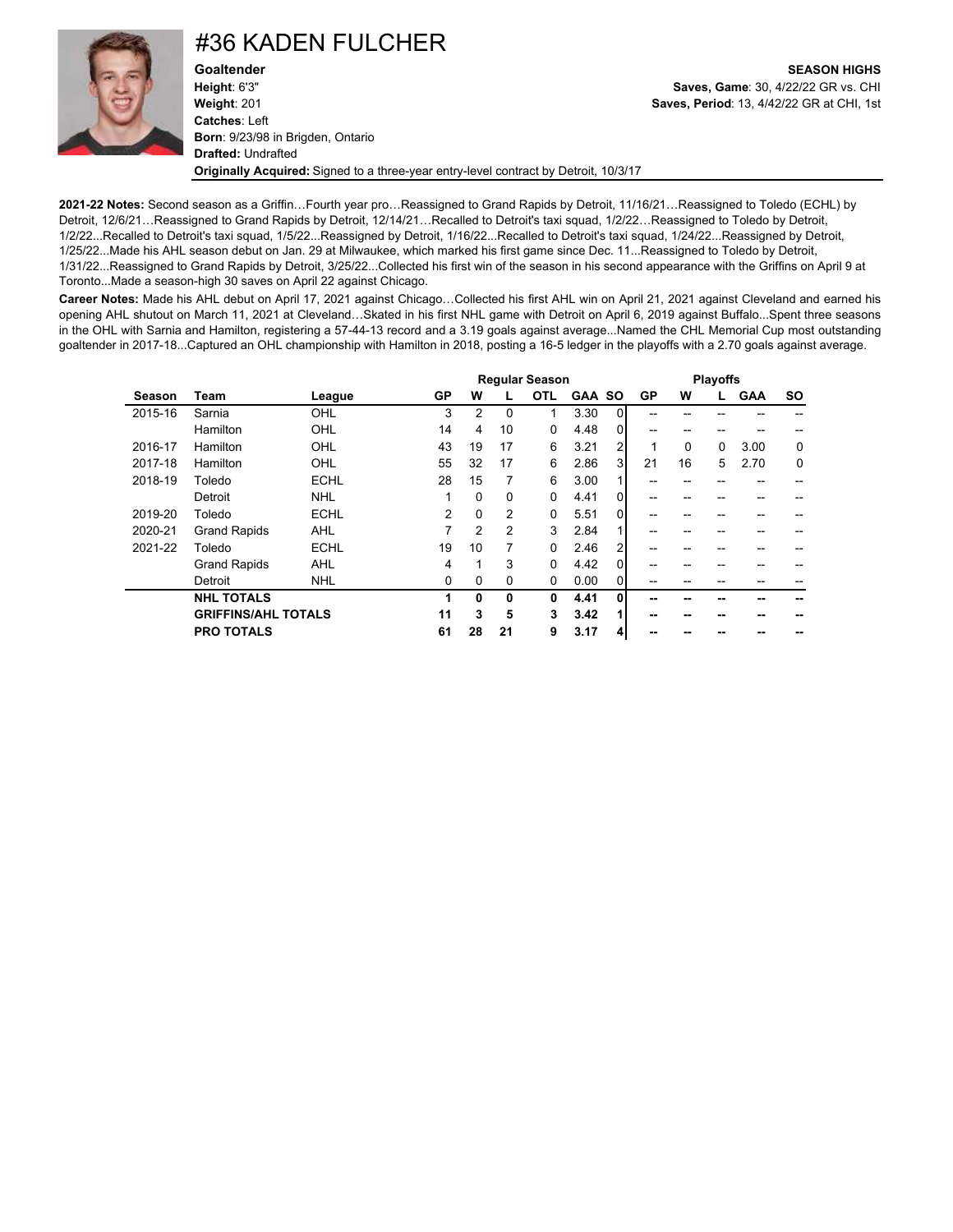# #36 KADEN FULCHER

**Goaltender**
**Height**: 6'3"
**Weight**: 201
**Catches**: Left
**Born**: 9/23/98 in Brigden, Ontario
**Drafted:** Undrafted
**Originally Acquired:** Signed to a three-year entry-level contract by Detroit, 10/3/17

**SEASON HIGHS**
**Saves, Game**: 30, 4/22/22 GR vs. CHI
**Saves, Period**: 13, 4/42/22 GR at CHI, 1st

**2021-22 Notes:** Second season as a Griffin…Fourth year pro…Reassigned to Grand Rapids by Detroit, 11/16/21…Reassigned to Toledo (ECHL) by Detroit, 12/6/21…Reassigned to Grand Rapids by Detroit, 12/14/21…Recalled to Detroit's taxi squad, 1/2/22…Reassigned to Toledo by Detroit, 1/2/22...Recalled to Detroit's taxi squad, 1/5/22...Reassigned by Detroit, 1/16/22...Recalled to Detroit's taxi squad, 1/24/22...Reassigned by Detroit, 1/25/22...Made his AHL season debut on Jan. 29 at Milwaukee, which marked his first game since Dec. 11...Reassigned to Toledo by Detroit, 1/31/22...Reassigned to Grand Rapids by Detroit, 3/25/22...Collected his first win of the season in his second appearance with the Griffins on April 9 at Toronto...Made a season-high 30 saves on April 22 against Chicago.

**Career Notes:** Made his AHL debut on April 17, 2021 against Chicago…Collected his first AHL win on April 21, 2021 against Cleveland and earned his opening AHL shutout on March 11, 2021 at Cleveland…Skated in his first NHL game with Detroit on April 6, 2019 against Buffalo...Spent three seasons in the OHL with Sarnia and Hamilton, registering a 57-44-13 record and a 3.19 goals against average...Named the CHL Memorial Cup most outstanding goaltender in 2017-18...Captured an OHL championship with Hamilton in 2018, posting a 16-5 ledger in the playoffs with a 2.70 goals against average.

| | | | Regular Season | | | | | | Playoffs | | | | |
|---|---|---|---|---|---|---|---|---|---|---|---|---|---|
| **Season** | **Team** | **League** | **GP** | **W** | **L** | **OTL** | **GAA** | **SO** | **GP** | **W** | **L** | **GAA** | **SO** |
| 2015-16 | Sarnia | OHL | 3 | 2 | 0 | 1 | 3.30 | 0 | -- | -- | -- | -- | -- |
| | Hamilton | OHL | 14 | 4 | 10 | 0 | 4.48 | 0 | -- | -- | -- | -- | -- |
| 2016-17 | Hamilton | OHL | 43 | 19 | 17 | 6 | 3.21 | 2 | 1 | 0 | 0 | 3.00 | 0 |
| 2017-18 | Hamilton | OHL | 55 | 32 | 17 | 6 | 2.86 | 3 | 21 | 16 | 5 | 2.70 | 0 |
| 2018-19 | Toledo | ECHL | 28 | 15 | 7 | 6 | 3.00 | 1 | -- | -- | -- | -- | -- |
| | Detroit | NHL | 1 | 0 | 0 | 0 | 4.41 | 0 | -- | -- | -- | -- | -- |
| 2019-20 | Toledo | ECHL | 2 | 0 | 2 | 0 | 5.51 | 0 | -- | -- | -- | -- | -- |
| 2020-21 | Grand Rapids | AHL | 7 | 2 | 2 | 3 | 2.84 | 1 | -- | -- | -- | -- | -- |
| 2021-22 | Toledo | ECHL | 19 | 10 | 7 | 0 | 2.46 | 2 | -- | -- | -- | -- | -- |
| | Grand Rapids | AHL | 4 | 1 | 3 | 0 | 4.42 | 0 | -- | -- | -- | -- | -- |
| | Detroit | NHL | 0 | 0 | 0 | 0 | 0.00 | 0 | -- | -- | -- | -- | -- |
| | **NHL TOTALS** | | **1** | **0** | **0** | **0** | **4.41** | **0** | **--** | **--** | **--** | **--** | **--** |
| | **GRIFFINS/AHL TOTALS** | | **11** | **3** | **5** | **3** | **3.42** | **1** | **--** | **--** | **--** | **--** | **--** |
| | **PRO TOTALS** | | **61** | **28** | **21** | **9** | **3.17** | **4** | **--** | **--** | **--** | **--** | **--** |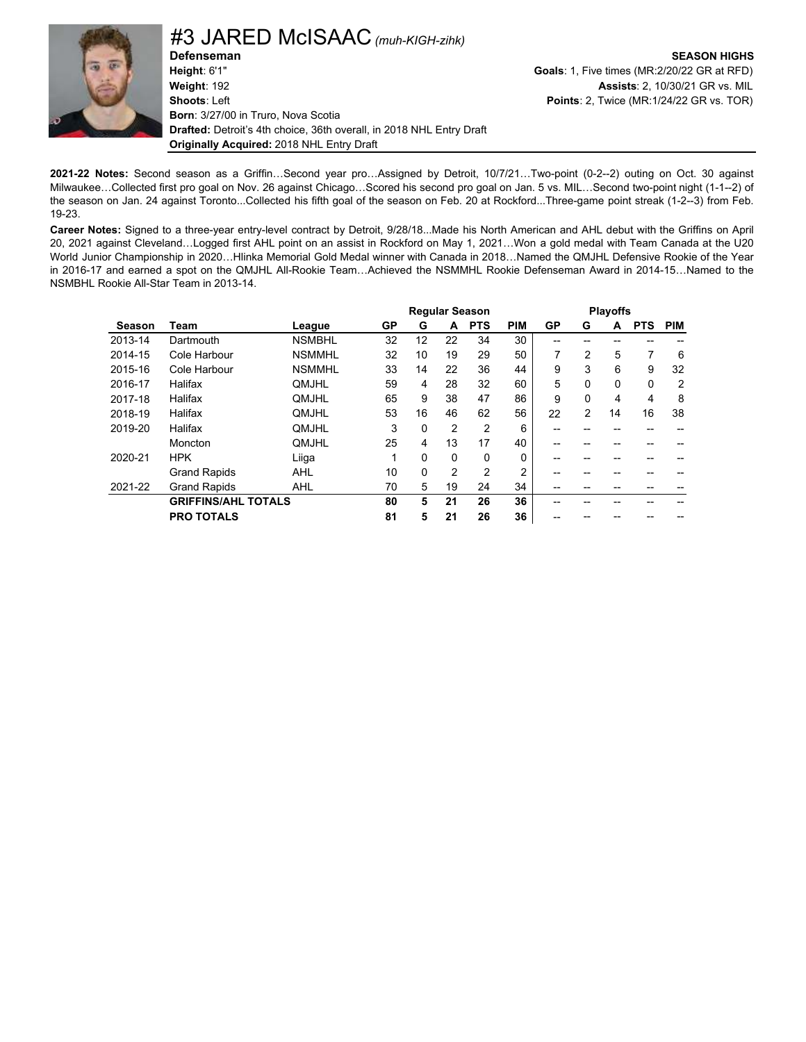# #3 JARED McISAAC *(muh-KIGH-zihk)*

**Defenseman**
**Height**: 6'1"
**Weight**: 192
**Shoots**: Left
**Born**: 3/27/00 in Truro, Nova Scotia
**Drafted:** Detroit's 4th choice, 36th overall, in 2018 NHL Entry Draft
**Originally Acquired:** 2018 NHL Entry Draft

**SEASON HIGHS**
**Goals**: 1, Five times (MR:2/20/22 GR at RFD)
**Assists**: 2, 10/30/21 GR vs. MIL
**Points**: 2, Twice (MR:1/24/22 GR vs. TOR)

**2021-22 Notes:** Second season as a Griffin…Second year pro…Assigned by Detroit, 10/7/21…Two-point (0-2--2) outing on Oct. 30 against Milwaukee…Collected first pro goal on Nov. 26 against Chicago…Scored his second pro goal on Jan. 5 vs. MIL…Second two-point night (1-1--2) of the season on Jan. 24 against Toronto...Collected his fifth goal of the season on Feb. 20 at Rockford...Three-game point streak (1-2--3) from Feb. 19-23.

**Career Notes:** Signed to a three-year entry-level contract by Detroit, 9/28/18...Made his North American and AHL debut with the Griffins on April 20, 2021 against Cleveland…Logged first AHL point on an assist in Rockford on May 1, 2021…Won a gold medal with Team Canada at the U20 World Junior Championship in 2020…Hlinka Memorial Gold Medal winner with Canada in 2018…Named the QMJHL Defensive Rookie of the Year in 2016-17 and earned a spot on the QMJHL All-Rookie Team…Achieved the NSMMHL Rookie Defenseman Award in 2014-15…Named to the NSMBHL Rookie All-Star Team in 2013-14.

| | | | Regular Season | | | | | Playoffs | | | | |
|---|---|---|---|---|---|---|---|---|---|---|---|---|
| **Season** | **Team** | **League** | **GP** | **G** | **A** | **PTS** | **PIM** | **GP** | **G** | **A** | **PTS** | **PIM** |
| 2013-14 | Dartmouth | NSMBHL | 32 | 12 | 22 | 34 | 30 | -- | -- | -- | -- | -- |
| 2014-15 | Cole Harbour | NSMMHL | 32 | 10 | 19 | 29 | 50 | 7 | 2 | 5 | 7 | 6 |
| 2015-16 | Cole Harbour | NSMMHL | 33 | 14 | 22 | 36 | 44 | 9 | 3 | 6 | 9 | 32 |
| 2016-17 | Halifax | QMJHL | 59 | 4 | 28 | 32 | 60 | 5 | 0 | 0 | 0 | 2 |
| 2017-18 | Halifax | QMJHL | 65 | 9 | 38 | 47 | 86 | 9 | 0 | 4 | 4 | 8 |
| 2018-19 | Halifax | QMJHL | 53 | 16 | 46 | 62 | 56 | 22 | 2 | 14 | 16 | 38 |
| 2019-20 | Halifax | QMJHL | 3 | 0 | 2 | 2 | 6 | -- | -- | -- | -- | -- |
| | Moncton | QMJHL | 25 | 4 | 13 | 17 | 40 | -- | -- | -- | -- | -- |
| 2020-21 | HPK | Liiga | 1 | 0 | 0 | 0 | 0 | -- | -- | -- | -- | -- |
| | Grand Rapids | AHL | 10 | 0 | 2 | 2 | 2 | -- | -- | -- | -- | -- |
| 2021-22 | Grand Rapids | AHL | 70 | 5 | 19 | 24 | 34 | -- | -- | -- | -- | -- |
| | **GRIFFINS/AHL TOTALS** | | **80** | **5** | **21** | **26** | **36** | -- | -- | -- | -- | -- |
| | **PRO TOTALS** | | **81** | **5** | **21** | **26** | **36** | -- | -- | -- | -- | -- |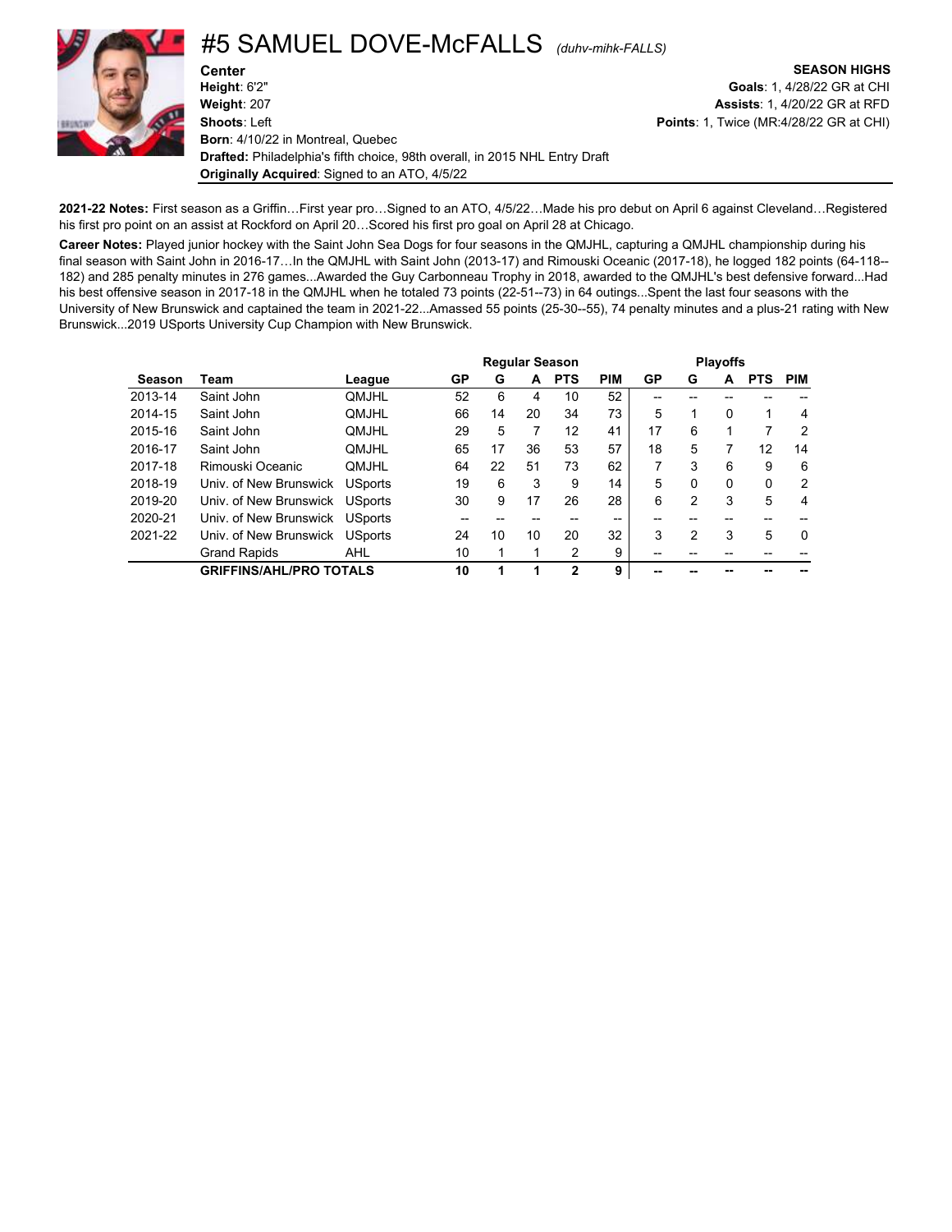# #5 SAMUEL DOVE-McFALLS *(duhv-mihk-FALLS)*

**Center**
**Height**: 6'2"
**Weight**: 207
**Shoots**: Left
**Born**: 4/10/22 in Montreal, Quebec
**Drafted:** Philadelphia's fifth choice, 98th overall, in 2015 NHL Entry Draft
**Originally Acquired**: Signed to an ATO, 4/5/22

**SEASON HIGHS**
**Goals**: 1, 4/28/22 GR at CHI
**Assists**: 1, 4/20/22 GR at RFD
**Points**: 1, Twice (MR:4/28/22 GR at CHI)

**2021-22 Notes:** First season as a Griffin…First year pro…Signed to an ATO, 4/5/22…Made his pro debut on April 6 against Cleveland…Registered his first pro point on an assist at Rockford on April 20…Scored his first pro goal on April 28 at Chicago.

**Career Notes:** Played junior hockey with the Saint John Sea Dogs for four seasons in the QMJHL, capturing a QMJHL championship during his final season with Saint John in 2016-17…In the QMJHL with Saint John (2013-17) and Rimouski Oceanic (2017-18), he logged 182 points (64-118--182) and 285 penalty minutes in 276 games...Awarded the Guy Carbonneau Trophy in 2018, awarded to the QMJHL's best defensive forward...Had his best offensive season in 2017-18 in the QMJHL when he totaled 73 points (22-51--73) in 64 outings...Spent the last four seasons with the University of New Brunswick and captained the team in 2021-22...Amassed 55 points (25-30--55), 74 penalty minutes and a plus-21 rating with New Brunswick...2019 USports University Cup Champion with New Brunswick.

| | | | Regular Season | | | | | Playoffs | | | | |
|---|---|---|---|---|---|---|---|---|---|---|---|---|
| **Season** | **Team** | **League** | **GP** | **G** | **A** | **PTS** | **PIM** | **GP** | **G** | **A** | **PTS** | **PIM** |
| 2013-14 | Saint John | QMJHL | 52 | 6 | 4 | 10 | 52 | -- | -- | -- | -- | -- |
| 2014-15 | Saint John | QMJHL | 66 | 14 | 20 | 34 | 73 | 5 | 1 | 0 | 1 | 4 |
| 2015-16 | Saint John | QMJHL | 29 | 5 | 7 | 12 | 41 | 17 | 6 | 1 | 7 | 2 |
| 2016-17 | Saint John | QMJHL | 65 | 17 | 36 | 53 | 57 | 18 | 5 | 7 | 12 | 14 |
| 2017-18 | Rimouski Oceanic | QMJHL | 64 | 22 | 51 | 73 | 62 | 7 | 3 | 6 | 9 | 6 |
| 2018-19 | Univ. of New Brunswick | USports | 19 | 6 | 3 | 9 | 14 | 5 | 0 | 0 | 0 | 2 |
| 2019-20 | Univ. of New Brunswick | USports | 30 | 9 | 17 | 26 | 28 | 6 | 2 | 3 | 5 | 4 |
| 2020-21 | Univ. of New Brunswick | USports | -- | -- | -- | -- | -- | -- | -- | -- | -- | -- |
| 2021-22 | Univ. of New Brunswick | USports | 24 | 10 | 10 | 20 | 32 | 3 | 2 | 3 | 5 | 0 |
| | Grand Rapids | AHL | 10 | 1 | 1 | 2 | 9 | -- | -- | -- | -- | -- |
| | **GRIFFINS/AHL/PRO TOTALS** | | **10** | **1** | **1** | **2** | **9** | **--** | **--** | **--** | **--** | **--** |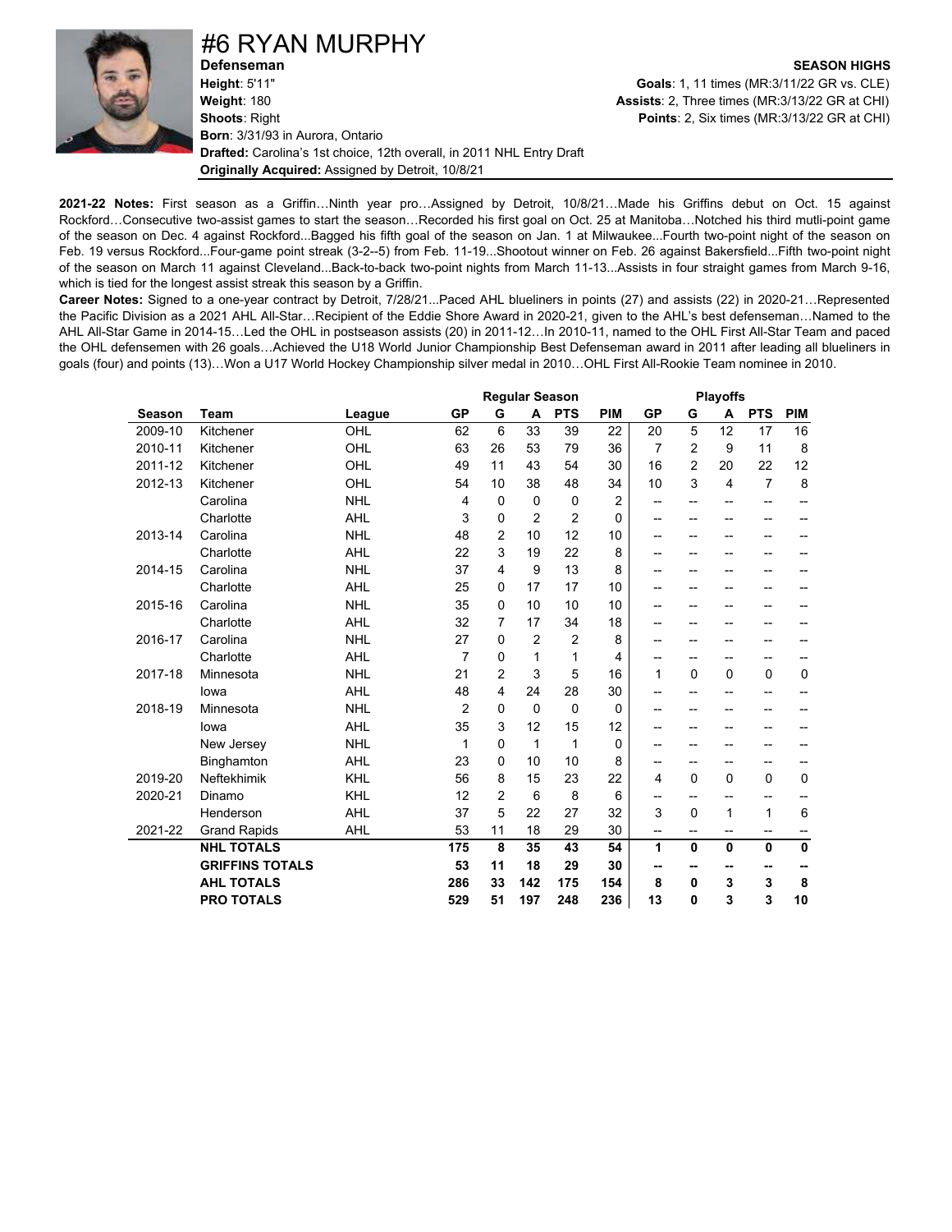# #6 RYAN MURPHY

**Defenseman**

**Height**: 5'11"
**Weight**: 180
**Shoots**: Right
**Born**: 3/31/93 in Aurora, Ontario
**Drafted:** Carolina's 1st choice, 12th overall, in 2011 NHL Entry Draft
**Originally Acquired:** Assigned by Detroit, 10/8/21

**SEASON HIGHS**

**Goals**: 1, 11 times (MR:3/11/22 GR vs. CLE)
**Assists**: 2, Three times (MR:3/13/22 GR at CHI)
**Points**: 2, Six times (MR:3/13/22 GR at CHI)

**2021-22 Notes:** First season as a Griffin…Ninth year pro…Assigned by Detroit, 10/8/21…Made his Griffins debut on Oct. 15 against Rockford…Consecutive two-assist games to start the season…Recorded his first goal on Oct. 25 at Manitoba…Notched his third mutli-point game of the season on Dec. 4 against Rockford...Bagged his fifth goal of the season on Jan. 1 at Milwaukee...Fourth two-point night of the season on Feb. 19 versus Rockford...Four-game point streak (3-2--5) from Feb. 11-19...Shootout winner on Feb. 26 against Bakersfield...Fifth two-point night of the season on March 11 against Cleveland...Back-to-back two-point nights from March 11-13...Assists in four straight games from March 9-16, which is tied for the longest assist streak this season by a Griffin.

**Career Notes:** Signed to a one-year contract by Detroit, 7/28/21...Paced AHL blueliners in points (27) and assists (22) in 2020-21…Represented the Pacific Division as a 2021 AHL All-Star…Recipient of the Eddie Shore Award in 2020-21, given to the AHL's best defenseman…Named to the AHL All-Star Game in 2014-15…Led the OHL in postseason assists (20) in 2011-12…In 2010-11, named to the OHL First All-Star Team and paced the OHL defensemen with 26 goals…Achieved the U18 World Junior Championship Best Defenseman award in 2011 after leading all blueliners in goals (four) and points (13)…Won a U17 World Hockey Championship silver medal in 2010…OHL First All-Rookie Team nominee in 2010.

| | | | Regular Season | | | | | Playoffs | | | | |
|---|---|---|---|---|---|---|---|---|---|---|---|---|
| **Season** | **Team** | **League** | **GP** | **G** | **A** | **PTS** | **PIM** | **GP** | **G** | **A** | **PTS** | **PIM** |
| 2009-10 | Kitchener | OHL | 62 | 6 | 33 | 39 | 22 | 20 | 5 | 12 | 17 | 16 |
| 2010-11 | Kitchener | OHL | 63 | 26 | 53 | 79 | 36 | 7 | 2 | 9 | 11 | 8 |
| 2011-12 | Kitchener | OHL | 49 | 11 | 43 | 54 | 30 | 16 | 2 | 20 | 22 | 12 |
| 2012-13 | Kitchener | OHL | 54 | 10 | 38 | 48 | 34 | 10 | 3 | 4 | 7 | 8 |
| | Carolina | NHL | 4 | 0 | 0 | 0 | 2 | -- | -- | -- | -- | -- |
| | Charlotte | AHL | 3 | 0 | 2 | 2 | 0 | -- | -- | -- | -- | -- |
| 2013-14 | Carolina | NHL | 48 | 2 | 10 | 12 | 10 | -- | -- | -- | -- | -- |
| | Charlotte | AHL | 22 | 3 | 19 | 22 | 8 | -- | -- | -- | -- | -- |
| 2014-15 | Carolina | NHL | 37 | 4 | 9 | 13 | 8 | -- | -- | -- | -- | -- |
| | Charlotte | AHL | 25 | 0 | 17 | 17 | 10 | -- | -- | -- | -- | -- |
| 2015-16 | Carolina | NHL | 35 | 0 | 10 | 10 | 10 | -- | -- | -- | -- | -- |
| | Charlotte | AHL | 32 | 7 | 17 | 34 | 18 | -- | -- | -- | -- | -- |
| 2016-17 | Carolina | NHL | 27 | 0 | 2 | 2 | 8 | -- | -- | -- | -- | -- |
| | Charlotte | AHL | 7 | 0 | 1 | 1 | 4 | -- | -- | -- | -- | -- |
| 2017-18 | Minnesota | NHL | 21 | 2 | 3 | 5 | 16 | 1 | 0 | 0 | 0 | 0 |
| | Iowa | AHL | 48 | 4 | 24 | 28 | 30 | -- | -- | -- | -- | -- |
| 2018-19 | Minnesota | NHL | 2 | 0 | 0 | 0 | 0 | -- | -- | -- | -- | -- |
| | Iowa | AHL | 35 | 3 | 12 | 15 | 12 | -- | -- | -- | -- | -- |
| | New Jersey | NHL | 1 | 0 | 1 | 1 | 0 | -- | -- | -- | -- | -- |
| | Binghamton | AHL | 23 | 0 | 10 | 10 | 8 | -- | -- | -- | -- | -- |
| 2019-20 | Neftekhimik | KHL | 56 | 8 | 15 | 23 | 22 | 4 | 0 | 0 | 0 | 0 |
| 2020-21 | Dinamo | KHL | 12 | 2 | 6 | 8 | 6 | -- | -- | -- | -- | -- |
| | Henderson | AHL | 37 | 5 | 22 | 27 | 32 | 3 | 0 | 1 | 1 | 6 |
| 2021-22 | Grand Rapids | AHL | 53 | 11 | 18 | 29 | 30 | -- | -- | -- | -- | -- |
| | **NHL TOTALS** | | **175** | **8** | **35** | **43** | **54** | **1** | **0** | **0** | **0** | **0** |
| | **GRIFFINS TOTALS** | | **53** | **11** | **18** | **29** | **30** | **--** | **--** | **--** | **--** | **--** |
| | **AHL TOTALS** | | **286** | **33** | **142** | **175** | **154** | **8** | **0** | **3** | **3** | **8** |
| | **PRO TOTALS** | | **529** | **51** | **197** | **248** | **236** | **13** | **0** | **3** | **3** | **10** |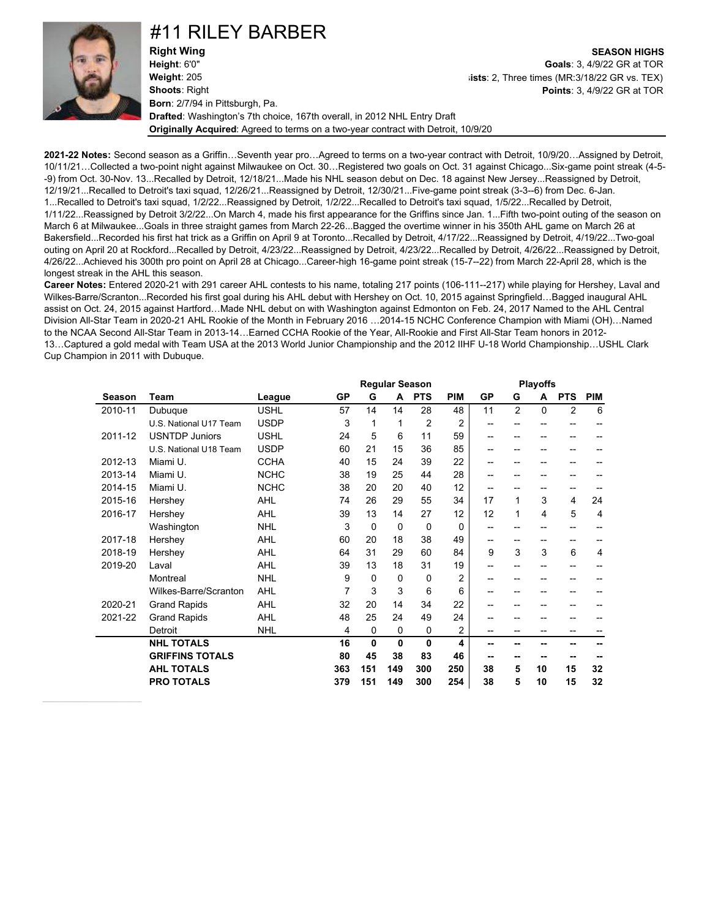# #11 RILEY BARBER

**Right Wing**
**Height**: 6'0"
**Weight**: 205
**Shoots**: Right
**Born**: 2/7/94 in Pittsburgh, Pa.
**Drafted**: Washington's 7th choice, 167th overall, in 2012 NHL Entry Draft
**Originally Acquired**: Agreed to terms on a two-year contract with Detroit, 10/9/20

**SEASON HIGHS**
**Goals**: 3, 4/9/22 GR at TOR
**ists**: 2, Three times (MR:3/18/22 GR vs. TEX)
**Points**: 3, 4/9/22 GR at TOR

**2021-22 Notes:** Second season as a Griffin…Seventh year pro…Agreed to terms on a two-year contract with Detroit, 10/9/20…Assigned by Detroit, 10/11/21…Collected a two-point night against Milwaukee on Oct. 30…Registered two goals on Oct. 31 against Chicago...Six-game point streak (4-5--9) from Oct. 30-Nov. 13...Recalled by Detroit, 12/18/21...Made his NHL season debut on Dec. 18 against New Jersey...Reassigned by Detroit, 12/19/21...Recalled to Detroit's taxi squad, 12/26/21...Reassigned by Detroit, 12/30/21...Five-game point streak (3-3--6) from Dec. 6-Jan. 1...Recalled to Detroit's taxi squad, 1/2/22...Reassigned by Detroit, 1/2/22...Recalled to Detroit's taxi squad, 1/5/22...Recalled by Detroit, 1/11/22...Reassigned by Detroit 3/2/22...On March 4, made his first appearance for the Griffins since Jan. 1...Fifth two-point outing of the season on March 6 at Milwaukee...Goals in three straight games from March 22-26...Bagged the overtime winner in his 350th AHL game on March 26 at Bakersfield...Recorded his first hat trick as a Griffin on April 9 at Toronto...Recalled by Detroit, 4/17/22...Reassigned by Detroit, 4/19/22...Two-goal outing on April 20 at Rockford...Recalled by Detroit, 4/23/22...Reassigned by Detroit, 4/23/22...Recalled by Detroit, 4/26/22...Reassigned by Detroit, 4/26/22...Achieved his 300th pro point on April 28 at Chicago...Career-high 16-game point streak (15-7--22) from March 22-April 28, which is the longest streak in the AHL this season.

**Career Notes:** Entered 2020-21 with 291 career AHL contests to his name, totaling 217 points (106-111--217) while playing for Hershey, Laval and Wilkes-Barre/Scranton...Recorded his first goal during his AHL debut with Hershey on Oct. 10, 2015 against Springfield…Bagged inaugural AHL assist on Oct. 24, 2015 against Hartford…Made NHL debut on with Washington against Edmonton on Feb. 24, 2017 Named to the AHL Central Division All-Star Team in 2020-21 AHL Rookie of the Month in February 2016 …2014-15 NCHC Conference Champion with Miami (OH)…Named to the NCAA Second All-Star Team in 2013-14…Earned CCHA Rookie of the Year, All-Rookie and First All-Star Team honors in 2012-13…Captured a gold medal with Team USA at the 2013 World Junior Championship and the 2012 IIHF U-18 World Championship…USHL Clark Cup Champion in 2011 with Dubuque.

| | | | Regular Season | | | | | Playoffs | | | | |
|---|---|---|---|---|---|---|---|---|---|---|---|---|
| Season | Team | League | GP | G | A | PTS | PIM | GP | G | A | PTS | PIM |
| 2010-11 | Dubuque | USHL | 57 | 14 | 14 | 28 | 48 | 11 | 2 | 0 | 2 | 6 |
| | U.S. National U17 Team | USDP | 3 | 1 | 1 | 2 | 2 | -- | -- | -- | -- | -- |
| 2011-12 | USNTDP Juniors | USHL | 24 | 5 | 6 | 11 | 59 | -- | -- | -- | -- | -- |
| | U.S. National U18 Team | USDP | 60 | 21 | 15 | 36 | 85 | -- | -- | -- | -- | -- |
| 2012-13 | Miami U. | CCHA | 40 | 15 | 24 | 39 | 22 | -- | -- | -- | -- | -- |
| 2013-14 | Miami U. | NCHC | 38 | 19 | 25 | 44 | 28 | -- | -- | -- | -- | -- |
| 2014-15 | Miami U. | NCHC | 38 | 20 | 20 | 40 | 12 | -- | -- | -- | -- | -- |
| 2015-16 | Hershey | AHL | 74 | 26 | 29 | 55 | 34 | 17 | 1 | 3 | 4 | 24 |
| 2016-17 | Hershey | AHL | 39 | 13 | 14 | 27 | 12 | 12 | 1 | 4 | 5 | 4 |
| | Washington | NHL | 3 | 0 | 0 | 0 | 0 | -- | -- | -- | -- | -- |
| 2017-18 | Hershey | AHL | 60 | 20 | 18 | 38 | 49 | -- | -- | -- | -- | -- |
| 2018-19 | Hershey | AHL | 64 | 31 | 29 | 60 | 84 | 9 | 3 | 3 | 6 | 4 |
| 2019-20 | Laval | AHL | 39 | 13 | 18 | 31 | 19 | -- | -- | -- | -- | -- |
| | Montreal | NHL | 9 | 0 | 0 | 0 | 2 | -- | -- | -- | -- | -- |
| | Wilkes-Barre/Scranton | AHL | 7 | 3 | 3 | 6 | 6 | -- | -- | -- | -- | -- |
| 2020-21 | Grand Rapids | AHL | 32 | 20 | 14 | 34 | 22 | -- | -- | -- | -- | -- |
| 2021-22 | Grand Rapids | AHL | 48 | 25 | 24 | 49 | 24 | -- | -- | -- | -- | -- |
| | Detroit | NHL | 4 | 0 | 0 | 0 | 2 | -- | -- | -- | -- | -- |
| | **NHL TOTALS** | | **16** | **0** | **0** | **0** | **4** | **--** | **--** | **--** | **--** | **--** |
| | **GRIFFINS TOTALS** | | **80** | **45** | **38** | **83** | **46** | **--** | **--** | **--** | **--** | **--** |
| | **AHL TOTALS** | | **363** | **151** | **149** | **300** | **250** | **38** | **5** | **10** | **15** | **32** |
| | **PRO TOTALS** | | **379** | **151** | **149** | **300** | **254** | **38** | **5** | **10** | **15** | **32** |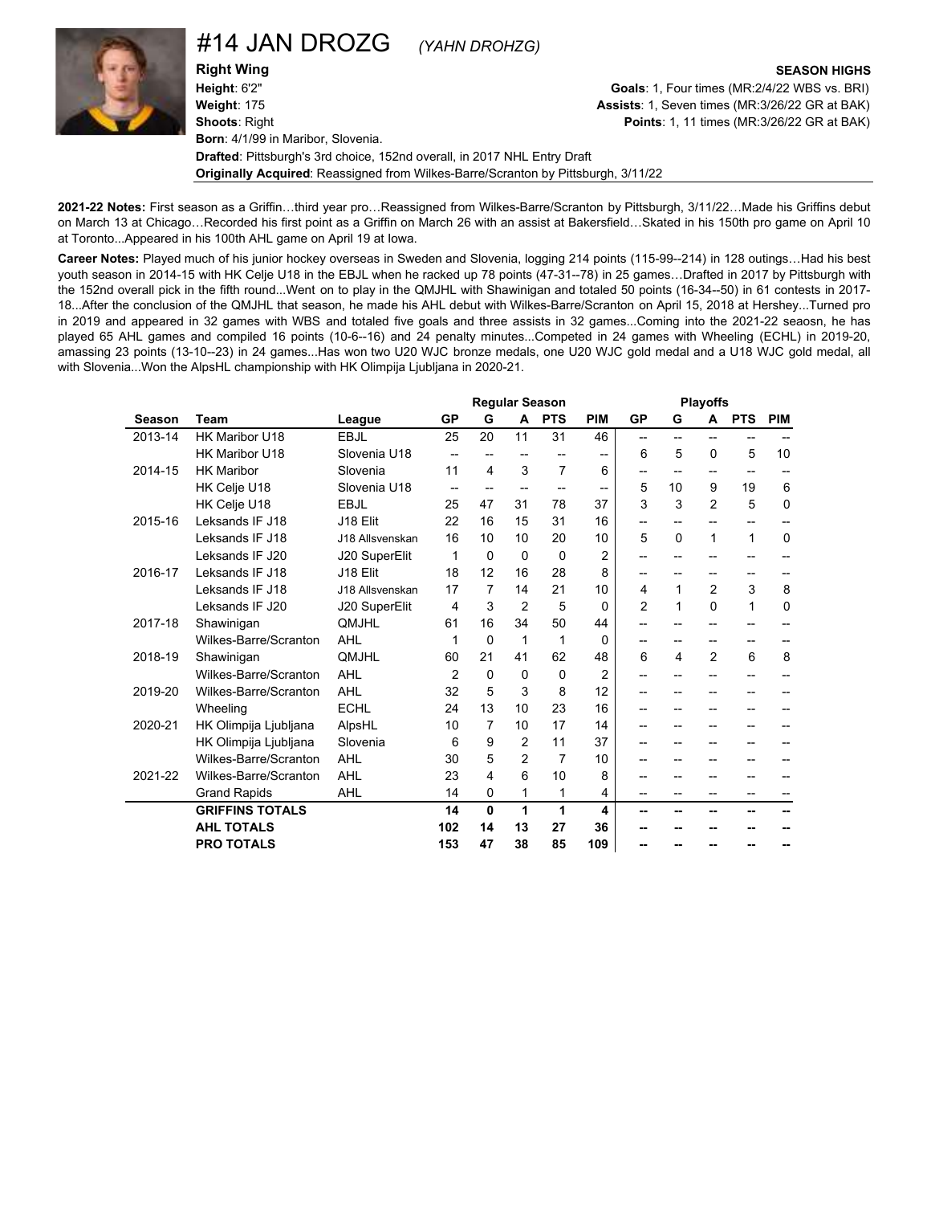# #14 JAN DROZG *(YAHN DROHZG)*

**Right Wing**
**Height**: 6'2"
**Weight**: 175
**Shoots**: Right
**Born**: 4/1/99 in Maribor, Slovenia.
**Drafted**: Pittsburgh's 3rd choice, 152nd overall, in 2017 NHL Entry Draft
**Originally Acquired**: Reassigned from Wilkes-Barre/Scranton by Pittsburgh, 3/11/22

**SEASON HIGHS**
**Goals**: 1, Four times (MR:2/4/22 WBS vs. BRI)
**Assists**: 1, Seven times (MR:3/26/22 GR at BAK)
**Points**: 1, 11 times (MR:3/26/22 GR at BAK)

**2021-22 Notes:** First season as a Griffin…third year pro…Reassigned from Wilkes-Barre/Scranton by Pittsburgh, 3/11/22…Made his Griffins debut on March 13 at Chicago…Recorded his first point as a Griffin on March 26 with an assist at Bakersfield…Skated in his 150th pro game on April 10 at Toronto...Appeared in his 100th AHL game on April 19 at Iowa.

**Career Notes:** Played much of his junior hockey overseas in Sweden and Slovenia, logging 214 points (115-99--214) in 128 outings…Had his best youth season in 2014-15 with HK Celje U18 in the EBJL when he racked up 78 points (47-31--78) in 25 games…Drafted in 2017 by Pittsburgh with the 152nd overall pick in the fifth round...Went on to play in the QMJHL with Shawinigan and totaled 50 points (16-34--50) in 61 contests in 2017-18...After the conclusion of the QMJHL that season, he made his AHL debut with Wilkes-Barre/Scranton on April 15, 2018 at Hershey...Turned pro in 2019 and appeared in 32 games with WBS and totaled five goals and three assists in 32 games...Coming into the 2021-22 seaosn, he has played 65 AHL games and compiled 16 points (10-6--16) and 24 penalty minutes...Competed in 24 games with Wheeling (ECHL) in 2019-20, amassing 23 points (13-10--23) in 24 games...Has won two U20 WJC bronze medals, one U20 WJC gold medal and a U18 WJC gold medal, all with Slovenia...Won the AlpsHL championship with HK Olimpija Ljubljana in 2020-21.

| | | | Regular Season | | | | | Playoffs | | | | |
|---|---|---|---|---|---|---|---|---|---|---|---|---|
| **Season** | **Team** | **League** | **GP** | **G** | **A** | **PTS** | **PIM** | **GP** | **G** | **A** | **PTS** | **PIM** |
| 2013-14 | HK Maribor U18 | EBJL | 25 | 20 | 11 | 31 | 46 | -- | -- | -- | -- | -- |
| | HK Maribor U18 | Slovenia U18 | -- | -- | -- | -- | -- | 6 | 5 | 0 | 5 | 10 |
| 2014-15 | HK Maribor | Slovenia | 11 | 4 | 3 | 7 | 6 | -- | -- | -- | -- | -- |
| | HK Celje U18 | Slovenia U18 | -- | -- | -- | -- | -- | 5 | 10 | 9 | 19 | 6 |
| | HK Celje U18 | EBJL | 25 | 47 | 31 | 78 | 37 | 3 | 3 | 2 | 5 | 0 |
| 2015-16 | Leksands IF J18 | J18 Elit | 22 | 16 | 15 | 31 | 16 | -- | -- | -- | -- | -- |
| | Leksands IF J18 | J18 Allsvenskan | 16 | 10 | 10 | 20 | 10 | 5 | 0 | 1 | 1 | 0 |
| | Leksands IF J20 | J20 SuperElit | 1 | 0 | 0 | 0 | 2 | -- | -- | -- | -- | -- |
| 2016-17 | Leksands IF J18 | J18 Elit | 18 | 12 | 16 | 28 | 8 | -- | -- | -- | -- | -- |
| | Leksands IF J18 | J18 Allsvenskan | 17 | 7 | 14 | 21 | 10 | 4 | 1 | 2 | 3 | 8 |
| | Leksands IF J20 | J20 SuperElit | 4 | 3 | 2 | 5 | 0 | 2 | 1 | 0 | 1 | 0 |
| 2017-18 | Shawinigan | QMJHL | 61 | 16 | 34 | 50 | 44 | -- | -- | -- | -- | -- |
| | Wilkes-Barre/Scranton | AHL | 1 | 0 | 1 | 1 | 0 | -- | -- | -- | -- | -- |
| 2018-19 | Shawinigan | QMJHL | 60 | 21 | 41 | 62 | 48 | 6 | 4 | 2 | 6 | 8 |
| | Wilkes-Barre/Scranton | AHL | 2 | 0 | 0 | 0 | 2 | -- | -- | -- | -- | -- |
| 2019-20 | Wilkes-Barre/Scranton | AHL | 32 | 5 | 3 | 8 | 12 | -- | -- | -- | -- | -- |
| | Wheeling | ECHL | 24 | 13 | 10 | 23 | 16 | -- | -- | -- | -- | -- |
| 2020-21 | HK Olimpija Ljubljana | AlpsHL | 10 | 7 | 10 | 17 | 14 | -- | -- | -- | -- | -- |
| | HK Olimpija Ljubljana | Slovenia | 6 | 9 | 2 | 11 | 37 | -- | -- | -- | -- | -- |
| | Wilkes-Barre/Scranton | AHL | 30 | 5 | 2 | 7 | 10 | -- | -- | -- | -- | -- |
| 2021-22 | Wilkes-Barre/Scranton | AHL | 23 | 4 | 6 | 10 | 8 | -- | -- | -- | -- | -- |
| | Grand Rapids | AHL | 14 | 0 | 1 | 1 | 4 | -- | -- | -- | -- | -- |
| | **GRIFFINS TOTALS** | | **14** | **0** | **1** | **1** | **4** | **--** | **--** | **--** | **--** | **--** |
| | **AHL TOTALS** | | **102** | **14** | **13** | **27** | **36** | **--** | **--** | **--** | **--** | **--** |
| | **PRO TOTALS** | | **153** | **47** | **38** | **85** | **109** | **--** | **--** | **--** | **--** | **--** |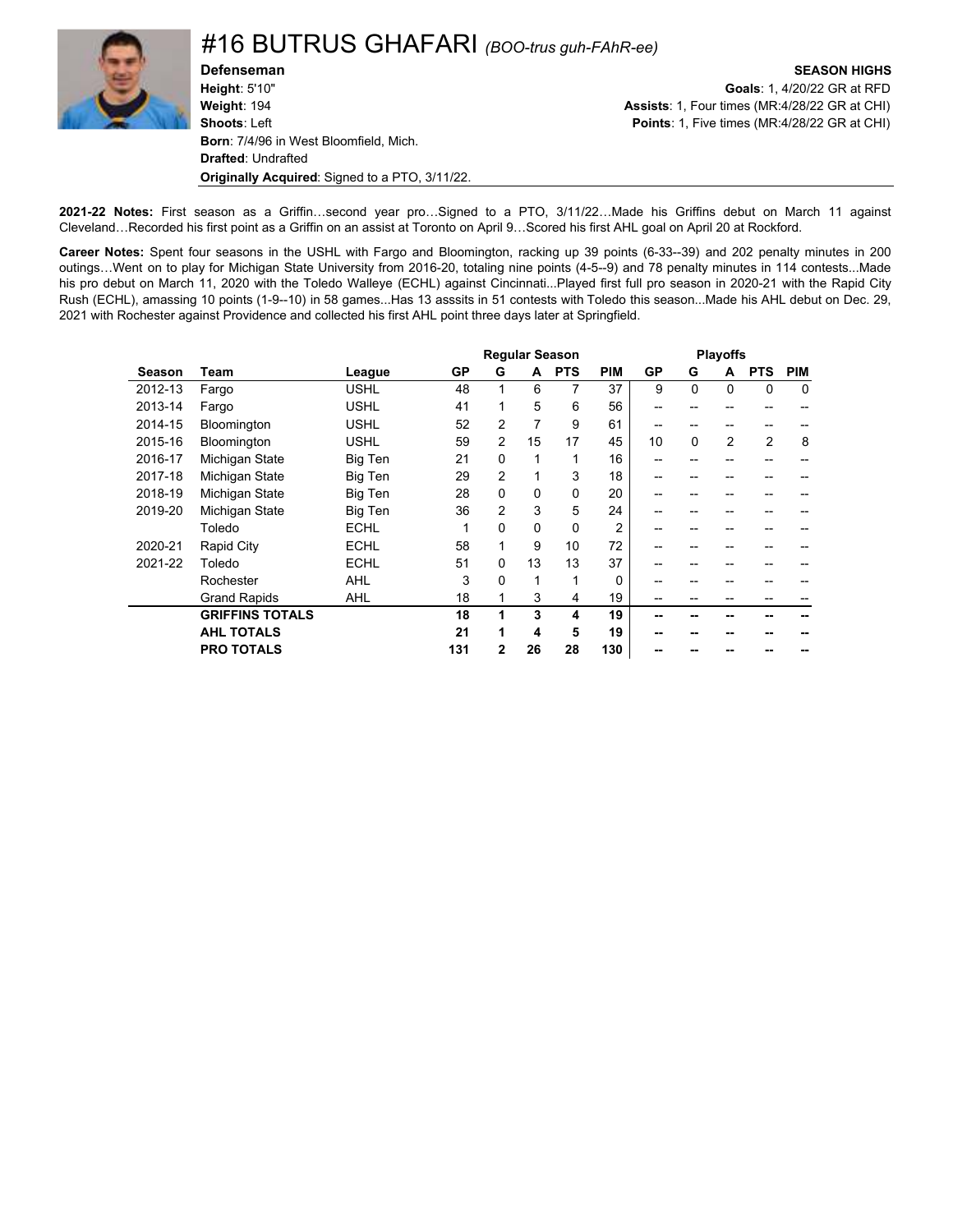# #16 BUTRUS GHAFARI *(BOO-trus guh-FAhR-ee)*

**Defenseman**
**Height**: 5'10"
**Weight**: 194
**Shoots**: Left
**Born**: 7/4/96 in West Bloomfield, Mich.
**Drafted**: Undrafted
**Originally Acquired**: Signed to a PTO, 3/11/22.

**SEASON HIGHS**
**Goals**: 1, 4/20/22 GR at RFD
**Assists**: 1, Four times (MR:4/28/22 GR at CHI)
**Points**: 1, Five times (MR:4/28/22 GR at CHI)

**2021-22 Notes:** First season as a Griffin…second year pro…Signed to a PTO, 3/11/22…Made his Griffins debut on March 11 against Cleveland…Recorded his first point as a Griffin on an assist at Toronto on April 9…Scored his first AHL goal on April 20 at Rockford.

**Career Notes:** Spent four seasons in the USHL with Fargo and Bloomington, racking up 39 points (6-33--39) and 202 penalty minutes in 200 outings…Went on to play for Michigan State University from 2016-20, totaling nine points (4-5--9) and 78 penalty minutes in 114 contests...Made his pro debut on March 11, 2020 with the Toledo Walleye (ECHL) against Cincinnati...Played first full pro season in 2020-21 with the Rapid City Rush (ECHL), amassing 10 points (1-9--10) in 58 games...Has 13 asssits in 51 contests with Toledo this season...Made his AHL debut on Dec. 29, 2021 with Rochester against Providence and collected his first AHL point three days later at Springfield.

| | | | Regular Season | | | | | Playoffs | | | | |
|---|---|---|---|---|---|---|---|---|---|---|---|---|
| **Season** | **Team** | **League** | **GP** | **G** | **A** | **PTS** | **PIM** | **GP** | **G** | **A** | **PTS** | **PIM** |
| 2012-13 | Fargo | USHL | 48 | 1 | 6 | 7 | 37 | 9 | 0 | 0 | 0 | 0 |
| 2013-14 | Fargo | USHL | 41 | 1 | 5 | 6 | 56 | -- | -- | -- | -- | -- |
| 2014-15 | Bloomington | USHL | 52 | 2 | 7 | 9 | 61 | -- | -- | -- | -- | -- |
| 2015-16 | Bloomington | USHL | 59 | 2 | 15 | 17 | 45 | 10 | 0 | 2 | 2 | 8 |
| 2016-17 | Michigan State | Big Ten | 21 | 0 | 1 | 1 | 16 | -- | -- | -- | -- | -- |
| 2017-18 | Michigan State | Big Ten | 29 | 2 | 1 | 3 | 18 | -- | -- | -- | -- | -- |
| 2018-19 | Michigan State | Big Ten | 28 | 0 | 0 | 0 | 20 | -- | -- | -- | -- | -- |
| 2019-20 | Michigan State | Big Ten | 36 | 2 | 3 | 5 | 24 | -- | -- | -- | -- | -- |
| | Toledo | ECHL | 1 | 0 | 0 | 0 | 2 | -- | -- | -- | -- | -- |
| 2020-21 | Rapid City | ECHL | 58 | 1 | 9 | 10 | 72 | -- | -- | -- | -- | -- |
| 2021-22 | Toledo | ECHL | 51 | 0 | 13 | 13 | 37 | -- | -- | -- | -- | -- |
| | Rochester | AHL | 3 | 0 | 1 | 1 | 0 | -- | -- | -- | -- | -- |
| | Grand Rapids | AHL | 18 | 1 | 3 | 4 | 19 | -- | -- | -- | -- | -- |
| | **GRIFFINS TOTALS** | | **18** | **1** | **3** | **4** | **19** | **--** | **--** | **--** | **--** | **--** |
| | **AHL TOTALS** | | **21** | **1** | **4** | **5** | **19** | **--** | **--** | **--** | **--** | **--** |
| | **PRO TOTALS** | | **131** | **2** | **26** | **28** | **130** | **--** | **--** | **--** | **--** | **--** |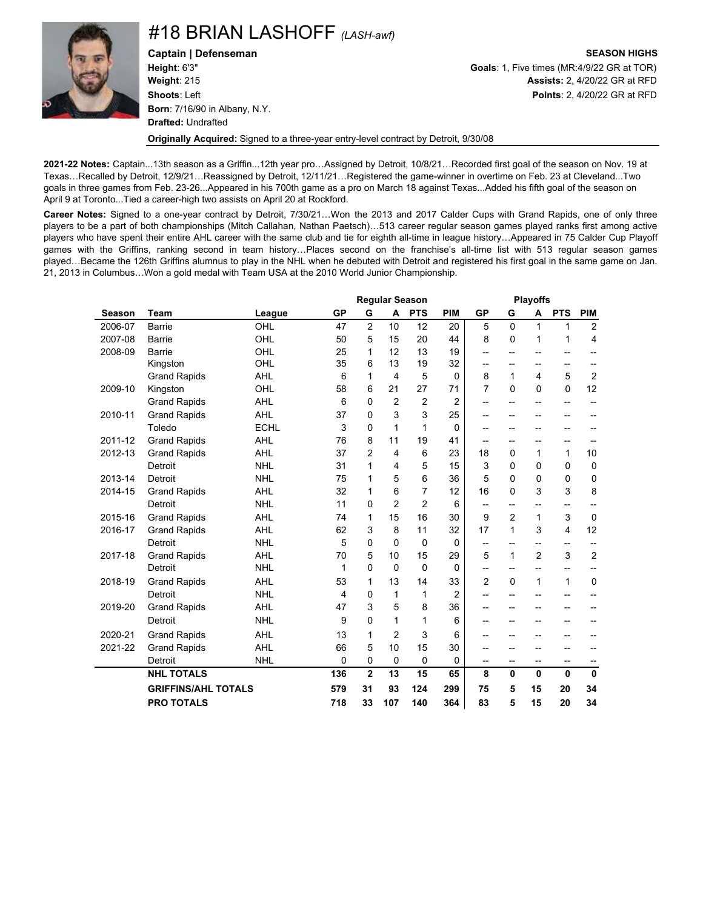# #18 BRIAN LASHOFF *(LASH-awf)*

**Captain | Defenseman**
**Height**: 6'3"
**Weight**: 215
**Shoots**: Left
**Born**: 7/16/90 in Albany, N.Y.
**Drafted:** Undrafted

**SEASON HIGHS**
**Goals**: 1, Five times (MR:4/9/22 GR at TOR)
**Assists:** 2, 4/20/22 GR at RFD
**Points**: 2, 4/20/22 GR at RFD

**Originally Acquired:** Signed to a three-year entry-level contract by Detroit, 9/30/08

**2021-22 Notes:** Captain...13th season as a Griffin...12th year pro…Assigned by Detroit, 10/8/21…Recorded first goal of the season on Nov. 19 at Texas…Recalled by Detroit, 12/9/21…Reassigned by Detroit, 12/11/21…Registered the game-winner in overtime on Feb. 23 at Cleveland...Two goals in three games from Feb. 23-26...Appeared in his 700th game as a pro on March 18 against Texas...Added his fifth goal of the season on April 9 at Toronto...Tied a career-high two assists on April 20 at Rockford.

**Career Notes:** Signed to a one-year contract by Detroit, 7/30/21…Won the 2013 and 2017 Calder Cups with Grand Rapids, one of only three players to be a part of both championships (Mitch Callahan, Nathan Paetsch)…513 career regular season games played ranks first among active players who have spent their entire AHL career with the same club and tie for eighth all-time in league history…Appeared in 75 Calder Cup Playoff games with the Griffins, ranking second in team history…Places second on the franchise's all-time list with 513 regular season games played…Became the 126th Griffins alumnus to play in the NHL when he debuted with Detroit and registered his first goal in the same game on Jan. 21, 2013 in Columbus…Won a gold medal with Team USA at the 2010 World Junior Championship.

| | | | Regular Season | | | | | Playoffs | | | | |
|---|---|---|---|---|---|---|---|---|---|---|---|---|
| **Season** | **Team** | **League** | **GP** | **G** | **A** | **PTS** | **PIM** | **GP** | **G** | **A** | **PTS** | **PIM** |
| 2006-07 | Barrie | OHL | 47 | 2 | 10 | 12 | 20 | 5 | 0 | 1 | 1 | 2 |
| 2007-08 | Barrie | OHL | 50 | 5 | 15 | 20 | 44 | 8 | 0 | 1 | 1 | 4 |
| 2008-09 | Barrie | OHL | 25 | 1 | 12 | 13 | 19 | -- | -- | -- | -- | -- |
| | Kingston | OHL | 35 | 6 | 13 | 19 | 32 | -- | -- | -- | -- | -- |
| | Grand Rapids | AHL | 6 | 1 | 4 | 5 | 0 | 8 | 1 | 4 | 5 | 2 |
| 2009-10 | Kingston | OHL | 58 | 6 | 21 | 27 | 71 | 7 | 0 | 0 | 0 | 12 |
| | Grand Rapids | AHL | 6 | 0 | 2 | 2 | 2 | -- | -- | -- | -- | -- |
| 2010-11 | Grand Rapids | AHL | 37 | 0 | 3 | 3 | 25 | -- | -- | -- | -- | -- |
| | Toledo | ECHL | 3 | 0 | 1 | 1 | 0 | -- | -- | -- | -- | -- |
| 2011-12 | Grand Rapids | AHL | 76 | 8 | 11 | 19 | 41 | -- | -- | -- | -- | -- |
| 2012-13 | Grand Rapids | AHL | 37 | 2 | 4 | 6 | 23 | 18 | 0 | 1 | 1 | 10 |
| | Detroit | NHL | 31 | 1 | 4 | 5 | 15 | 3 | 0 | 0 | 0 | 0 |
| 2013-14 | Detroit | NHL | 75 | 1 | 5 | 6 | 36 | 5 | 0 | 0 | 0 | 0 |
| 2014-15 | Grand Rapids | AHL | 32 | 1 | 6 | 7 | 12 | 16 | 0 | 3 | 3 | 8 |
| | Detroit | NHL | 11 | 0 | 2 | 2 | 6 | -- | -- | -- | -- | -- |
| 2015-16 | Grand Rapids | AHL | 74 | 1 | 15 | 16 | 30 | 9 | 2 | 1 | 3 | 0 |
| 2016-17 | Grand Rapids | AHL | 62 | 3 | 8 | 11 | 32 | 17 | 1 | 3 | 4 | 12 |
| | Detroit | NHL | 5 | 0 | 0 | 0 | 0 | -- | -- | -- | -- | -- |
| 2017-18 | Grand Rapids | AHL | 70 | 5 | 10 | 15 | 29 | 5 | 1 | 2 | 3 | 2 |
| | Detroit | NHL | 1 | 0 | 0 | 0 | 0 | -- | -- | -- | -- | -- |
| 2018-19 | Grand Rapids | AHL | 53 | 1 | 13 | 14 | 33 | 2 | 0 | 1 | 1 | 0 |
| | Detroit | NHL | 4 | 0 | 1 | 1 | 2 | -- | -- | -- | -- | -- |
| 2019-20 | Grand Rapids | AHL | 47 | 3 | 5 | 8 | 36 | -- | -- | -- | -- | -- |
| | Detroit | NHL | 9 | 0 | 1 | 1 | 6 | -- | -- | -- | -- | -- |
| 2020-21 | Grand Rapids | AHL | 13 | 1 | 2 | 3 | 6 | -- | -- | -- | -- | -- |
| 2021-22 | Grand Rapids | AHL | 66 | 5 | 10 | 15 | 30 | -- | -- | -- | -- | -- |
| | Detroit | NHL | 0 | 0 | 0 | 0 | 0 | -- | -- | -- | -- | -- |
| | **NHL TOTALS** | | **136** | **2** | **13** | **15** | **65** | **8** | **0** | **0** | **0** | **0** |
| | **GRIFFINS/AHL TOTALS** | | **579** | **31** | **93** | **124** | **299** | **75** | **5** | **15** | **20** | **34** |
| | **PRO TOTALS** | | **718** | **33** | **107** | **140** | **364** | **83** | **5** | **15** | **20** | **34** |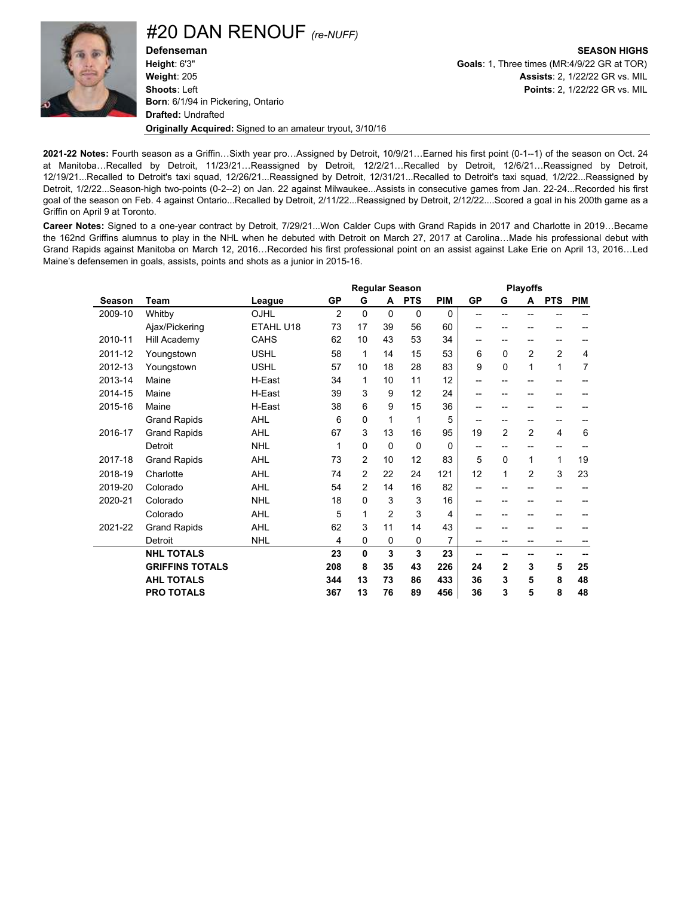# #20 DAN RENOUF *(re-NUFF)*

**Defenseman**
**Height**: 6'3"
**Weight**: 205
**Shoots**: Left
**Born**: 6/1/94 in Pickering, Ontario
**Drafted:** Undrafted
**Originally Acquired:** Signed to an amateur tryout, 3/10/16

**SEASON HIGHS**
**Goals**: 1, Three times (MR:4/9/22 GR at TOR)
**Assists**: 2, 1/22/22 GR vs. MIL
**Points**: 2, 1/22/22 GR vs. MIL

**2021-22 Notes:** Fourth season as a Griffin…Sixth year pro…Assigned by Detroit, 10/9/21…Earned his first point (0-1--1) of the season on Oct. 24 at Manitoba…Recalled by Detroit, 11/23/21…Reassigned by Detroit, 12/2/21…Recalled by Detroit, 12/6/21…Reassigned by Detroit, 12/19/21...Recalled to Detroit's taxi squad, 12/26/21...Reassigned by Detroit, 12/31/21...Recalled to Detroit's taxi squad, 1/2/22...Reassigned by Detroit, 1/2/22...Season-high two-points (0-2--2) on Jan. 22 against Milwaukee...Assists in consecutive games from Jan. 22-24...Recorded his first goal of the season on Feb. 4 against Ontario...Recalled by Detroit, 2/11/22...Reassigned by Detroit, 2/12/22....Scored a goal in his 200th game as a Griffin on April 9 at Toronto.

**Career Notes:** Signed to a one-year contract by Detroit, 7/29/21...Won Calder Cups with Grand Rapids in 2017 and Charlotte in 2019…Became the 162nd Griffins alumnus to play in the NHL when he debuted with Detroit on March 27, 2017 at Carolina…Made his professional debut with Grand Rapids against Manitoba on March 12, 2016…Recorded his first professional point on an assist against Lake Erie on April 13, 2016…Led Maine's defensemen in goals, assists, points and shots as a junior in 2015-16.

| | | | Regular Season | | | | | Playoffs | | | | |
|---|---|---|---|---|---|---|---|---|---|---|---|---|
| **Season** | **Team** | **League** | **GP** | **G** | **A** | **PTS** | **PIM** | **GP** | **G** | **A** | **PTS** | **PIM** |
| 2009-10 | Whitby | OJHL | 2 | 0 | 0 | 0 | 0 | -- | -- | -- | -- | -- |
| | Ajax/Pickering | ETAHL U18 | 73 | 17 | 39 | 56 | 60 | -- | -- | -- | -- | -- |
| 2010-11 | Hill Academy | CAHS | 62 | 10 | 43 | 53 | 34 | -- | -- | -- | -- | -- |
| 2011-12 | Youngstown | USHL | 58 | 1 | 14 | 15 | 53 | 6 | 0 | 2 | 2 | 4 |
| 2012-13 | Youngstown | USHL | 57 | 10 | 18 | 28 | 83 | 9 | 0 | 1 | 1 | 7 |
| 2013-14 | Maine | H-East | 34 | 1 | 10 | 11 | 12 | -- | -- | -- | -- | -- |
| 2014-15 | Maine | H-East | 39 | 3 | 9 | 12 | 24 | -- | -- | -- | -- | -- |
| 2015-16 | Maine | H-East | 38 | 6 | 9 | 15 | 36 | -- | -- | -- | -- | -- |
| | Grand Rapids | AHL | 6 | 0 | 1 | 1 | 5 | -- | -- | -- | -- | -- |
| 2016-17 | Grand Rapids | AHL | 67 | 3 | 13 | 16 | 95 | 19 | 2 | 2 | 4 | 6 |
| | Detroit | NHL | 1 | 0 | 0 | 0 | 0 | -- | -- | -- | -- | -- |
| 2017-18 | Grand Rapids | AHL | 73 | 2 | 10 | 12 | 83 | 5 | 0 | 1 | 1 | 19 |
| 2018-19 | Charlotte | AHL | 74 | 2 | 22 | 24 | 121 | 12 | 1 | 2 | 3 | 23 |
| 2019-20 | Colorado | AHL | 54 | 2 | 14 | 16 | 82 | -- | -- | -- | -- | -- |
| 2020-21 | Colorado | NHL | 18 | 0 | 3 | 3 | 16 | -- | -- | -- | -- | -- |
| | Colorado | AHL | 5 | 1 | 2 | 3 | 4 | -- | -- | -- | -- | -- |
| 2021-22 | Grand Rapids | AHL | 62 | 3 | 11 | 14 | 43 | -- | -- | -- | -- | -- |
| | Detroit | NHL | 4 | 0 | 0 | 0 | 7 | -- | -- | -- | -- | -- |
| | **NHL TOTALS** | | **23** | **0** | **3** | **3** | **23** | **--** | **--** | **--** | **--** | **--** |
| | **GRIFFINS TOTALS** | | **208** | **8** | **35** | **43** | **226** | **24** | **2** | **3** | **5** | **25** |
| | **AHL TOTALS** | | **344** | **13** | **73** | **86** | **433** | **36** | **3** | **5** | **8** | **48** |
| | **PRO TOTALS** | | **367** | **13** | **76** | **89** | **456** | **36** | **3** | **5** | **8** | **48** |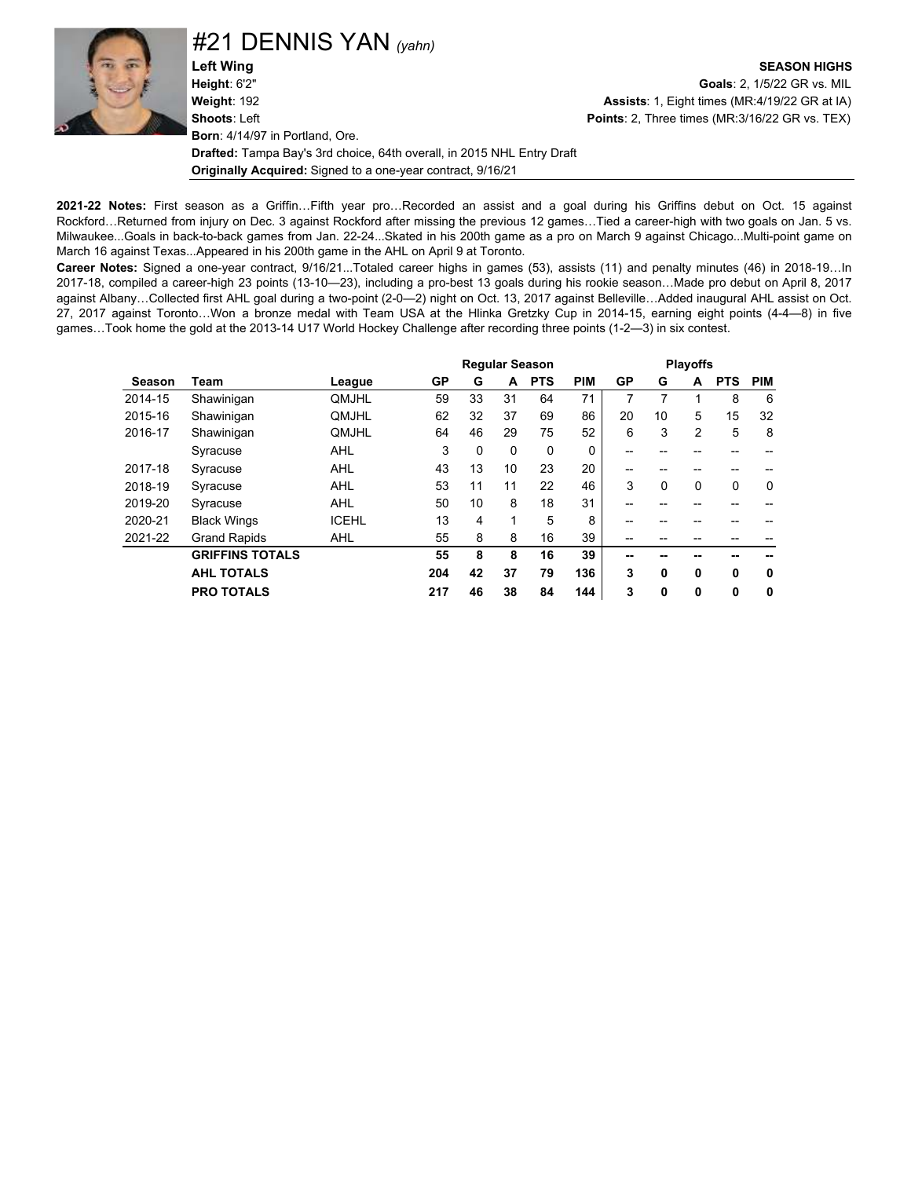# #21 DENNIS YAN *(yahn)*

**Left Wing**
**Height**: 6'2"
**Weight**: 192
**Shoots**: Left
**Born**: 4/14/97 in Portland, Ore.
**Drafted:** Tampa Bay's 3rd choice, 64th overall, in 2015 NHL Entry Draft
**Originally Acquired:** Signed to a one-year contract, 9/16/21

**SEASON HIGHS**
**Goals**: 2, 1/5/22 GR vs. MIL
**Assists**: 1, Eight times (MR:4/19/22 GR at IA)
**Points**: 2, Three times (MR:3/16/22 GR vs. TEX)

**2021-22 Notes:** First season as a Griffin…Fifth year pro…Recorded an assist and a goal during his Griffins debut on Oct. 15 against Rockford…Returned from injury on Dec. 3 against Rockford after missing the previous 12 games…Tied a career-high with two goals on Jan. 5 vs. Milwaukee...Goals in back-to-back games from Jan. 22-24...Skated in his 200th game as a pro on March 9 against Chicago...Multi-point game on March 16 against Texas...Appeared in his 200th game in the AHL on April 9 at Toronto.

**Career Notes:** Signed a one-year contract, 9/16/21...Totaled career highs in games (53), assists (11) and penalty minutes (46) in 2018-19…In 2017-18, compiled a career-high 23 points (13-10—23), including a pro-best 13 goals during his rookie season…Made pro debut on April 8, 2017 against Albany…Collected first AHL goal during a two-point (2-0—2) night on Oct. 13, 2017 against Belleville…Added inaugural AHL assist on Oct. 27, 2017 against Toronto…Won a bronze medal with Team USA at the Hlinka Gretzky Cup in 2014-15, earning eight points (4-4—8) in five games…Took home the gold at the 2013-14 U17 World Hockey Challenge after recording three points (1-2—3) in six contest.

| | | | Regular Season | | | | | Playoffs | | | | |
|---|---|---|---|---|---|---|---|---|---|---|---|---|
| **Season** | **Team** | **League** | **GP** | **G** | **A** | **PTS** | **PIM** | **GP** | **G** | **A** | **PTS** | **PIM** |
| 2014-15 | Shawinigan | QMJHL | 59 | 33 | 31 | 64 | 71 | 7 | 7 | 1 | 8 | 6 |
| 2015-16 | Shawinigan | QMJHL | 62 | 32 | 37 | 69 | 86 | 20 | 10 | 5 | 15 | 32 |
| 2016-17 | Shawinigan | QMJHL | 64 | 46 | 29 | 75 | 52 | 6 | 3 | 2 | 5 | 8 |
| | Syracuse | AHL | 3 | 0 | 0 | 0 | 0 | -- | -- | -- | -- | -- |
| 2017-18 | Syracuse | AHL | 43 | 13 | 10 | 23 | 20 | -- | -- | -- | -- | -- |
| 2018-19 | Syracuse | AHL | 53 | 11 | 11 | 22 | 46 | 3 | 0 | 0 | 0 | 0 |
| 2019-20 | Syracuse | AHL | 50 | 10 | 8 | 18 | 31 | -- | -- | -- | -- | -- |
| 2020-21 | Black Wings | ICEHL | 13 | 4 | 1 | 5 | 8 | -- | -- | -- | -- | -- |
| 2021-22 | Grand Rapids | AHL | 55 | 8 | 8 | 16 | 39 | -- | -- | -- | -- | -- |
| | **GRIFFINS TOTALS** | | **55** | **8** | **8** | **16** | **39** | **--** | **--** | **--** | **--** | **--** |
| | **AHL TOTALS** | | **204** | **42** | **37** | **79** | **136** | **3** | **0** | **0** | **0** | **0** |
| | **PRO TOTALS** | | **217** | **46** | **38** | **84** | **144** | **3** | **0** | **0** | **0** | **0** |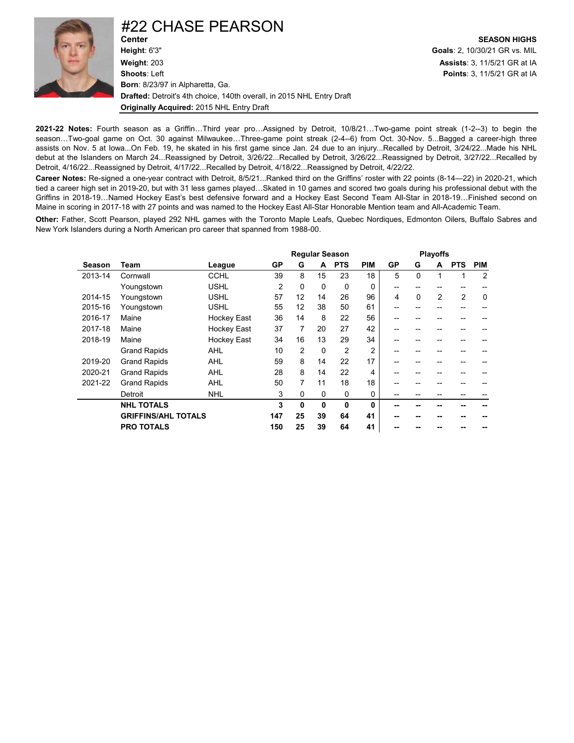# #22 CHASE PEARSON

**Center**

**Height**: 6'3"
**Weight**: 203
**Shoots**: Left
**Born**: 8/23/97 in Alpharetta, Ga.
**Drafted:** Detroit's 4th choice, 140th overall, in 2015 NHL Entry Draft
**Originally Acquired:** 2015 NHL Entry Draft

**SEASON HIGHS**
**Goals**: 2, 10/30/21 GR vs. MIL
**Assists**: 3, 11/5/21 GR at IA
**Points**: 3, 11/5/21 GR at IA

**2021-22 Notes:** Fourth season as a Griffin…Third year pro…Assigned by Detroit, 10/8/21…Two-game point streak (1-2--3) to begin the season…Two-goal game on Oct. 30 against Milwaukee…Three-game point streak (2-4--6) from Oct. 30-Nov. 5...Bagged a career-high three assists on Nov. 5 at Iowa...On Feb. 19, he skated in his first game since Jan. 24 due to an injury...Recalled by Detroit, 3/24/22...Made his NHL debut at the Islanders on March 24...Reassigned by Detroit, 3/26/22...Recalled by Detroit, 3/26/22...Reassigned by Detroit, 3/27/22...Recalled by Detroit, 4/16/22...Reassigned by Detroit, 4/17/22...Recalled by Detroit, 4/18/22...Reassigned by Detroit, 4/22/22.

**Career Notes:** Re-signed a one-year contract with Detroit, 8/5/21...Ranked third on the Griffins' roster with 22 points (8-14—22) in 2020-21, which tied a career high set in 2019-20, but with 31 less games played…Skated in 10 games and scored two goals during his professional debut with the Griffins in 2018-19…Named Hockey East's best defensive forward and a Hockey East Second Team All-Star in 2018-19…Finished second on Maine in scoring in 2017-18 with 27 points and was named to the Hockey East All-Star Honorable Mention team and All-Academic Team.

**Other:** Father, Scott Pearson, played 292 NHL games with the Toronto Maple Leafs, Quebec Nordiques, Edmonton Oilers, Buffalo Sabres and New York Islanders during a North American pro career that spanned from 1988-00.

| | | | Regular Season | | | | | Playoffs | | | | |
|---|---|---|---|---|---|---|---|---|---|---|---|---|
| **Season** | **Team** | **League** | **GP** | **G** | **A** | **PTS** | **PIM** | **GP** | **G** | **A** | **PTS** | **PIM** |
| 2013-14 | Cornwall | CCHL | 39 | 8 | 15 | 23 | 18 | 5 | 0 | 1 | 1 | 2 |
| | Youngstown | USHL | 2 | 0 | 0 | 0 | 0 | -- | -- | -- | -- | -- |
| 2014-15 | Youngstown | USHL | 57 | 12 | 14 | 26 | 96 | 4 | 0 | 2 | 2 | 0 |
| 2015-16 | Youngstown | USHL | 55 | 12 | 38 | 50 | 61 | -- | -- | -- | -- | -- |
| 2016-17 | Maine | Hockey East | 36 | 14 | 8 | 22 | 56 | -- | -- | -- | -- | -- |
| 2017-18 | Maine | Hockey East | 37 | 7 | 20 | 27 | 42 | -- | -- | -- | -- | -- |
| 2018-19 | Maine | Hockey East | 34 | 16 | 13 | 29 | 34 | -- | -- | -- | -- | -- |
| | Grand Rapids | AHL | 10 | 2 | 0 | 2 | 2 | -- | -- | -- | -- | -- |
| 2019-20 | Grand Rapids | AHL | 59 | 8 | 14 | 22 | 17 | -- | -- | -- | -- | -- |
| 2020-21 | Grand Rapids | AHL | 28 | 8 | 14 | 22 | 4 | -- | -- | -- | -- | -- |
| 2021-22 | Grand Rapids | AHL | 50 | 7 | 11 | 18 | 18 | -- | -- | -- | -- | -- |
| | Detroit | NHL | 3 | 0 | 0 | 0 | 0 | -- | -- | -- | -- | -- |
| | **NHL TOTALS** | | **3** | **0** | **0** | **0** | **0** | **--** | **--** | **--** | **--** | **--** |
| | **GRIFFINS/AHL TOTALS** | | **147** | **25** | **39** | **64** | **41** | **--** | **--** | **--** | **--** | **--** |
| | **PRO TOTALS** | | **150** | **25** | **39** | **64** | **41** | **--** | **--** | **--** | **--** | **--** |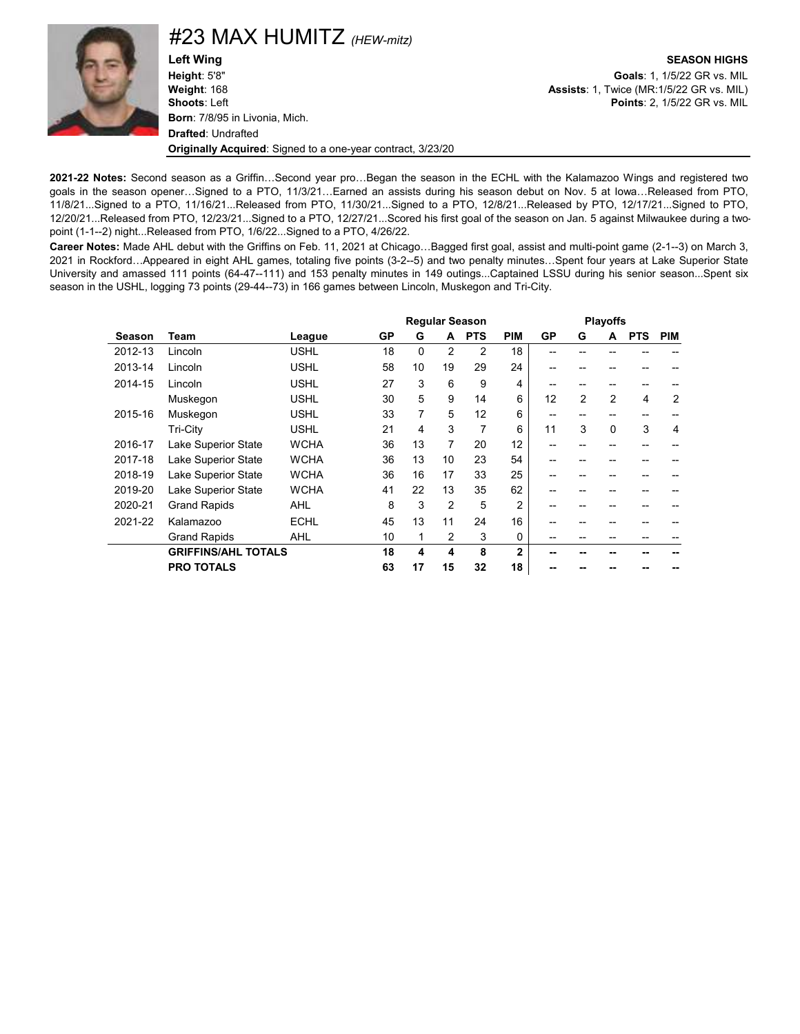# #23 MAX HUMITZ *(HEW-mitz)*

**Left Wing**
**Height**: 5'8"
**Weight**: 168
**Shoots**: Left
**Born**: 7/8/95 in Livonia, Mich.
**Drafted**: Undrafted
**Originally Acquired**: Signed to a one-year contract, 3/23/20

**SEASON HIGHS**
**Goals**: 1, 1/5/22 GR vs. MIL
**Assists**: 1, Twice (MR:1/5/22 GR vs. MIL)
**Points**: 2, 1/5/22 GR vs. MIL

**2021-22 Notes:** Second season as a Griffin…Second year pro…Began the season in the ECHL with the Kalamazoo Wings and registered two goals in the season opener…Signed to a PTO, 11/3/21…Earned an assists during his season debut on Nov. 5 at Iowa…Released from PTO, 11/8/21...Signed to a PTO, 11/16/21...Released from PTO, 11/30/21...Signed to a PTO, 12/8/21...Released by PTO, 12/17/21...Signed to PTO, 12/20/21...Released from PTO, 12/23/21...Signed to a PTO, 12/27/21...Scored his first goal of the season on Jan. 5 against Milwaukee during a two-point (1-1--2) night...Released from PTO, 1/6/22...Signed to a PTO, 4/26/22.

**Career Notes:** Made AHL debut with the Griffins on Feb. 11, 2021 at Chicago…Bagged first goal, assist and multi-point game (2-1--3) on March 3, 2021 in Rockford…Appeared in eight AHL games, totaling five points (3-2--5) and two penalty minutes…Spent four years at Lake Superior State University and amassed 111 points (64-47--111) and 153 penalty minutes in 149 outings...Captained LSSU during his senior season...Spent six season in the USHL, logging 73 points (29-44--73) in 166 games between Lincoln, Muskegon and Tri-City.

| | | | Regular Season | | | | | Playoffs | | | | |
|---|---|---|---|---|---|---|---|---|---|---|---|---|
| **Season** | **Team** | **League** | **GP** | **G** | **A** | **PTS** | **PIM** | **GP** | **G** | **A** | **PTS** | **PIM** |
| 2012-13 | Lincoln | USHL | 18 | 0 | 2 | 2 | 18 | -- | -- | -- | -- | -- |
| 2013-14 | Lincoln | USHL | 58 | 10 | 19 | 29 | 24 | -- | -- | -- | -- | -- |
| 2014-15 | Lincoln | USHL | 27 | 3 | 6 | 9 | 4 | -- | -- | -- | -- | -- |
| | Muskegon | USHL | 30 | 5 | 9 | 14 | 6 | 12 | 2 | 2 | 4 | 2 |
| 2015-16 | Muskegon | USHL | 33 | 7 | 5 | 12 | 6 | -- | -- | -- | -- | -- |
| | Tri-City | USHL | 21 | 4 | 3 | 7 | 6 | 11 | 3 | 0 | 3 | 4 |
| 2016-17 | Lake Superior State | WCHA | 36 | 13 | 7 | 20 | 12 | -- | -- | -- | -- | -- |
| 2017-18 | Lake Superior State | WCHA | 36 | 13 | 10 | 23 | 54 | -- | -- | -- | -- | -- |
| 2018-19 | Lake Superior State | WCHA | 36 | 16 | 17 | 33 | 25 | -- | -- | -- | -- | -- |
| 2019-20 | Lake Superior State | WCHA | 41 | 22 | 13 | 35 | 62 | -- | -- | -- | -- | -- |
| 2020-21 | Grand Rapids | AHL | 8 | 3 | 2 | 5 | 2 | -- | -- | -- | -- | -- |
| 2021-22 | Kalamazoo | ECHL | 45 | 13 | 11 | 24 | 16 | -- | -- | -- | -- | -- |
| | Grand Rapids | AHL | 10 | 1 | 2 | 3 | 0 | -- | -- | -- | -- | -- |
| | **GRIFFINS/AHL TOTALS** | | **18** | **4** | **4** | **8** | **2** | **--** | **--** | **--** | **--** | **--** |
| | **PRO TOTALS** | | **63** | **17** | **15** | **32** | **18** | **--** | **--** | **--** | **--** | **--** |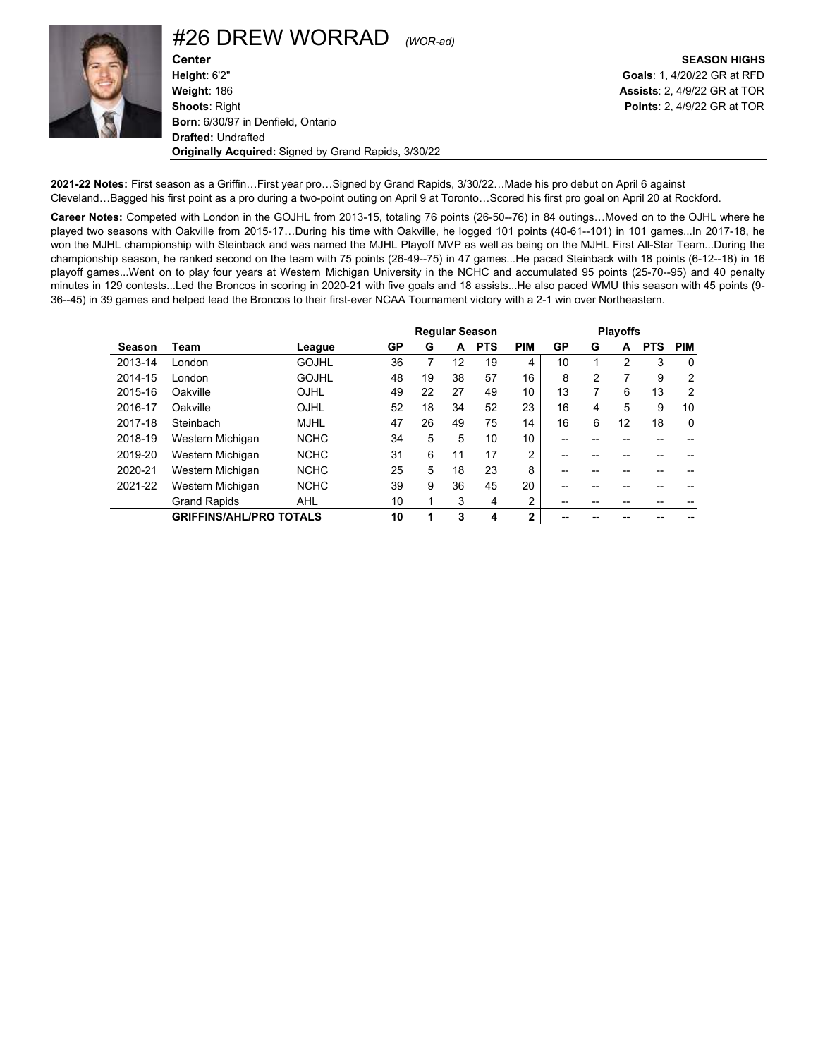# #26 DREW WORRAD *(WOR-ad)*

**Center**
**Height**: 6'2"
**Weight**: 186
**Shoots**: Right
**Born**: 6/30/97 in Denfield, Ontario
**Drafted:** Undrafted
**Originally Acquired:** Signed by Grand Rapids, 3/30/22

**SEASON HIGHS**
**Goals**: 1, 4/20/22 GR at RFD
**Assists**: 2, 4/9/22 GR at TOR
**Points**: 2, 4/9/22 GR at TOR

**2021-22 Notes:** First season as a Griffin…First year pro…Signed by Grand Rapids, 3/30/22…Made his pro debut on April 6 against Cleveland…Bagged his first point as a pro during a two-point outing on April 9 at Toronto…Scored his first pro goal on April 20 at Rockford.

**Career Notes:** Competed with London in the GOJHL from 2013-15, totaling 76 points (26-50--76) in 84 outings…Moved on to the OJHL where he played two seasons with Oakville from 2015-17…During his time with Oakville, he logged 101 points (40-61--101) in 101 games...In 2017-18, he won the MJHL championship with Steinback and was named the MJHL Playoff MVP as well as being on the MJHL First All-Star Team...During the championship season, he ranked second on the team with 75 points (26-49--75) in 47 games...He paced Steinback with 18 points (6-12--18) in 16 playoff games...Went on to play four years at Western Michigan University in the NCHC and accumulated 95 points (25-70--95) and 40 penalty minutes in 129 contests...Led the Broncos in scoring in 2020-21 with five goals and 18 assists...He also paced WMU this season with 45 points (9-36--45) in 39 games and helped lead the Broncos to their first-ever NCAA Tournament victory with a 2-1 win over Northeastern.

| | | | Regular Season | | | | | Playoffs | | | | |
|---|---|---|---|---|---|---|---|---|---|---|---|---|
| **Season** | **Team** | **League** | **GP** | **G** | **A** | **PTS** | **PIM** | **GP** | **G** | **A** | **PTS** | **PIM** |
| 2013-14 | London | GOJHL | 36 | 7 | 12 | 19 | 4 | 10 | 1 | 2 | 3 | 0 |
| 2014-15 | London | GOJHL | 48 | 19 | 38 | 57 | 16 | 8 | 2 | 7 | 9 | 2 |
| 2015-16 | Oakville | OJHL | 49 | 22 | 27 | 49 | 10 | 13 | 7 | 6 | 13 | 2 |
| 2016-17 | Oakville | OJHL | 52 | 18 | 34 | 52 | 23 | 16 | 4 | 5 | 9 | 10 |
| 2017-18 | Steinbach | MJHL | 47 | 26 | 49 | 75 | 14 | 16 | 6 | 12 | 18 | 0 |
| 2018-19 | Western Michigan | NCHC | 34 | 5 | 5 | 10 | 10 | -- | -- | -- | -- | -- |
| 2019-20 | Western Michigan | NCHC | 31 | 6 | 11 | 17 | 2 | -- | -- | -- | -- | -- |
| 2020-21 | Western Michigan | NCHC | 25 | 5 | 18 | 23 | 8 | -- | -- | -- | -- | -- |
| 2021-22 | Western Michigan | NCHC | 39 | 9 | 36 | 45 | 20 | -- | -- | -- | -- | -- |
| | Grand Rapids | AHL | 10 | 1 | 3 | 4 | 2 | -- | -- | -- | -- | -- |
| | **GRIFFINS/AHL/PRO TOTALS** | | **10** | **1** | **3** | **4** | **2** | **--** | **--** | **--** | **--** | **--** |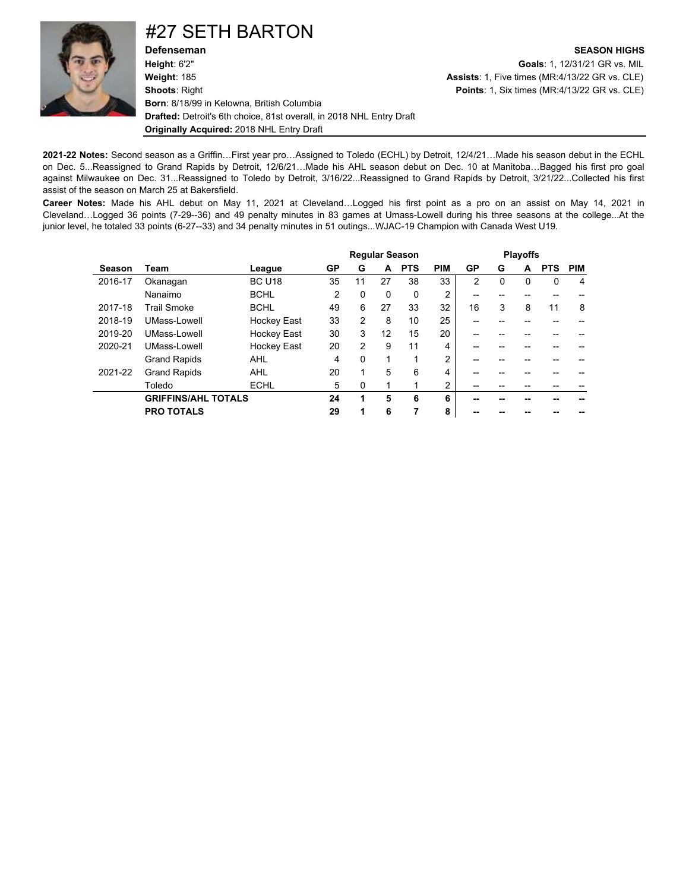# #27 SETH BARTON

**Defenseman**
**Height**: 6'2"
**Weight**: 185
**Shoots**: Right
**Born**: 8/18/99 in Kelowna, British Columbia
**Drafted:** Detroit's 6th choice, 81st overall, in 2018 NHL Entry Draft
**Originally Acquired:** 2018 NHL Entry Draft

**SEASON HIGHS**
**Goals**: 1, 12/31/21 GR vs. MIL
**Assists**: 1, Five times (MR:4/13/22 GR vs. CLE)
**Points**: 1, Six times (MR:4/13/22 GR vs. CLE)

**2021-22 Notes:** Second season as a Griffin…First year pro…Assigned to Toledo (ECHL) by Detroit, 12/4/21…Made his season debut in the ECHL on Dec. 5...Reassigned to Grand Rapids by Detroit, 12/6/21…Made his AHL season debut on Dec. 10 at Manitoba…Bagged his first pro goal against Milwaukee on Dec. 31...Reassigned to Toledo by Detroit, 3/16/22...Reassigned to Grand Rapids by Detroit, 3/21/22...Collected his first assist of the season on March 25 at Bakersfield.

**Career Notes:** Made his AHL debut on May 11, 2021 at Cleveland…Logged his first point as a pro on an assist on May 14, 2021 in Cleveland…Logged 36 points (7-29--36) and 49 penalty minutes in 83 games at Umass-Lowell during his three seasons at the college...At the junior level, he totaled 33 points (6-27--33) and 34 penalty minutes in 51 outings...WJAC-19 Champion with Canada West U19.

| | | | Regular Season | | | | | Playoffs | | | | |
|---|---|---|---|---|---|---|---|---|---|---|---|---|
| **Season** | **Team** | **League** | **GP** | **G** | **A** | **PTS** | **PIM** | **GP** | **G** | **A** | **PTS** | **PIM** |
| 2016-17 | Okanagan | BC U18 | 35 | 11 | 27 | 38 | 33 | 2 | 0 | 0 | 0 | 4 |
| | Nanaimo | BCHL | 2 | 0 | 0 | 0 | 2 | -- | -- | -- | -- | -- |
| 2017-18 | Trail Smoke | BCHL | 49 | 6 | 27 | 33 | 32 | 16 | 3 | 8 | 11 | 8 |
| 2018-19 | UMass-Lowell | Hockey East | 33 | 2 | 8 | 10 | 25 | -- | -- | -- | -- | -- |
| 2019-20 | UMass-Lowell | Hockey East | 30 | 3 | 12 | 15 | 20 | -- | -- | -- | -- | -- |
| 2020-21 | UMass-Lowell | Hockey East | 20 | 2 | 9 | 11 | 4 | -- | -- | -- | -- | -- |
| | Grand Rapids | AHL | 4 | 0 | 1 | 1 | 2 | -- | -- | -- | -- | -- |
| 2021-22 | Grand Rapids | AHL | 20 | 1 | 5 | 6 | 4 | -- | -- | -- | -- | -- |
| | Toledo | ECHL | 5 | 0 | 1 | 1 | 2 | -- | -- | -- | -- | -- |
| | **GRIFFINS/AHL TOTALS** | | **24** | **1** | **5** | **6** | **6** | **--** | **--** | **--** | **--** | **--** |
| | **PRO TOTALS** | | **29** | **1** | **6** | **7** | **8** | **--** | **--** | **--** | **--** | **--** |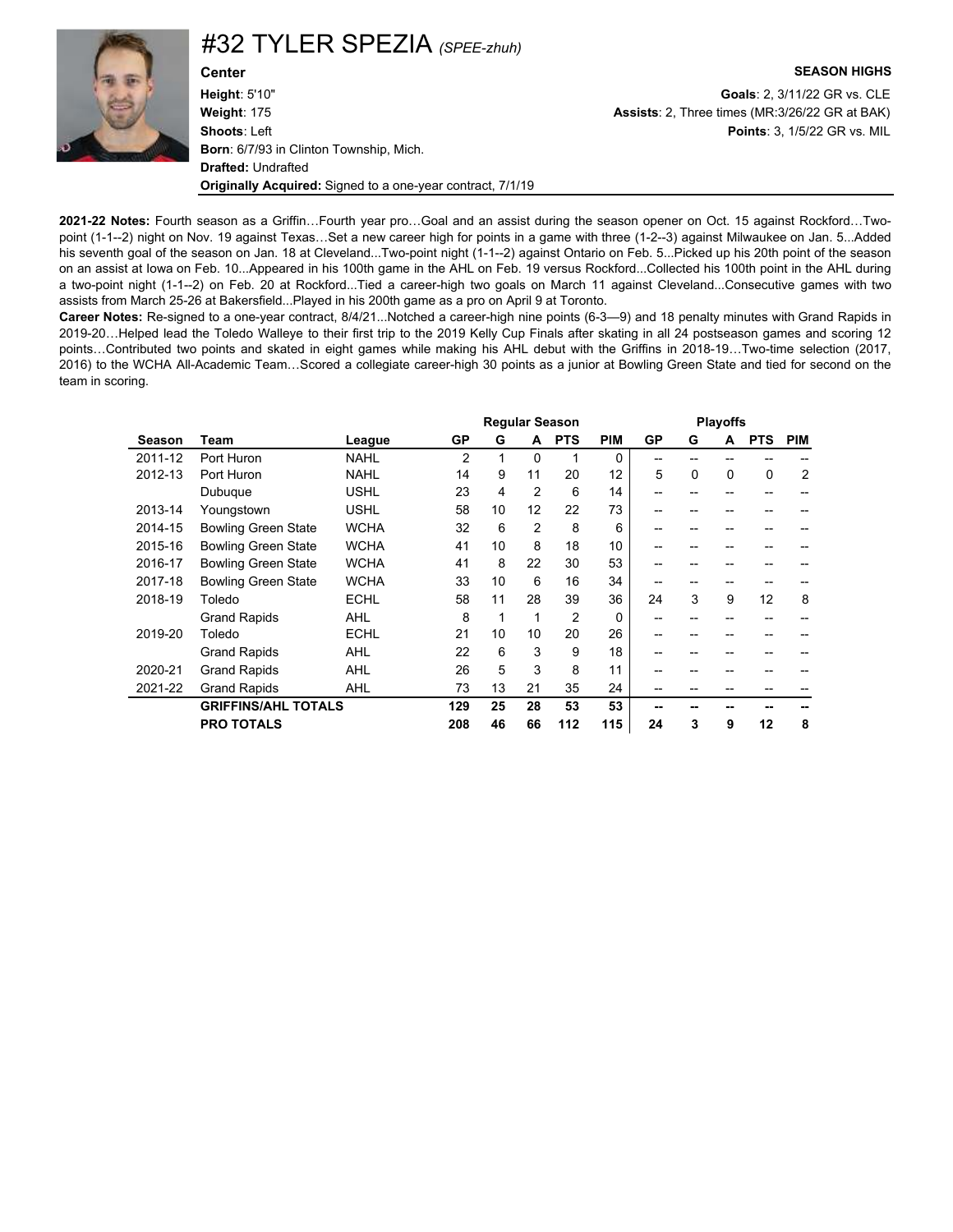# #32 TYLER SPEZIA *(SPEE-zhuh)*

**Center**

**Height**: 5'10"
**Weight**: 175
**Shoots**: Left
**Born**: 6/7/93 in Clinton Township, Mich.
**Drafted:** Undrafted
**Originally Acquired:** Signed to a one-year contract, 7/1/19

**SEASON HIGHS**

**Goals**: 2, 3/11/22 GR vs. CLE
**Assists**: 2, Three times (MR:3/26/22 GR at BAK)
**Points**: 3, 1/5/22 GR vs. MIL

**2021-22 Notes:** Fourth season as a Griffin…Fourth year pro…Goal and an assist during the season opener on Oct. 15 against Rockford…Two-point (1-1--2) night on Nov. 19 against Texas…Set a new career high for points in a game with three (1-2--3) against Milwaukee on Jan. 5...Added his seventh goal of the season on Jan. 18 at Cleveland...Two-point night (1-1--2) against Ontario on Feb. 5...Picked up his 20th point of the season on an assist at Iowa on Feb. 10...Appeared in his 100th game in the AHL on Feb. 19 versus Rockford...Collected his 100th point in the AHL during a two-point night (1-1--2) on Feb. 20 at Rockford...Tied a career-high two goals on March 11 against Cleveland...Consecutive games with two assists from March 25-26 at Bakersfield...Played in his 200th game as a pro on April 9 at Toronto.

**Career Notes:** Re-signed to a one-year contract, 8/4/21...Notched a career-high nine points (6-3—9) and 18 penalty minutes with Grand Rapids in 2019-20…Helped lead the Toledo Walleye to their first trip to the 2019 Kelly Cup Finals after skating in all 24 postseason games and scoring 12 points…Contributed two points and skated in eight games while making his AHL debut with the Griffins in 2018-19…Two-time selection (2017, 2016) to the WCHA All-Academic Team…Scored a collegiate career-high 30 points as a junior at Bowling Green State and tied for second on the team in scoring.

| | | | Regular Season | | | | | Playoffs | | | | |
|---|---|---|---|---|---|---|---|---|---|---|---|---|
| Season | Team | League | GP | G | A | PTS | PIM | GP | G | A | PTS | PIM |
| 2011-12 | Port Huron | NAHL | 2 | 1 | 0 | 1 | 0 | -- | -- | -- | -- | -- |
| 2012-13 | Port Huron | NAHL | 14 | 9 | 11 | 20 | 12 | 5 | 0 | 0 | 0 | 2 |
| | Dubuque | USHL | 23 | 4 | 2 | 6 | 14 | -- | -- | -- | -- | -- |
| 2013-14 | Youngstown | USHL | 58 | 10 | 12 | 22 | 73 | -- | -- | -- | -- | -- |
| 2014-15 | Bowling Green State | WCHA | 32 | 6 | 2 | 8 | 6 | -- | -- | -- | -- | -- |
| 2015-16 | Bowling Green State | WCHA | 41 | 10 | 8 | 18 | 10 | -- | -- | -- | -- | -- |
| 2016-17 | Bowling Green State | WCHA | 41 | 8 | 22 | 30 | 53 | -- | -- | -- | -- | -- |
| 2017-18 | Bowling Green State | WCHA | 33 | 10 | 6 | 16 | 34 | -- | -- | -- | -- | -- |
| 2018-19 | Toledo | ECHL | 58 | 11 | 28 | 39 | 36 | 24 | 3 | 9 | 12 | 8 |
| | Grand Rapids | AHL | 8 | 1 | 1 | 2 | 0 | -- | -- | -- | -- | -- |
| 2019-20 | Toledo | ECHL | 21 | 10 | 10 | 20 | 26 | -- | -- | -- | -- | -- |
| | Grand Rapids | AHL | 22 | 6 | 3 | 9 | 18 | -- | -- | -- | -- | -- |
| 2020-21 | Grand Rapids | AHL | 26 | 5 | 3 | 8 | 11 | -- | -- | -- | -- | -- |
| 2021-22 | Grand Rapids | AHL | 73 | 13 | 21 | 35 | 24 | -- | -- | -- | -- | -- |
| | **GRIFFINS/AHL TOTALS** | | **129** | **25** | **28** | **53** | **53** | **--** | **--** | **--** | **--** | **--** |
| | **PRO TOTALS** | | **208** | **46** | **66** | **112** | **115** | **24** | **3** | **9** | **12** | **8** |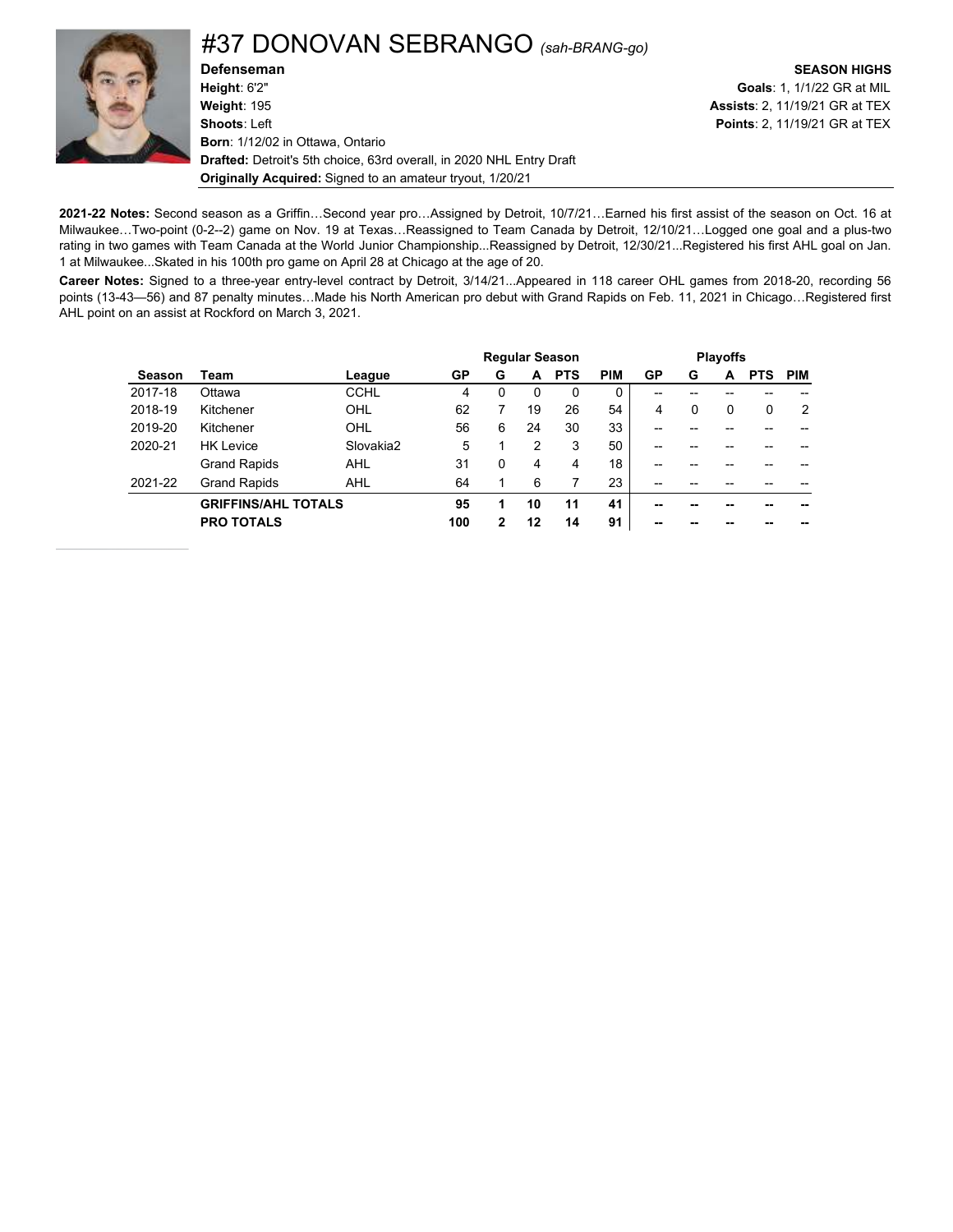# #37 DONOVAN SEBRANGO *(sah-BRANG-go)*

**Defenseman**
**Height**: 6'2"
**Weight**: 195
**Shoots**: Left
**Born**: 1/12/02 in Ottawa, Ontario
**Drafted:** Detroit's 5th choice, 63rd overall, in 2020 NHL Entry Draft
**Originally Acquired:** Signed to an amateur tryout, 1/20/21

**SEASON HIGHS**
**Goals**: 1, 1/1/22 GR at MIL
**Assists**: 2, 11/19/21 GR at TEX
**Points**: 2, 11/19/21 GR at TEX

**2021-22 Notes:** Second season as a Griffin…Second year pro…Assigned by Detroit, 10/7/21…Earned his first assist of the season on Oct. 16 at Milwaukee…Two-point (0-2--2) game on Nov. 19 at Texas…Reassigned to Team Canada by Detroit, 12/10/21…Logged one goal and a plus-two rating in two games with Team Canada at the World Junior Championship...Reassigned by Detroit, 12/30/21...Registered his first AHL goal on Jan. 1 at Milwaukee...Skated in his 100th pro game on April 28 at Chicago at the age of 20.

**Career Notes:** Signed to a three-year entry-level contract by Detroit, 3/14/21...Appeared in 118 career OHL games from 2018-20, recording 56 points (13-43—56) and 87 penalty minutes…Made his North American pro debut with Grand Rapids on Feb. 11, 2021 in Chicago…Registered first AHL point on an assist at Rockford on March 3, 2021.

| | | | Regular Season | | | | | Playoffs | | | | |
|---|---|---|---|---|---|---|---|---|---|---|---|---|
| **Season** | **Team** | **League** | **GP** | **G** | **A** | **PTS** | **PIM** | **GP** | **G** | **A** | **PTS** | **PIM** |
| 2017-18 | Ottawa | CCHL | 4 | 0 | 0 | 0 | 0 | -- | -- | -- | -- | -- |
| 2018-19 | Kitchener | OHL | 62 | 7 | 19 | 26 | 54 | 4 | 0 | 0 | 0 | 2 |
| 2019-20 | Kitchener | OHL | 56 | 6 | 24 | 30 | 33 | -- | -- | -- | -- | -- |
| 2020-21 | HK Levice | Slovakia2 | 5 | 1 | 2 | 3 | 50 | -- | -- | -- | -- | -- |
| | Grand Rapids | AHL | 31 | 0 | 4 | 4 | 18 | -- | -- | -- | -- | -- |
| 2021-22 | Grand Rapids | AHL | 64 | 1 | 6 | 7 | 23 | -- | -- | -- | -- | -- |
| | **GRIFFINS/AHL TOTALS** | | **95** | **1** | **10** | **11** | **41** | **--** | **--** | **--** | **--** | **--** |
| | **PRO TOTALS** | | **100** | **2** | **12** | **14** | **91** | **--** | **--** | **--** | **--** | **--** |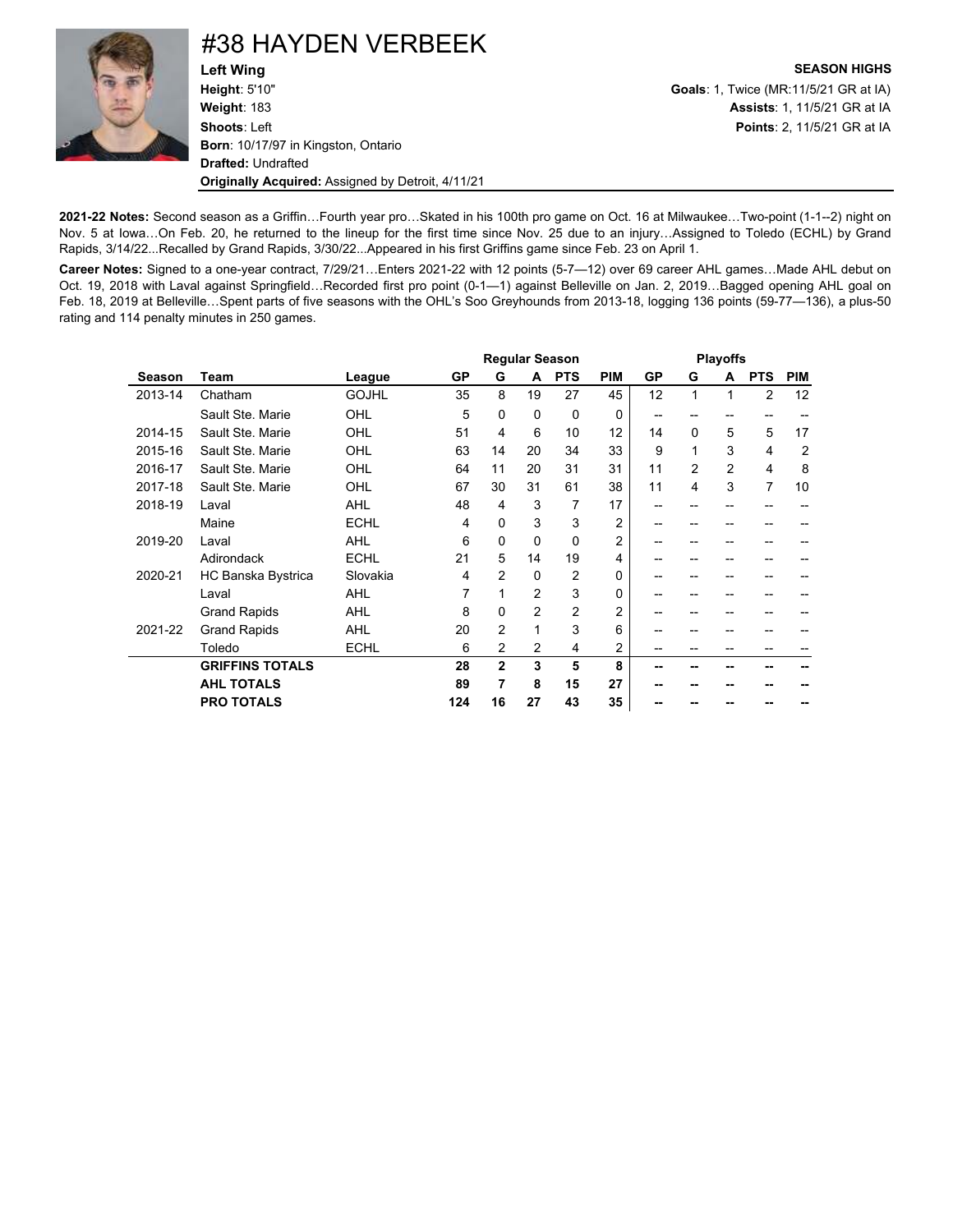# #38 HAYDEN VERBEEK

**Left Wing**
**Height**: 5'10"
**Weight**: 183
**Shoots**: Left
**Born**: 10/17/97 in Kingston, Ontario
**Drafted:** Undrafted
**Originally Acquired:** Assigned by Detroit, 4/11/21

**SEASON HIGHS**
**Goals**: 1, Twice (MR:11/5/21 GR at IA)
**Assists**: 1, 11/5/21 GR at IA
**Points**: 2, 11/5/21 GR at IA

**2021-22 Notes:** Second season as a Griffin…Fourth year pro…Skated in his 100th pro game on Oct. 16 at Milwaukee…Two-point (1-1--2) night on Nov. 5 at Iowa…On Feb. 20, he returned to the lineup for the first time since Nov. 25 due to an injury…Assigned to Toledo (ECHL) by Grand Rapids, 3/14/22...Recalled by Grand Rapids, 3/30/22...Appeared in his first Griffins game since Feb. 23 on April 1.

**Career Notes:** Signed to a one-year contract, 7/29/21…Enters 2021-22 with 12 points (5-7—12) over 69 career AHL games…Made AHL debut on Oct. 19, 2018 with Laval against Springfield…Recorded first pro point (0-1—1) against Belleville on Jan. 2, 2019…Bagged opening AHL goal on Feb. 18, 2019 at Belleville…Spent parts of five seasons with the OHL's Soo Greyhounds from 2013-18, logging 136 points (59-77—136), a plus-50 rating and 114 penalty minutes in 250 games.

| | | | Regular Season | | | | | Playoffs | | | | |
|---|---|---|---|---|---|---|---|---|---|---|---|---|
| **Season** | **Team** | **League** | **GP** | **G** | **A** | **PTS** | **PIM** | **GP** | **G** | **A** | **PTS** | **PIM** |
| 2013-14 | Chatham | GOJHL | 35 | 8 | 19 | 27 | 45 | 12 | 1 | 1 | 2 | 12 |
| | Sault Ste. Marie | OHL | 5 | 0 | 0 | 0 | 0 | -- | -- | -- | -- | -- |
| 2014-15 | Sault Ste. Marie | OHL | 51 | 4 | 6 | 10 | 12 | 14 | 0 | 5 | 5 | 17 |
| 2015-16 | Sault Ste. Marie | OHL | 63 | 14 | 20 | 34 | 33 | 9 | 1 | 3 | 4 | 2 |
| 2016-17 | Sault Ste. Marie | OHL | 64 | 11 | 20 | 31 | 31 | 11 | 2 | 2 | 4 | 8 |
| 2017-18 | Sault Ste. Marie | OHL | 67 | 30 | 31 | 61 | 38 | 11 | 4 | 3 | 7 | 10 |
| 2018-19 | Laval | AHL | 48 | 4 | 3 | 7 | 17 | -- | -- | -- | -- | -- |
| | Maine | ECHL | 4 | 0 | 3 | 3 | 2 | -- | -- | -- | -- | -- |
| 2019-20 | Laval | AHL | 6 | 0 | 0 | 0 | 2 | -- | -- | -- | -- | -- |
| | Adirondack | ECHL | 21 | 5 | 14 | 19 | 4 | -- | -- | -- | -- | -- |
| 2020-21 | HC Banska Bystrica | Slovakia | 4 | 2 | 0 | 2 | 0 | -- | -- | -- | -- | -- |
| | Laval | AHL | 7 | 1 | 2 | 3 | 0 | -- | -- | -- | -- | -- |
| | Grand Rapids | AHL | 8 | 0 | 2 | 2 | 2 | -- | -- | -- | -- | -- |
| 2021-22 | Grand Rapids | AHL | 20 | 2 | 1 | 3 | 6 | -- | -- | -- | -- | -- |
| | Toledo | ECHL | 6 | 2 | 2 | 4 | 2 | -- | -- | -- | -- | -- |
| | **GRIFFINS TOTALS** | | **28** | **2** | **3** | **5** | **8** | **--** | **--** | **--** | **--** | **--** |
| | **AHL TOTALS** | | **89** | **7** | **8** | **15** | **27** | **--** | **--** | **--** | **--** | **--** |
| | **PRO TOTALS** | | **124** | **16** | **27** | **43** | **35** | **--** | **--** | **--** | **--** | **--** |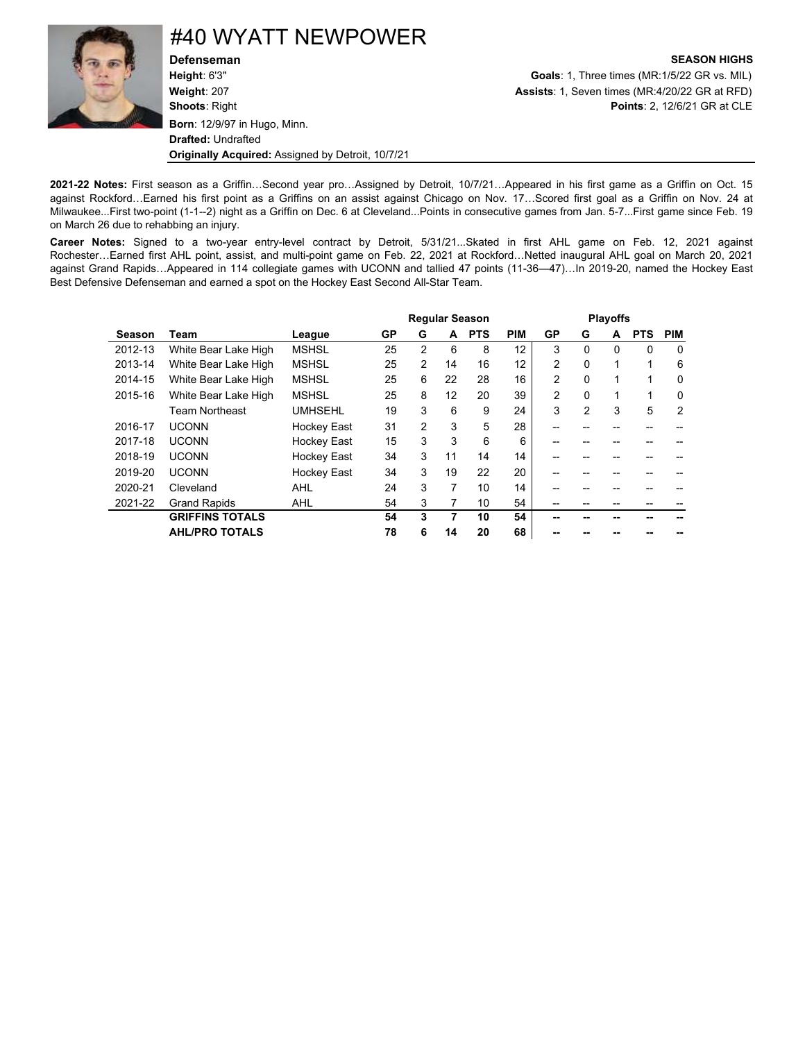# #40 WYATT NEWPOWER

**Defenseman**
**Height**: 6'3"
**Weight**: 207
**Shoots**: Right
**Born**: 12/9/97 in Hugo, Minn.
**Drafted:** Undrafted
**Originally Acquired:** Assigned by Detroit, 10/7/21

**SEASON HIGHS**
**Goals**: 1, Three times (MR:1/5/22 GR vs. MIL)
**Assists**: 1, Seven times (MR:4/20/22 GR at RFD)
**Points**: 2, 12/6/21 GR at CLE

**2021-22 Notes:** First season as a Griffin…Second year pro…Assigned by Detroit, 10/7/21…Appeared in his first game as a Griffin on Oct. 15 against Rockford…Earned his first point as a Griffins on an assist against Chicago on Nov. 17…Scored first goal as a Griffin on Nov. 24 at Milwaukee...First two-point (1-1--2) night as a Griffin on Dec. 6 at Cleveland...Points in consecutive games from Jan. 5-7...First game since Feb. 19 on March 26 due to rehabbing an injury.

**Career Notes:** Signed to a two-year entry-level contract by Detroit, 5/31/21...Skated in first AHL game on Feb. 12, 2021 against Rochester…Earned first AHL point, assist, and multi-point game on Feb. 22, 2021 at Rockford…Netted inaugural AHL goal on March 20, 2021 against Grand Rapids…Appeared in 114 collegiate games with UCONN and tallied 47 points (11-36—47)…In 2019-20, named the Hockey East Best Defensive Defenseman and earned a spot on the Hockey East Second All-Star Team.

| | | | Regular Season | | | | | Playoffs | | | | |
|---|---|---|---|---|---|---|---|---|---|---|---|---|
| **Season** | **Team** | **League** | **GP** | **G** | **A** | **PTS** | **PIM** | **GP** | **G** | **A** | **PTS** | **PIM** |
| 2012-13 | White Bear Lake High | MSHSL | 25 | 2 | 6 | 8 | 12 | 3 | 0 | 0 | 0 | 0 |
| 2013-14 | White Bear Lake High | MSHSL | 25 | 2 | 14 | 16 | 12 | 2 | 0 | 1 | 1 | 6 |
| 2014-15 | White Bear Lake High | MSHSL | 25 | 6 | 22 | 28 | 16 | 2 | 0 | 1 | 1 | 0 |
| 2015-16 | White Bear Lake High | MSHSL | 25 | 8 | 12 | 20 | 39 | 2 | 0 | 1 | 1 | 0 |
| | Team Northeast | UMHSEHL | 19 | 3 | 6 | 9 | 24 | 3 | 2 | 3 | 5 | 2 |
| 2016-17 | UCONN | Hockey East | 31 | 2 | 3 | 5 | 28 | -- | -- | -- | -- | -- |
| 2017-18 | UCONN | Hockey East | 15 | 3 | 3 | 6 | 6 | -- | -- | -- | -- | -- |
| 2018-19 | UCONN | Hockey East | 34 | 3 | 11 | 14 | 14 | -- | -- | -- | -- | -- |
| 2019-20 | UCONN | Hockey East | 34 | 3 | 19 | 22 | 20 | -- | -- | -- | -- | -- |
| 2020-21 | Cleveland | AHL | 24 | 3 | 7 | 10 | 14 | -- | -- | -- | -- | -- |
| 2021-22 | Grand Rapids | AHL | 54 | 3 | 7 | 10 | 54 | -- | -- | -- | -- | -- |
| | **GRIFFINS TOTALS** | | **54** | **3** | **7** | **10** | **54** | **--** | **--** | **--** | **--** | **--** |
| | **AHL/PRO TOTALS** | | **78** | **6** | **14** | **20** | **68** | **--** | **--** | **--** | **--** | **--** |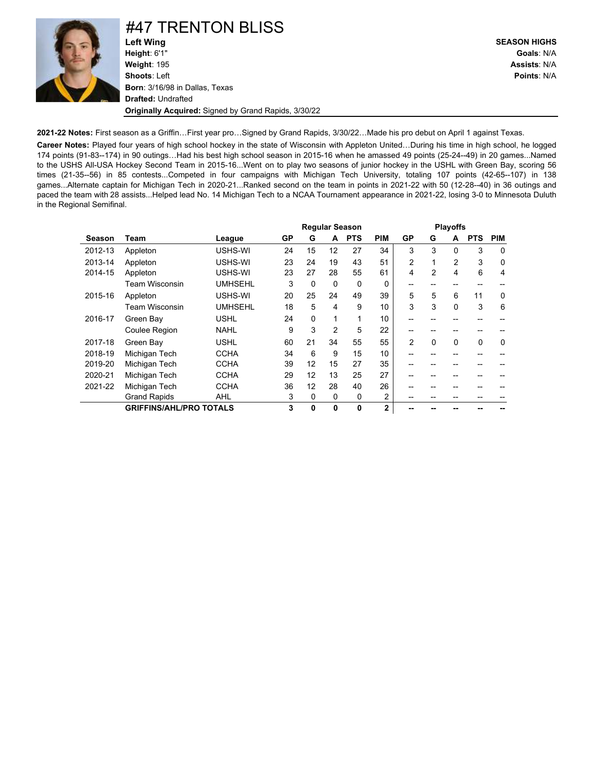# #47 TRENTON BLISS

**Left Wing**
**Height**: 6'1"
**Weight**: 195
**Shoots**: Left
**Born**: 3/16/98 in Dallas, Texas
**Drafted:** Undrafted
**Originally Acquired:** Signed by Grand Rapids, 3/30/22

**SEASON HIGHS**
**Goals**: N/A
**Assists**: N/A
**Points**: N/A

**2021-22 Notes:** First season as a Griffin…First year pro…Signed by Grand Rapids, 3/30/22…Made his pro debut on April 1 against Texas.

**Career Notes:** Played four years of high school hockey in the state of Wisconsin with Appleton United…During his time in high school, he logged 174 points (91-83--174) in 90 outings…Had his best high school season in 2015-16 when he amassed 49 points (25-24--49) in 20 games...Named to the USHS All-USA Hockey Second Team in 2015-16...Went on to play two seasons of junior hockey in the USHL with Green Bay, scoring 56 times (21-35--56) in 85 contests...Competed in four campaigns with Michigan Tech University, totaling 107 points (42-65--107) in 138 games...Alternate captain for Michigan Tech in 2020-21...Ranked second on the team in points in 2021-22 with 50 (12-28--40) in 36 outings and paced the team with 28 assists...Helped lead No. 14 Michigan Tech to a NCAA Tournament appearance in 2021-22, losing 3-0 to Minnesota Duluth in the Regional Semifinal.

| | | | Regular Season | | | | | Playoffs | | | | |
|---|---|---|---|---|---|---|---|---|---|---|---|---|
| **Season** | **Team** | **League** | **GP** | **G** | **A** | **PTS** | **PIM** | **GP** | **G** | **A** | **PTS** | **PIM** |
| 2012-13 | Appleton | USHS-WI | 24 | 15 | 12 | 27 | 34 | 3 | 3 | 0 | 3 | 0 |
| 2013-14 | Appleton | USHS-WI | 23 | 24 | 19 | 43 | 51 | 2 | 1 | 2 | 3 | 0 |
| 2014-15 | Appleton | USHS-WI | 23 | 27 | 28 | 55 | 61 | 4 | 2 | 4 | 6 | 4 |
| | Team Wisconsin | UMHSEHL | 3 | 0 | 0 | 0 | 0 | -- | -- | -- | -- | -- |
| 2015-16 | Appleton | USHS-WI | 20 | 25 | 24 | 49 | 39 | 5 | 5 | 6 | 11 | 0 |
| | Team Wisconsin | UMHSEHL | 18 | 5 | 4 | 9 | 10 | 3 | 3 | 0 | 3 | 6 |
| 2016-17 | Green Bay | USHL | 24 | 0 | 1 | 1 | 10 | -- | -- | -- | -- | -- |
| | Coulee Region | NAHL | 9 | 3 | 2 | 5 | 22 | -- | -- | -- | -- | -- |
| 2017-18 | Green Bay | USHL | 60 | 21 | 34 | 55 | 55 | 2 | 0 | 0 | 0 | 0 |
| 2018-19 | Michigan Tech | CCHA | 34 | 6 | 9 | 15 | 10 | -- | -- | -- | -- | -- |
| 2019-20 | Michigan Tech | CCHA | 39 | 12 | 15 | 27 | 35 | -- | -- | -- | -- | -- |
| 2020-21 | Michigan Tech | CCHA | 29 | 12 | 13 | 25 | 27 | -- | -- | -- | -- | -- |
| 2021-22 | Michigan Tech | CCHA | 36 | 12 | 28 | 40 | 26 | -- | -- | -- | -- | -- |
| | Grand Rapids | AHL | 3 | 0 | 0 | 0 | 2 | -- | -- | -- | -- | -- |
| | **GRIFFINS/AHL/PRO TOTALS** | | **3** | **0** | **0** | **0** | **2** | **--** | **--** | **--** | **--** | **--** |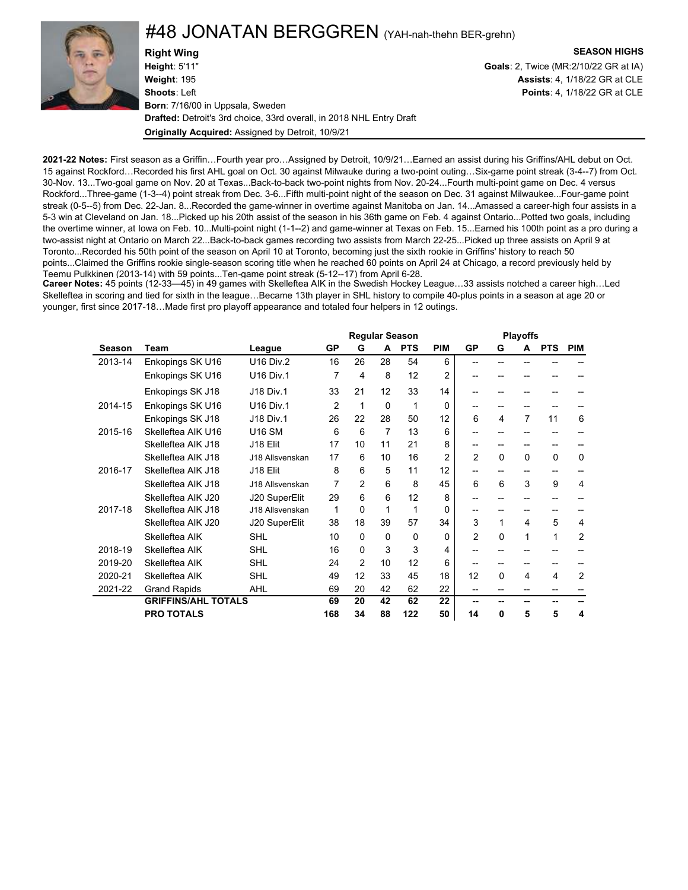# #48 JONATAN BERGGREN (YAH-nah-thehn BER-grehn)

**Right Wing**
**Height**: 5'11"
**Weight**: 195
**Shoots**: Left
**Born**: 7/16/00 in Uppsala, Sweden
**Drafted:** Detroit's 3rd choice, 33rd overall, in 2018 NHL Entry Draft
**Originally Acquired:** Assigned by Detroit, 10/9/21

**SEASON HIGHS**
**Goals**: 2, Twice (MR:2/10/22 GR at IA)
**Assists**: 4, 1/18/22 GR at CLE
**Points**: 4, 1/18/22 GR at CLE

**2021-22 Notes:** First season as a Griffin…Fourth year pro…Assigned by Detroit, 10/9/21…Earned an assist during his Griffins/AHL debut on Oct. 15 against Rockford…Recorded his first AHL goal on Oct. 30 against Milwauke during a two-point outing…Six-game point streak (3-4--7) from Oct. 30-Nov. 13...Two-goal game on Nov. 20 at Texas...Back-to-back two-point nights from Nov. 20-24...Fourth multi-point game on Dec. 4 versus Rockford...Three-game (1-3--4) point streak from Dec. 3-6...Fifth multi-point night of the season on Dec. 31 against Milwaukee...Four-game point streak (0-5--5) from Dec. 22-Jan. 8...Recorded the game-winner in overtime against Manitoba on Jan. 14...Amassed a career-high four assists in a 5-3 win at Cleveland on Jan. 18...Picked up his 20th assist of the season in his 36th game on Feb. 4 against Ontario...Potted two goals, including the overtime winner, at Iowa on Feb. 10...Multi-point night (1-1--2) and game-winner at Texas on Feb. 15...Earned his 100th point as a pro during a two-assist night at Ontario on March 22...Back-to-back games recording two assists from March 22-25...Picked up three assists on April 9 at Toronto...Recorded his 50th point of the season on April 10 at Toronto, becoming just the sixth rookie in Griffins' history to reach 50 points...Claimed the Griffins rookie single-season scoring title when he reached 60 points on April 24 at Chicago, a record previously held by Teemu Pulkkinen (2013-14) with 59 points...Ten-game point streak (5-12--17) from April 6-28.

**Career Notes:** 45 points (12-33—45) in 49 games with Skelleftea AIK in the Swedish Hockey League…33 assists notched a career high…Led Skelleftea in scoring and tied for sixth in the league…Became 13th player in SHL history to compile 40-plus points in a season at age 20 or younger, first since 2017-18…Made first pro playoff appearance and totaled four helpers in 12 outings.

| | | | Regular Season | | | | | Playoffs | | | | |
|---|---|---|---|---|---|---|---|---|---|---|---|---|
| **Season** | **Team** | **League** | **GP** | **G** | **A** | **PTS** | **PIM** | **GP** | **G** | **A** | **PTS** | **PIM** |
| 2013-14 | Enkopings SK U16 | U16 Div.2 | 16 | 26 | 28 | 54 | 6 | -- | -- | -- | -- | -- |
| | Enkopings SK U16 | U16 Div.1 | 7 | 4 | 8 | 12 | 2 | -- | -- | -- | -- | -- |
| | Enkopings SK J18 | J18 Div.1 | 33 | 21 | 12 | 33 | 14 | -- | -- | -- | -- | -- |
| 2014-15 | Enkopings SK U16 | U16 Div.1 | 2 | 1 | 0 | 1 | 0 | -- | -- | -- | -- | -- |
| | Enkopings SK J18 | J18 Div.1 | 26 | 22 | 28 | 50 | 12 | 6 | 4 | 7 | 11 | 6 |
| 2015-16 | Skelleftea AIK U16 | U16 SM | 6 | 6 | 7 | 13 | 6 | -- | -- | -- | -- | -- |
| | Skelleftea AIK J18 | J18 Elit | 17 | 10 | 11 | 21 | 8 | -- | -- | -- | -- | -- |
| | Skelleftea AIK J18 | J18 Allsvenskan | 17 | 6 | 10 | 16 | 2 | 2 | 0 | 0 | 0 | 0 |
| 2016-17 | Skelleftea AIK J18 | J18 Elit | 8 | 6 | 5 | 11 | 12 | -- | -- | -- | -- | -- |
| | Skelleftea AIK J18 | J18 Allsvenskan | 7 | 2 | 6 | 8 | 45 | 6 | 6 | 3 | 9 | 4 |
| | Skelleftea AIK J20 | J20 SuperElit | 29 | 6 | 6 | 12 | 8 | -- | -- | -- | -- | -- |
| 2017-18 | Skelleftea AIK J18 | J18 Allsvenskan | 1 | 0 | 1 | 1 | 0 | -- | -- | -- | -- | -- |
| | Skelleftea AIK J20 | J20 SuperElit | 38 | 18 | 39 | 57 | 34 | 3 | 1 | 4 | 5 | 4 |
| | Skelleftea AIK | SHL | 10 | 0 | 0 | 0 | 0 | 2 | 0 | 1 | 1 | 2 |
| 2018-19 | Skelleftea AIK | SHL | 16 | 0 | 3 | 3 | 4 | -- | -- | -- | -- | -- |
| 2019-20 | Skelleftea AIK | SHL | 24 | 2 | 10 | 12 | 6 | -- | -- | -- | -- | -- |
| 2020-21 | Skelleftea AIK | SHL | 49 | 12 | 33 | 45 | 18 | 12 | 0 | 4 | 4 | 2 |
| 2021-22 | Grand Rapids | AHL | 69 | 20 | 42 | 62 | 22 | -- | -- | -- | -- | -- |
| | **GRIFFINS/AHL TOTALS** | | **69** | **20** | **42** | **62** | **22** | **--** | **--** | **--** | **--** | **--** |
| | **PRO TOTALS** | | **168** | **34** | **88** | **122** | **50** | **14** | **0** | **5** | **5** | **4** |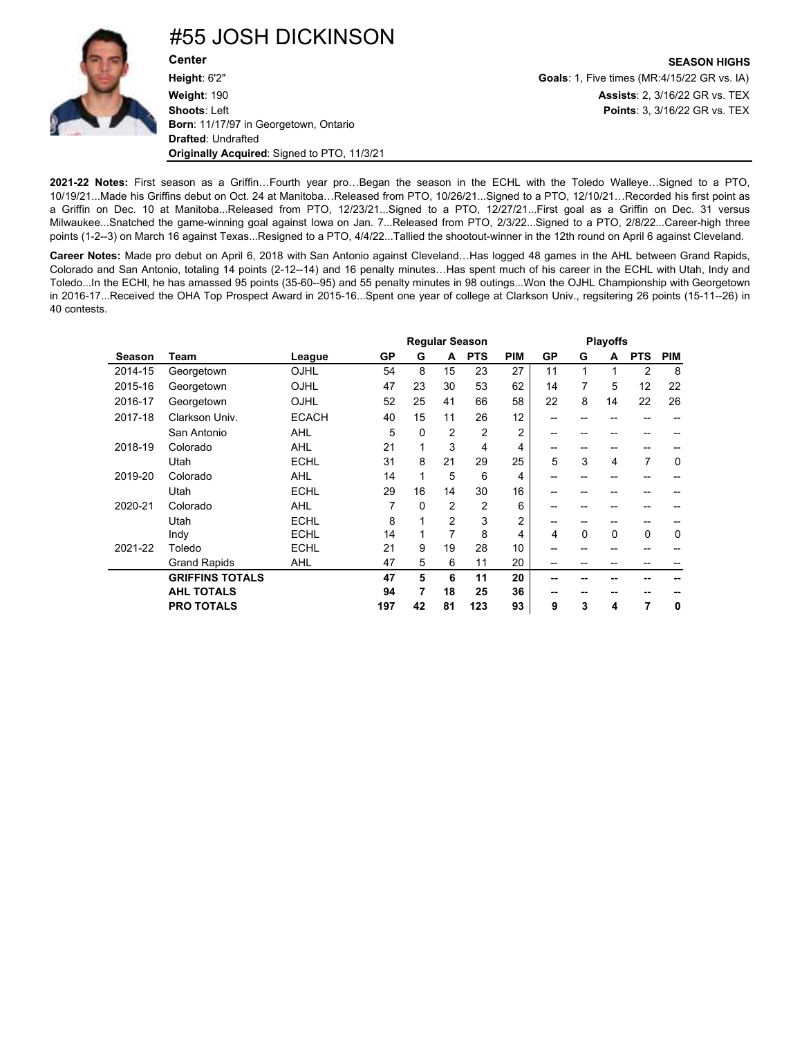# #55 JOSH DICKINSON

**Center**

**Height**: 6'2"
**Weight**: 190
**Shoots**: Left
**Born**: 11/17/97 in Georgetown, Ontario
**Drafted**: Undrafted
**Originally Acquired**: Signed to PTO, 11/3/21

**SEASON HIGHS**
**Goals**: 1, Five times (MR:4/15/22 GR vs. IA)
**Assists**: 2, 3/16/22 GR vs. TEX
**Points**: 3, 3/16/22 GR vs. TEX

**2021-22 Notes:** First season as a Griffin…Fourth year pro…Began the season in the ECHL with the Toledo Walleye…Signed to a PTO, 10/19/21...Made his Griffins debut on Oct. 24 at Manitoba…Released from PTO, 10/26/21...Signed to a PTO, 12/10/21…Recorded his first point as a Griffin on Dec. 10 at Manitoba...Released from PTO, 12/23/21...Signed to a PTO, 12/27/21...First goal as a Griffin on Dec. 31 versus Milwaukee...Snatched the game-winning goal against Iowa on Jan. 7...Released from PTO, 2/3/22...Signed to a PTO, 2/8/22...Career-high three points (1-2--3) on March 16 against Texas...Resigned to a PTO, 4/4/22...Tallied the shootout-winner in the 12th round on April 6 against Cleveland.

**Career Notes:** Made pro debut on April 6, 2018 with San Antonio against Cleveland…Has logged 48 games in the AHL between Grand Rapids, Colorado and San Antonio, totaling 14 points (2-12--14) and 16 penalty minutes…Has spent much of his career in the ECHL with Utah, Indy and Toledo...In the ECHl, he has amassed 95 points (35-60--95) and 55 penalty minutes in 98 outings...Won the OJHL Championship with Georgetown in 2016-17...Received the OHA Top Prospect Award in 2015-16...Spent one year of college at Clarkson Univ., regsitering 26 points (15-11--26) in 40 contests.

| | | | Regular Season | | | | | Playoffs | | | | |
|---|---|---|---|---|---|---|---|---|---|---|---|---|
| **Season** | **Team** | **League** | **GP** | **G** | **A** | **PTS** | **PIM** | **GP** | **G** | **A** | **PTS** | **PIM** |
| 2014-15 | Georgetown | OJHL | 54 | 8 | 15 | 23 | 27 | 11 | 1 | 1 | 2 | 8 |
| 2015-16 | Georgetown | OJHL | 47 | 23 | 30 | 53 | 62 | 14 | 7 | 5 | 12 | 22 |
| 2016-17 | Georgetown | OJHL | 52 | 25 | 41 | 66 | 58 | 22 | 8 | 14 | 22 | 26 |
| 2017-18 | Clarkson Univ. | ECACH | 40 | 15 | 11 | 26 | 12 | -- | -- | -- | -- | -- |
| | San Antonio | AHL | 5 | 0 | 2 | 2 | 2 | -- | -- | -- | -- | -- |
| 2018-19 | Colorado | AHL | 21 | 1 | 3 | 4 | 4 | -- | -- | -- | -- | -- |
| | Utah | ECHL | 31 | 8 | 21 | 29 | 25 | 5 | 3 | 4 | 7 | 0 |
| 2019-20 | Colorado | AHL | 14 | 1 | 5 | 6 | 4 | -- | -- | -- | -- | -- |
| | Utah | ECHL | 29 | 16 | 14 | 30 | 16 | -- | -- | -- | -- | -- |
| 2020-21 | Colorado | AHL | 7 | 0 | 2 | 2 | 6 | -- | -- | -- | -- | -- |
| | Utah | ECHL | 8 | 1 | 2 | 3 | 2 | -- | -- | -- | -- | -- |
| | Indy | ECHL | 14 | 1 | 7 | 8 | 4 | 4 | 0 | 0 | 0 | 0 |
| 2021-22 | Toledo | ECHL | 21 | 9 | 19 | 28 | 10 | -- | -- | -- | -- | -- |
| | Grand Rapids | AHL | 47 | 5 | 6 | 11 | 20 | -- | -- | -- | -- | -- |
| | **GRIFFINS TOTALS** | | **47** | **5** | **6** | **11** | **20** | **--** | **--** | **--** | **--** | **--** |
| | **AHL TOTALS** | | **94** | **7** | **18** | **25** | **36** | **--** | **--** | **--** | **--** | **--** |
| | **PRO TOTALS** | | **197** | **42** | **81** | **123** | **93** | **9** | **3** | **4** | **7** | **0** |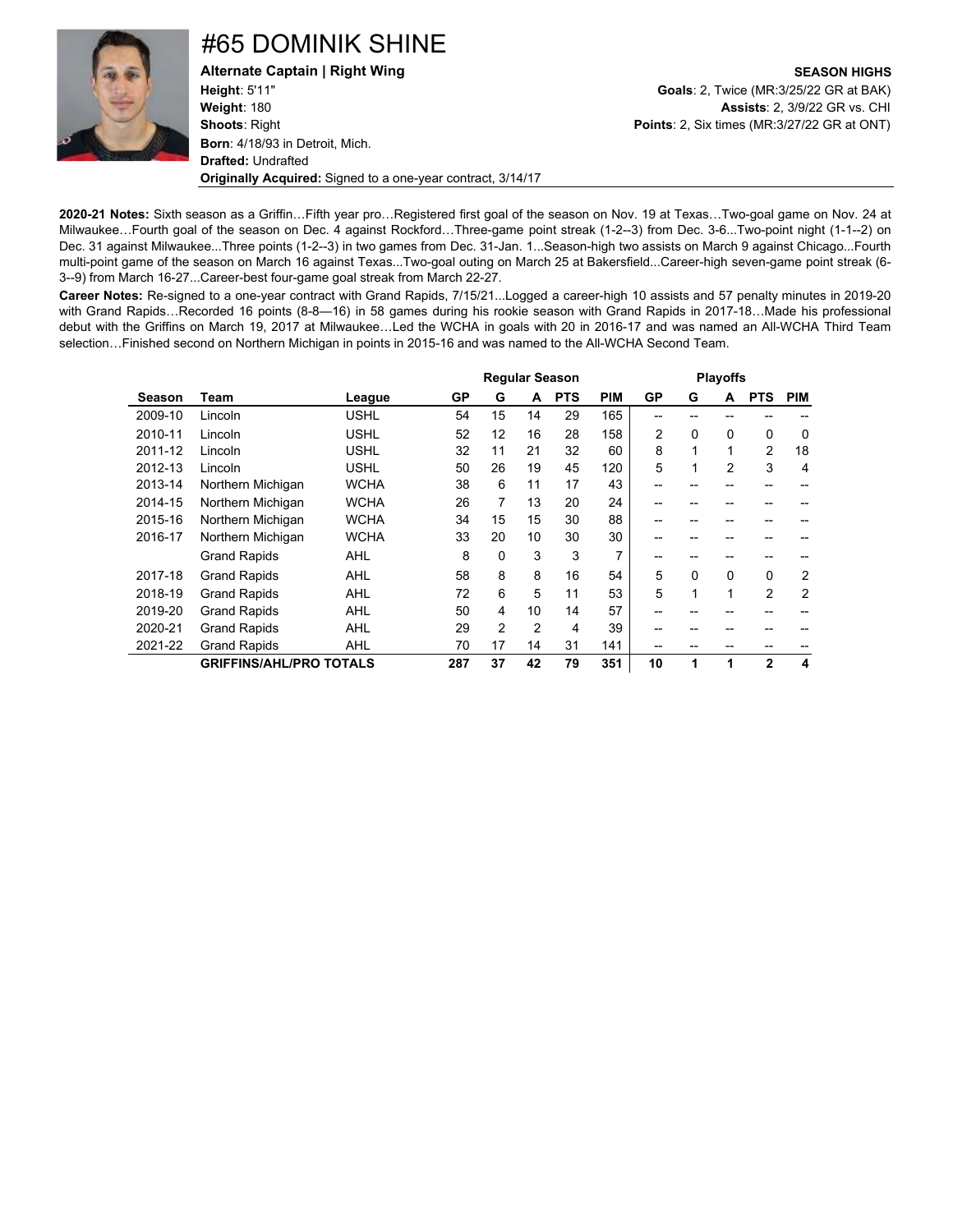# #65 DOMINIK SHINE

**Alternate Captain | Right Wing**
**Height**: 5'11"
**Weight**: 180
**Shoots**: Right
**Born**: 4/18/93 in Detroit, Mich.
**Drafted:** Undrafted
**Originally Acquired:** Signed to a one-year contract, 3/14/17

**SEASON HIGHS**
**Goals**: 2, Twice (MR:3/25/22 GR at BAK)
**Assists**: 2, 3/9/22 GR vs. CHI
**Points**: 2, Six times (MR:3/27/22 GR at ONT)

**2020-21 Notes:** Sixth season as a Griffin…Fifth year pro…Registered first goal of the season on Nov. 19 at Texas…Two-goal game on Nov. 24 at Milwaukee…Fourth goal of the season on Dec. 4 against Rockford…Three-game point streak (1-2--3) from Dec. 3-6...Two-point night (1-1--2) on Dec. 31 against Milwaukee...Three points (1-2--3) in two games from Dec. 31-Jan. 1...Season-high two assists on March 9 against Chicago...Fourth multi-point game of the season on March 16 against Texas...Two-goal outing on March 25 at Bakersfield...Career-high seven-game point streak (6-3--9) from March 16-27...Career-best four-game goal streak from March 22-27.

**Career Notes:** Re-signed to a one-year contract with Grand Rapids, 7/15/21...Logged a career-high 10 assists and 57 penalty minutes in 2019-20 with Grand Rapids…Recorded 16 points (8-8—16) in 58 games during his rookie season with Grand Rapids in 2017-18…Made his professional debut with the Griffins on March 19, 2017 at Milwaukee…Led the WCHA in goals with 20 in 2016-17 and was named an All-WCHA Third Team selection…Finished second on Northern Michigan in points in 2015-16 and was named to the All-WCHA Second Team.

| | | | Regular Season | | | | | Playoffs | | | | |
|---|---|---|---|---|---|---|---|---|---|---|---|---|
| **Season** | **Team** | **League** | **GP** | **G** | **A** | **PTS** | **PIM** | **GP** | **G** | **A** | **PTS** | **PIM** |
| 2009-10 | Lincoln | USHL | 54 | 15 | 14 | 29 | 165 | -- | -- | -- | -- | -- |
| 2010-11 | Lincoln | USHL | 52 | 12 | 16 | 28 | 158 | 2 | 0 | 0 | 0 | 0 |
| 2011-12 | Lincoln | USHL | 32 | 11 | 21 | 32 | 60 | 8 | 1 | 1 | 2 | 18 |
| 2012-13 | Lincoln | USHL | 50 | 26 | 19 | 45 | 120 | 5 | 1 | 2 | 3 | 4 |
| 2013-14 | Northern Michigan | WCHA | 38 | 6 | 11 | 17 | 43 | -- | -- | -- | -- | -- |
| 2014-15 | Northern Michigan | WCHA | 26 | 7 | 13 | 20 | 24 | -- | -- | -- | -- | -- |
| 2015-16 | Northern Michigan | WCHA | 34 | 15 | 15 | 30 | 88 | -- | -- | -- | -- | -- |
| 2016-17 | Northern Michigan | WCHA | 33 | 20 | 10 | 30 | 30 | -- | -- | -- | -- | -- |
| | Grand Rapids | AHL | 8 | 0 | 3 | 3 | 7 | -- | -- | -- | -- | -- |
| 2017-18 | Grand Rapids | AHL | 58 | 8 | 8 | 16 | 54 | 5 | 0 | 0 | 0 | 2 |
| 2018-19 | Grand Rapids | AHL | 72 | 6 | 5 | 11 | 53 | 5 | 1 | 1 | 2 | 2 |
| 2019-20 | Grand Rapids | AHL | 50 | 4 | 10 | 14 | 57 | -- | -- | -- | -- | -- |
| 2020-21 | Grand Rapids | AHL | 29 | 2 | 2 | 4 | 39 | -- | -- | -- | -- | -- |
| 2021-22 | Grand Rapids | AHL | 70 | 17 | 14 | 31 | 141 | -- | -- | -- | -- | -- |
| | **GRIFFINS/AHL/PRO TOTALS** | | **287** | **37** | **42** | **79** | **351** | **10** | **1** | **1** | **2** | **4** |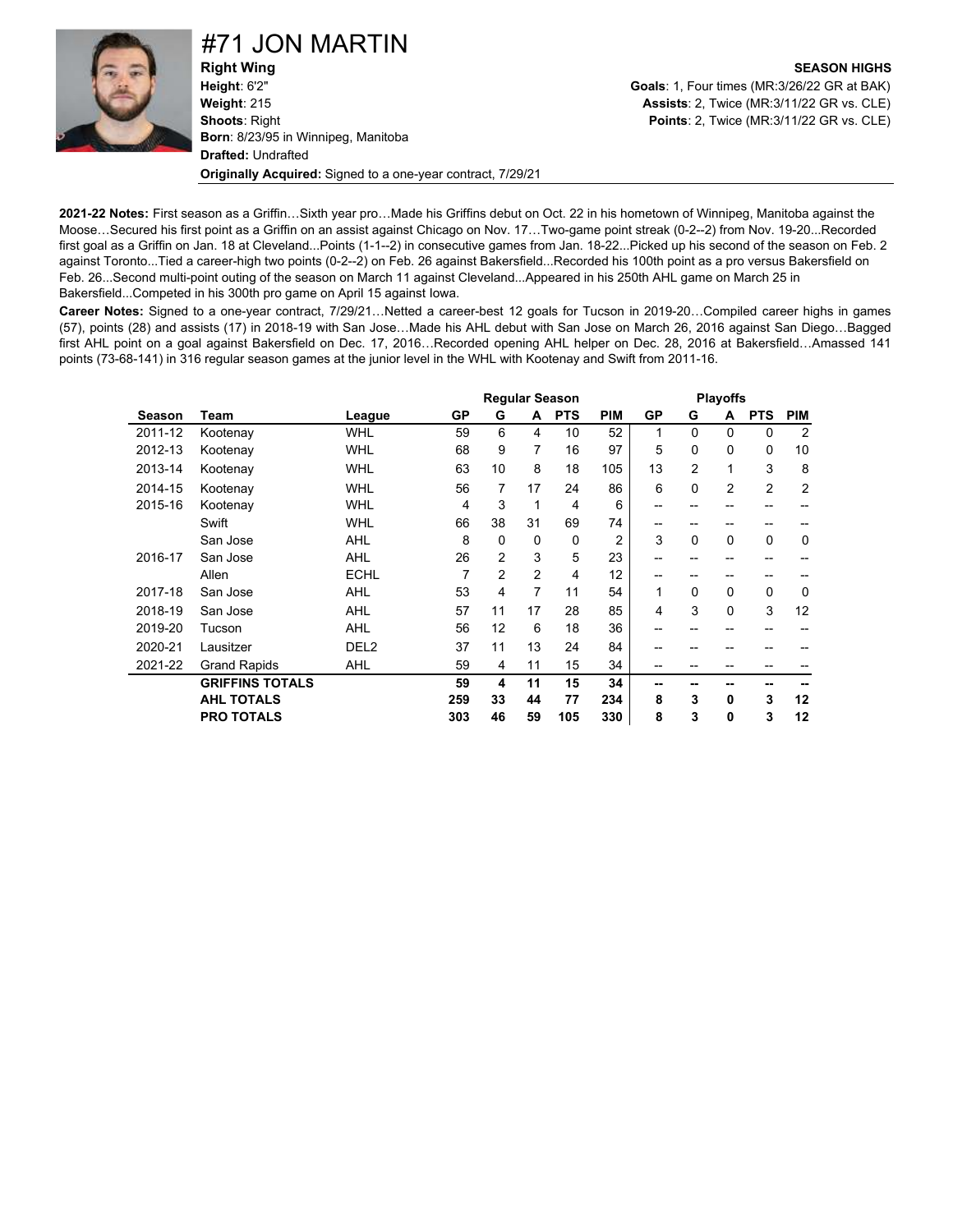# #71 JON MARTIN

**Right Wing**
**Height**: 6'2"
**Weight**: 215
**Shoots**: Right
**Born**: 8/23/95 in Winnipeg, Manitoba
**Drafted:** Undrafted
**Originally Acquired:** Signed to a one-year contract, 7/29/21

**SEASON HIGHS**
**Goals**: 1, Four times (MR:3/26/22 GR at BAK)
**Assists**: 2, Twice (MR:3/11/22 GR vs. CLE)
**Points**: 2, Twice (MR:3/11/22 GR vs. CLE)

**2021-22 Notes:** First season as a Griffin…Sixth year pro…Made his Griffins debut on Oct. 22 in his hometown of Winnipeg, Manitoba against the Moose…Secured his first point as a Griffin on an assist against Chicago on Nov. 17…Two-game point streak (0-2--2) from Nov. 19-20...Recorded first goal as a Griffin on Jan. 18 at Cleveland...Points (1-1--2) in consecutive games from Jan. 18-22...Picked up his second of the season on Feb. 2 against Toronto...Tied a career-high two points (0-2--2) on Feb. 26 against Bakersfield...Recorded his 100th point as a pro versus Bakersfield on Feb. 26...Second multi-point outing of the season on March 11 against Cleveland...Appeared in his 250th AHL game on March 25 in Bakersfield...Competed in his 300th pro game on April 15 against Iowa.

**Career Notes:** Signed to a one-year contract, 7/29/21…Netted a career-best 12 goals for Tucson in 2019-20…Compiled career highs in games (57), points (28) and assists (17) in 2018-19 with San Jose…Made his AHL debut with San Jose on March 26, 2016 against San Diego…Bagged first AHL point on a goal against Bakersfield on Dec. 17, 2016…Recorded opening AHL helper on Dec. 28, 2016 at Bakersfield…Amassed 141 points (73-68-141) in 316 regular season games at the junior level in the WHL with Kootenay and Swift from 2011-16.

| | | | Regular Season | | | | | Playoffs | | | | |
|---|---|---|---|---|---|---|---|---|---|---|---|---|
| **Season** | **Team** | **League** | **GP** | **G** | **A** | **PTS** | **PIM** | **GP** | **G** | **A** | **PTS** | **PIM** |
| 2011-12 | Kootenay | WHL | 59 | 6 | 4 | 10 | 52 | 1 | 0 | 0 | 0 | 2 |
| 2012-13 | Kootenay | WHL | 68 | 9 | 7 | 16 | 97 | 5 | 0 | 0 | 0 | 10 |
| 2013-14 | Kootenay | WHL | 63 | 10 | 8 | 18 | 105 | 13 | 2 | 1 | 3 | 8 |
| 2014-15 | Kootenay | WHL | 56 | 7 | 17 | 24 | 86 | 6 | 0 | 2 | 2 | 2 |
| 2015-16 | Kootenay | WHL | 4 | 3 | 1 | 4 | 6 | -- | -- | -- | -- | -- |
| | Swift | WHL | 66 | 38 | 31 | 69 | 74 | -- | -- | -- | -- | -- |
| | San Jose | AHL | 8 | 0 | 0 | 0 | 2 | 3 | 0 | 0 | 0 | 0 |
| 2016-17 | San Jose | AHL | 26 | 2 | 3 | 5 | 23 | -- | -- | -- | -- | -- |
| | Allen | ECHL | 7 | 2 | 2 | 4 | 12 | -- | -- | -- | -- | -- |
| 2017-18 | San Jose | AHL | 53 | 4 | 7 | 11 | 54 | 1 | 0 | 0 | 0 | 0 |
| 2018-19 | San Jose | AHL | 57 | 11 | 17 | 28 | 85 | 4 | 3 | 0 | 3 | 12 |
| 2019-20 | Tucson | AHL | 56 | 12 | 6 | 18 | 36 | -- | -- | -- | -- | -- |
| 2020-21 | Lausitzer | DEL2 | 37 | 11 | 13 | 24 | 84 | -- | -- | -- | -- | -- |
| 2021-22 | Grand Rapids | AHL | 59 | 4 | 11 | 15 | 34 | -- | -- | -- | -- | -- |
| | **GRIFFINS TOTALS** | | **59** | **4** | **11** | **15** | **34** | **--** | **--** | **--** | **--** | **--** |
| | **AHL TOTALS** | | **259** | **33** | **44** | **77** | **234** | **8** | **3** | **0** | **3** | **12** |
| | **PRO TOTALS** | | **303** | **46** | **59** | **105** | **330** | **8** | **3** | **0** | **3** | **12** |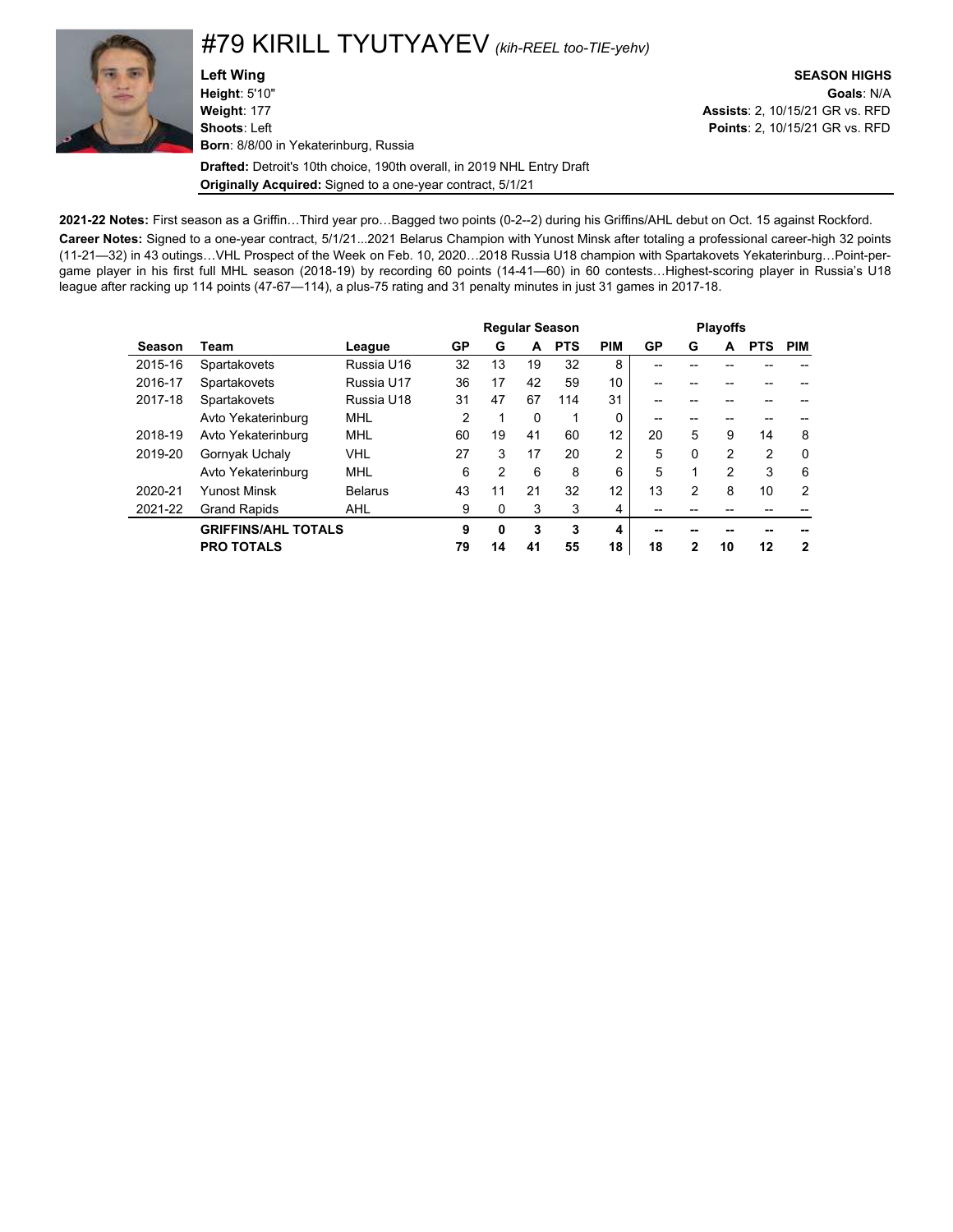# #79 KIRILL TYUTYAYEV *(kih-REEL too-TIE-yehv)*

**Left Wing**
**Height**: 5'10"
**Weight**: 177
**Shoots**: Left
**Born**: 8/8/00 in Yekaterinburg, Russia
**Drafted:** Detroit's 10th choice, 190th overall, in 2019 NHL Entry Draft
**Originally Acquired:** Signed to a one-year contract, 5/1/21

**SEASON HIGHS**
**Goals**: N/A
**Assists**: 2, 10/15/21 GR vs. RFD
**Points**: 2, 10/15/21 GR vs. RFD

**2021-22 Notes:** First season as a Griffin…Third year pro…Bagged two points (0-2--2) during his Griffins/AHL debut on Oct. 15 against Rockford.

**Career Notes:** Signed to a one-year contract, 5/1/21...2021 Belarus Champion with Yunost Minsk after totaling a professional career-high 32 points (11-21—32) in 43 outings…VHL Prospect of the Week on Feb. 10, 2020…2018 Russia U18 champion with Spartakovets Yekaterinburg…Point-per-game player in his first full MHL season (2018-19) by recording 60 points (14-41—60) in 60 contests…Highest-scoring player in Russia's U18 league after racking up 114 points (47-67—114), a plus-75 rating and 31 penalty minutes in just 31 games in 2017-18.

| | | | Regular Season | | | | | Playoffs | | | | |
|---|---|---|---|---|---|---|---|---|---|---|---|---|
| **Season** | **Team** | **League** | **GP** | **G** | **A** | **PTS** | **PIM** | **GP** | **G** | **A** | **PTS** | **PIM** |
| 2015-16 | Spartakovets | Russia U16 | 32 | 13 | 19 | 32 | 8 | -- | -- | -- | -- | -- |
| 2016-17 | Spartakovets | Russia U17 | 36 | 17 | 42 | 59 | 10 | -- | -- | -- | -- | -- |
| 2017-18 | Spartakovets | Russia U18 | 31 | 47 | 67 | 114 | 31 | -- | -- | -- | -- | -- |
| | Avto Yekaterinburg | MHL | 2 | 1 | 0 | 1 | 0 | -- | -- | -- | -- | -- |
| 2018-19 | Avto Yekaterinburg | MHL | 60 | 19 | 41 | 60 | 12 | 20 | 5 | 9 | 14 | 8 |
| 2019-20 | Gornyak Uchaly | VHL | 27 | 3 | 17 | 20 | 2 | 5 | 0 | 2 | 2 | 0 |
| | Avto Yekaterinburg | MHL | 6 | 2 | 6 | 8 | 6 | 5 | 1 | 2 | 3 | 6 |
| 2020-21 | Yunost Minsk | Belarus | 43 | 11 | 21 | 32 | 12 | 13 | 2 | 8 | 10 | 2 |
| 2021-22 | Grand Rapids | AHL | 9 | 0 | 3 | 3 | 4 | -- | -- | -- | -- | -- |
| | **GRIFFINS/AHL TOTALS** | | **9** | **0** | **3** | **3** | **4** | **--** | **--** | **--** | **--** | **--** |
| | **PRO TOTALS** | | **79** | **14** | **41** | **55** | **18** | **18** | **2** | **10** | **12** | **2** |